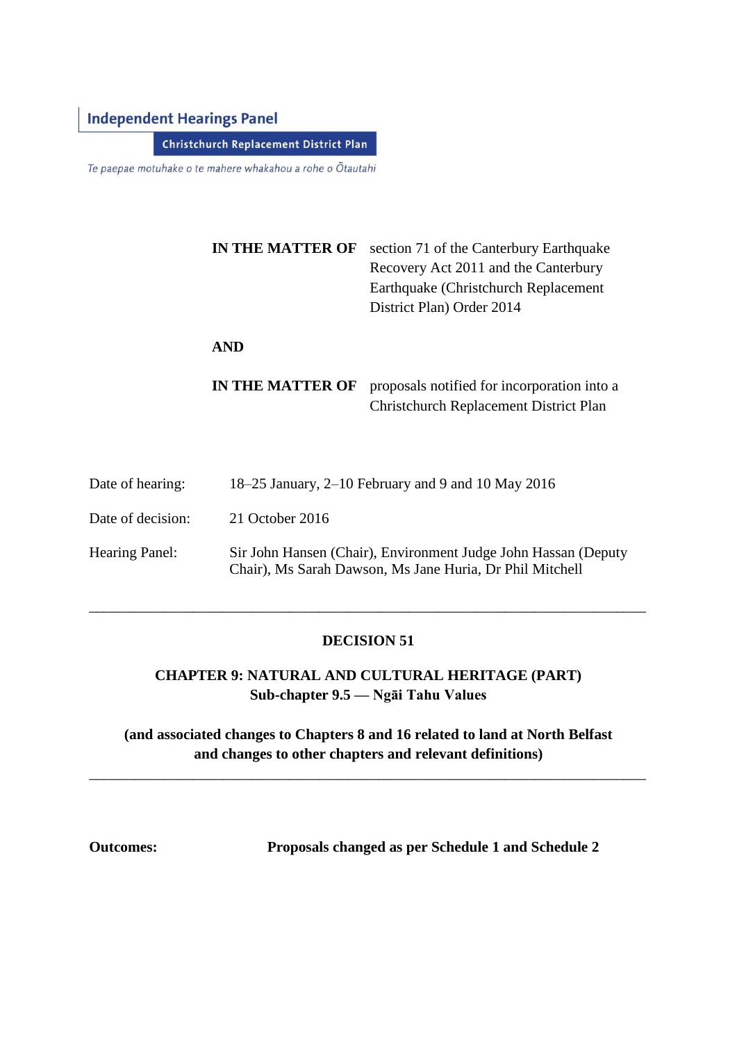**Independent Hearings Panel**

**Christchurch Replacement District Plan**

*Te paepae motuhake o te mahere whakahou a rohe o Ōtautahi*

| | |
|---|---|
| **IN THE MATTER OF** | section 71 of the Canterbury Earthquake Recovery Act 2011 and the Canterbury Earthquake (Christchurch Replacement District Plan) Order 2014 |
| **AND** | |
| **IN THE MATTER OF** | proposals notified for incorporation into a Christchurch Replacement District Plan |

| | |
|---|---|
| Date of hearing: | 18–25 January, 2–10 February and 9 and 10 May 2016 |
| Date of decision: | 21 October 2016 |
| Hearing Panel: | Sir John Hansen (Chair), Environment Judge John Hassan (Deputy Chair), Ms Sarah Dawson, Ms Jane Huria, Dr Phil Mitchell |

---

# DECISION 51

## CHAPTER 9: NATURAL AND CULTURAL HERITAGE (PART)
## Sub-chapter 9.5 — Ngāi Tahu Values

**(and associated changes to Chapters 8 and 16 related to land at North Belfast and changes to other chapters and relevant definitions)**

---

**Outcomes:** **Proposals changed as per Schedule 1 and Schedule 2**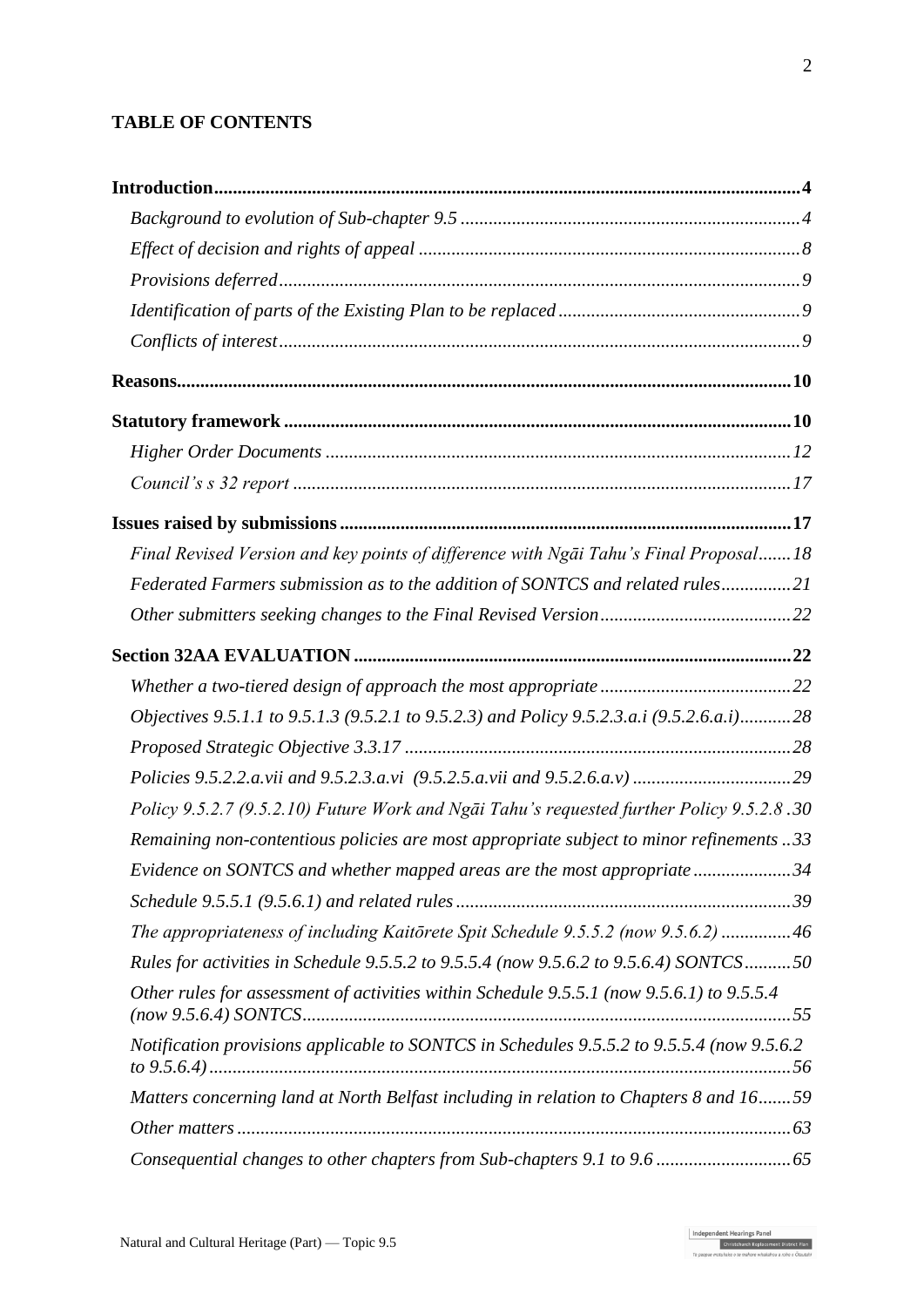**TABLE OF CONTENTS**

**Introduction** ..... **4**

*Background to evolution of Sub-chapter 9.5* ..... *4*

*Effect of decision and rights of appeal* ..... *8*

*Provisions deferred* ..... *9*

*Identification of parts of the Existing Plan to be replaced* ..... *9*

*Conflicts of interest* ..... *9*

**Reasons** ..... **10**

**Statutory framework** ..... **10**

*Higher Order Documents* ..... *12*

*Council's s 32 report* ..... *17*

**Issues raised by submissions** ..... **17**

*Final Revised Version and key points of difference with Ngāi Tahu's Final Proposal* ..... *18*

*Federated Farmers submission as to the addition of SONTCS and related rules* ..... *21*

*Other submitters seeking changes to the Final Revised Version* ..... *22*

**Section 32AA EVALUATION** ..... **22**

*Whether a two-tiered design of approach the most appropriate* ..... *22*

*Objectives 9.5.1.1 to 9.5.1.3 (9.5.2.1 to 9.5.2.3) and Policy 9.5.2.3.a.i (9.5.2.6.a.i)* ..... *28*

*Proposed Strategic Objective 3.3.17* ..... *28*

*Policies 9.5.2.2.a.vii and 9.5.2.3.a.vi (9.5.2.5.a.vii and 9.5.2.6.a.v)* ..... *29*

*Policy 9.5.2.7 (9.5.2.10) Future Work and Ngāi Tahu's requested further Policy 9.5.2.8* ..... *30*

*Remaining non-contentious policies are most appropriate subject to minor refinements* ..... *33*

*Evidence on SONTCS and whether mapped areas are the most appropriate* ..... *34*

*Schedule 9.5.5.1 (9.5.6.1) and related rules* ..... *39*

*The appropriateness of including Kaitōrete Spit Schedule 9.5.5.2 (now 9.5.6.2)* ..... *46*

*Rules for activities in Schedule 9.5.5.2 to 9.5.5.4 (now 9.5.6.2 to 9.5.6.4) SONTCS* ..... *50*

*Other rules for assessment of activities within Schedule 9.5.5.1 (now 9.5.6.1) to 9.5.5.4 (now 9.5.6.4) SONTCS* ..... *55*

*Notification provisions applicable to SONTCS in Schedules 9.5.5.2 to 9.5.5.4 (now 9.5.6.2 to 9.5.6.4)* ..... *56*

*Matters concerning land at North Belfast including in relation to Chapters 8 and 16* ..... *59*

*Other matters* ..... *63*

*Consequential changes to other chapters from Sub-chapters 9.1 to 9.6* ..... *65*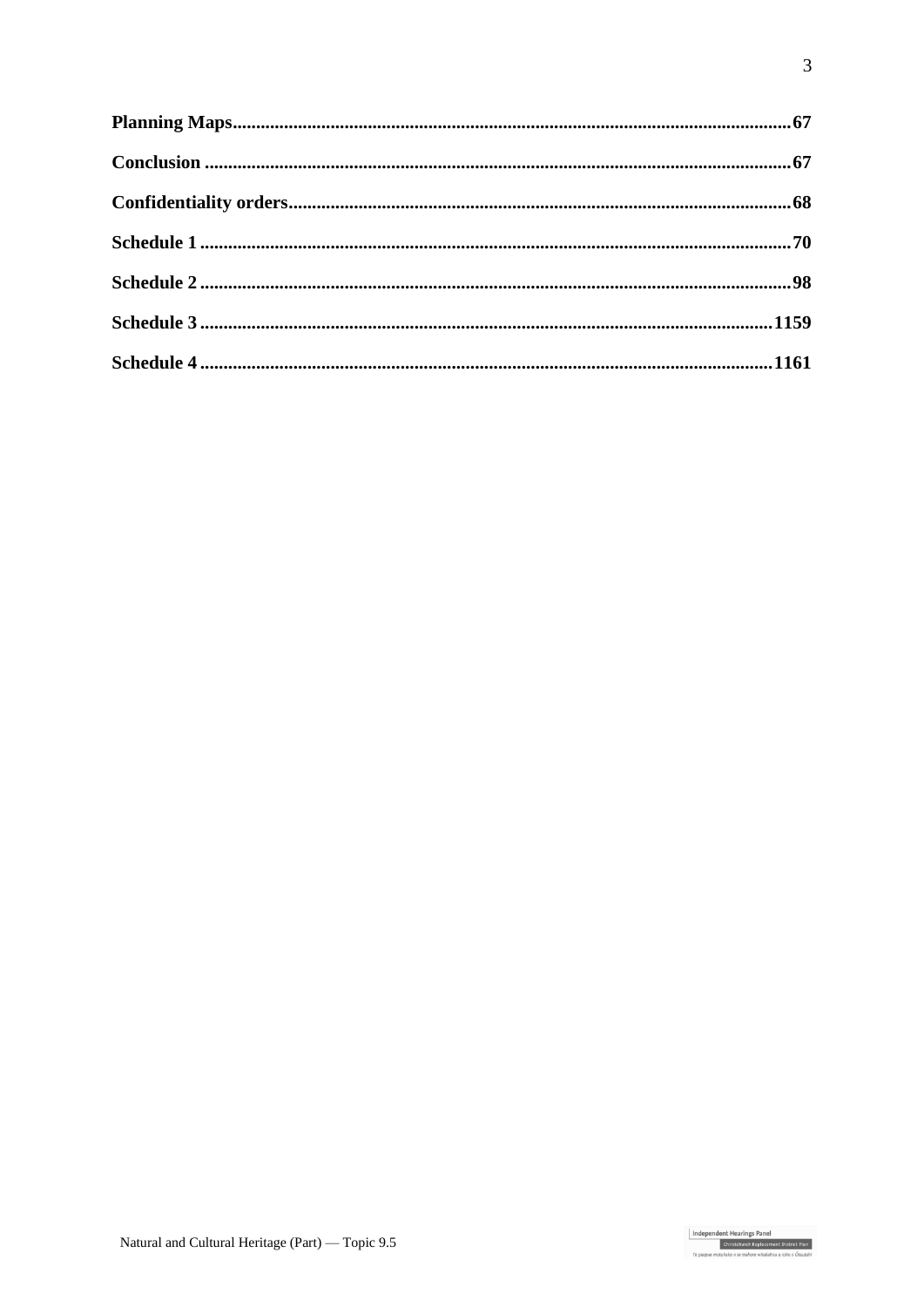**Planning Maps** .......... **67**

**Conclusion** .......... **67**

**Confidentiality orders** .......... **68**

**Schedule 1** .......... **70**

**Schedule 2** .......... **98**

**Schedule 3** .......... **1159**

**Schedule 4** .......... **1161**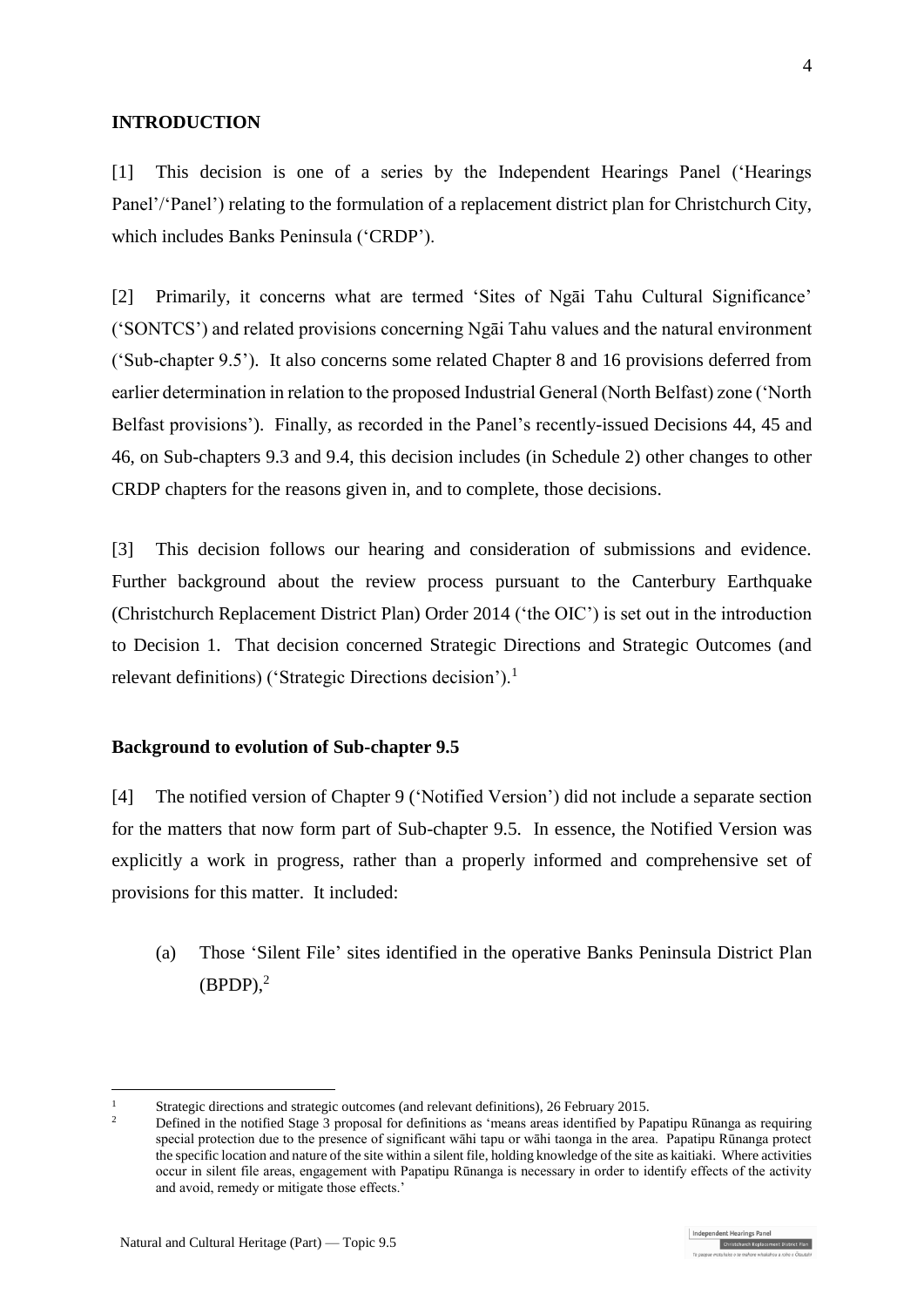## INTRODUCTION

[1] This decision is one of a series by the Independent Hearings Panel ('Hearings Panel'/'Panel') relating to the formulation of a replacement district plan for Christchurch City, which includes Banks Peninsula ('CRDP').

[2] Primarily, it concerns what are termed 'Sites of Ngāi Tahu Cultural Significance' ('SONTCS') and related provisions concerning Ngāi Tahu values and the natural environment ('Sub-chapter 9.5'). It also concerns some related Chapter 8 and 16 provisions deferred from earlier determination in relation to the proposed Industrial General (North Belfast) zone ('North Belfast provisions'). Finally, as recorded in the Panel's recently-issued Decisions 44, 45 and 46, on Sub-chapters 9.3 and 9.4, this decision includes (in Schedule 2) other changes to other CRDP chapters for the reasons given in, and to complete, those decisions.

[3] This decision follows our hearing and consideration of submissions and evidence. Further background about the review process pursuant to the Canterbury Earthquake (Christchurch Replacement District Plan) Order 2014 ('the OIC') is set out in the introduction to Decision 1. That decision concerned Strategic Directions and Strategic Outcomes (and relevant definitions) ('Strategic Directions decision').[1]

### Background to evolution of Sub-chapter 9.5

[4] The notified version of Chapter 9 ('Notified Version') did not include a separate section for the matters that now form part of Sub-chapter 9.5. In essence, the Notified Version was explicitly a work in progress, rather than a properly informed and comprehensive set of provisions for this matter. It included:

(a) Those 'Silent File' sites identified in the operative Banks Peninsula District Plan (BPDP),[2]

---

[1] Strategic directions and strategic outcomes (and relevant definitions), 26 February 2015.

[2] Defined in the notified Stage 3 proposal for definitions as 'means areas identified by Papatipu Rūnanga as requiring special protection due to the presence of significant wāhi tapu or wāhi taonga in the area. Papatipu Rūnanga protect the specific location and nature of the site within a silent file, holding knowledge of the site as kaitiaki. Where activities occur in silent file areas, engagement with Papatipu Rūnanga is necessary in order to identify effects of the activity and avoid, remedy or mitigate those effects.'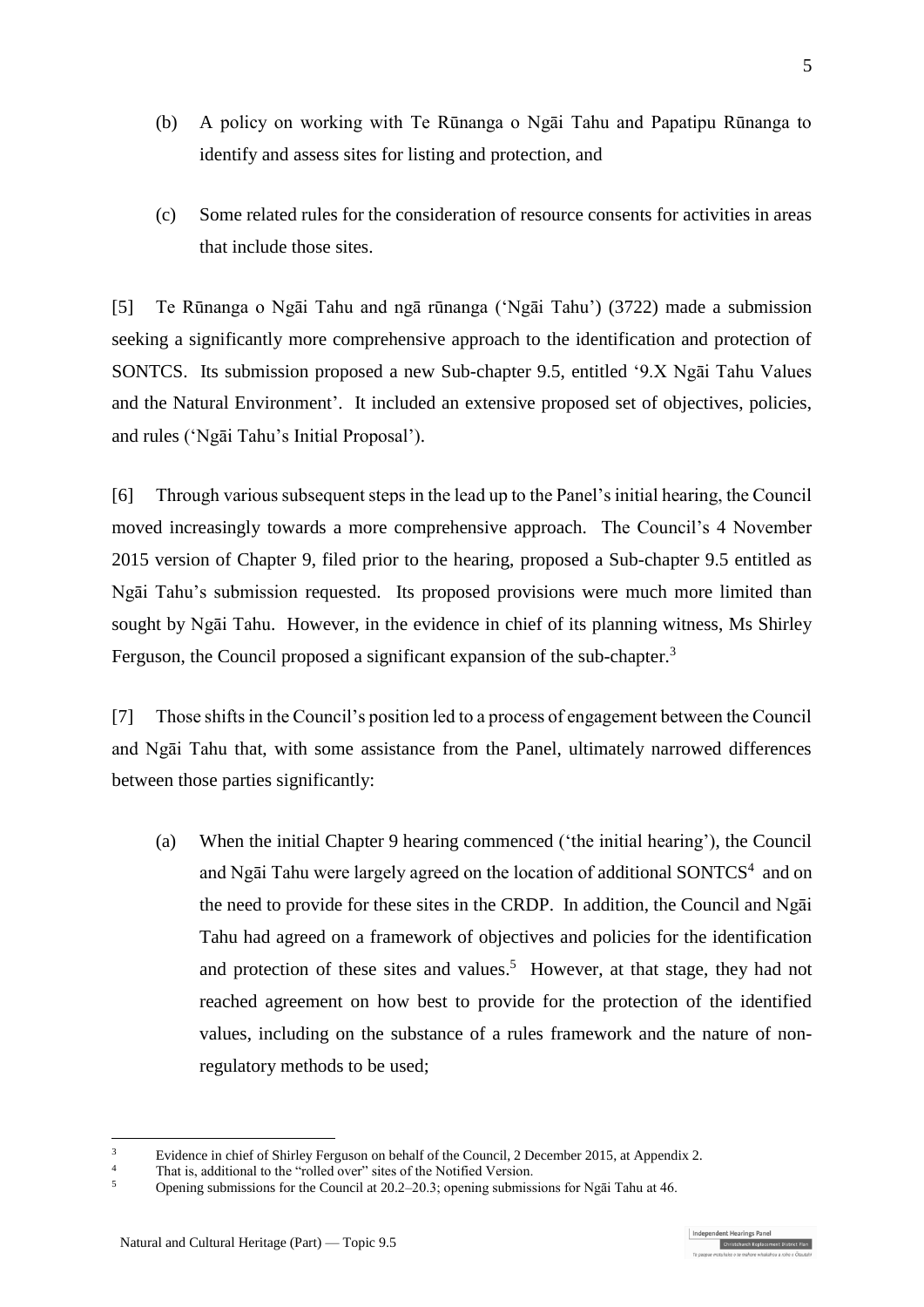(b) A policy on working with Te Rūnanga o Ngāi Tahu and Papatipu Rūnanga to identify and assess sites for listing and protection, and

(c) Some related rules for the consideration of resource consents for activities in areas that include those sites.

[5] Te Rūnanga o Ngāi Tahu and ngā rūnanga ('Ngāi Tahu') (3722) made a submission seeking a significantly more comprehensive approach to the identification and protection of SONTCS. Its submission proposed a new Sub-chapter 9.5, entitled '9.X Ngāi Tahu Values and the Natural Environment'. It included an extensive proposed set of objectives, policies, and rules ('Ngāi Tahu's Initial Proposal').

[6] Through various subsequent steps in the lead up to the Panel's initial hearing, the Council moved increasingly towards a more comprehensive approach. The Council's 4 November 2015 version of Chapter 9, filed prior to the hearing, proposed a Sub-chapter 9.5 entitled as Ngāi Tahu's submission requested. Its proposed provisions were much more limited than sought by Ngāi Tahu. However, in the evidence in chief of its planning witness, Ms Shirley Ferguson, the Council proposed a significant expansion of the sub-chapter.[3]

[7] Those shifts in the Council's position led to a process of engagement between the Council and Ngāi Tahu that, with some assistance from the Panel, ultimately narrowed differences between those parties significantly:

(a) When the initial Chapter 9 hearing commenced ('the initial hearing'), the Council and Ngāi Tahu were largely agreed on the location of additional SONTCS[4] and on the need to provide for these sites in the CRDP. In addition, the Council and Ngāi Tahu had agreed on a framework of objectives and policies for the identification and protection of these sites and values.[5] However, at that stage, they had not reached agreement on how best to provide for the protection of the identified values, including on the substance of a rules framework and the nature of non-regulatory methods to be used;

---

[3] Evidence in chief of Shirley Ferguson on behalf of the Council, 2 December 2015, at Appendix 2.

[4] That is, additional to the "rolled over" sites of the Notified Version.

[5] Opening submissions for the Council at 20.2–20.3; opening submissions for Ngāi Tahu at 46.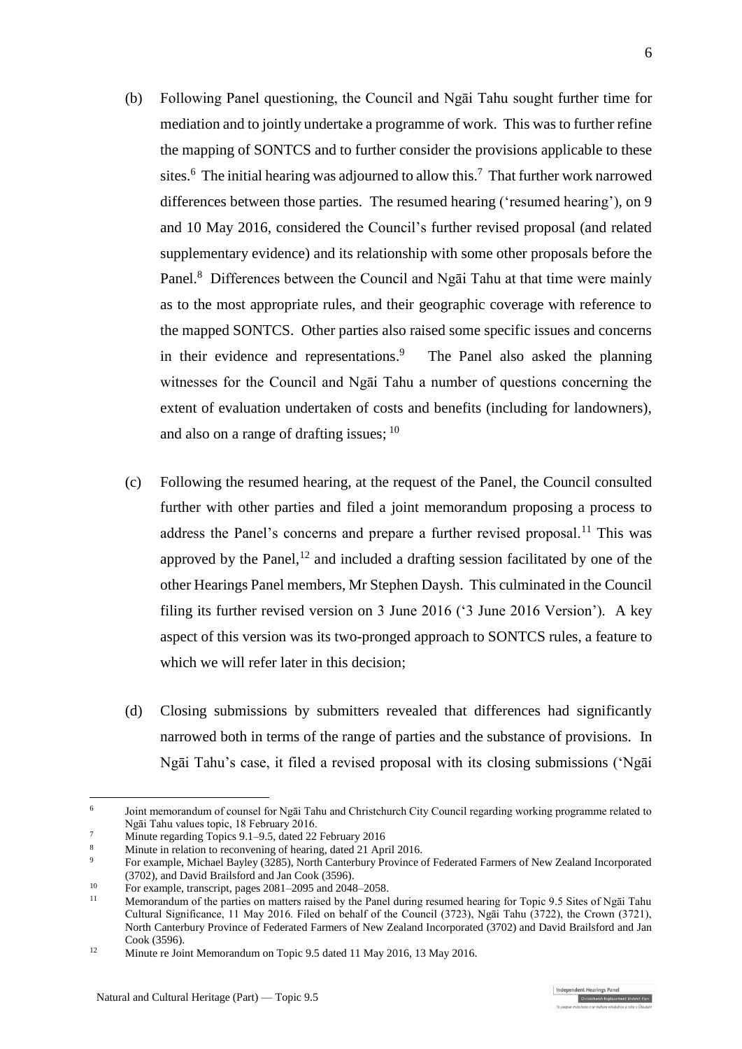(b) Following Panel questioning, the Council and Ngāi Tahu sought further time for mediation and to jointly undertake a programme of work. This was to further refine the mapping of SONTCS and to further consider the provisions applicable to these sites.[6] The initial hearing was adjourned to allow this.[7] That further work narrowed differences between those parties. The resumed hearing ('resumed hearing'), on 9 and 10 May 2016, considered the Council's further revised proposal (and related supplementary evidence) and its relationship with some other proposals before the Panel.[8] Differences between the Council and Ngāi Tahu at that time were mainly as to the most appropriate rules, and their geographic coverage with reference to the mapped SONTCS. Other parties also raised some specific issues and concerns in their evidence and representations.[9] The Panel also asked the planning witnesses for the Council and Ngāi Tahu a number of questions concerning the extent of evaluation undertaken of costs and benefits (including for landowners), and also on a range of drafting issues; [10]

(c) Following the resumed hearing, at the request of the Panel, the Council consulted further with other parties and filed a joint memorandum proposing a process to address the Panel's concerns and prepare a further revised proposal.[11] This was approved by the Panel,[12] and included a drafting session facilitated by one of the other Hearings Panel members, Mr Stephen Daysh. This culminated in the Council filing its further revised version on 3 June 2016 ('3 June 2016 Version'). A key aspect of this version was its two-pronged approach to SONTCS rules, a feature to which we will refer later in this decision;

(d) Closing submissions by submitters revealed that differences had significantly narrowed both in terms of the range of parties and the substance of provisions. In Ngāi Tahu's case, it filed a revised proposal with its closing submissions ('Ngāi

---

[6] Joint memorandum of counsel for Ngāi Tahu and Christchurch City Council regarding working programme related to Ngāi Tahu values topic, 18 February 2016.

[7] Minute regarding Topics 9.1–9.5, dated 22 February 2016

[8] Minute in relation to reconvening of hearing, dated 21 April 2016.

[9] For example, Michael Bayley (3285), North Canterbury Province of Federated Farmers of New Zealand Incorporated (3702), and David Brailsford and Jan Cook (3596).

[10] For example, transcript, pages 2081–2095 and 2048–2058.

[11] Memorandum of the parties on matters raised by the Panel during resumed hearing for Topic 9.5 Sites of Ngāi Tahu Cultural Significance, 11 May 2016. Filed on behalf of the Council (3723), Ngāi Tahu (3722), the Crown (3721), North Canterbury Province of Federated Farmers of New Zealand Incorporated (3702) and David Brailsford and Jan Cook (3596).

[12] Minute re Joint Memorandum on Topic 9.5 dated 11 May 2016, 13 May 2016.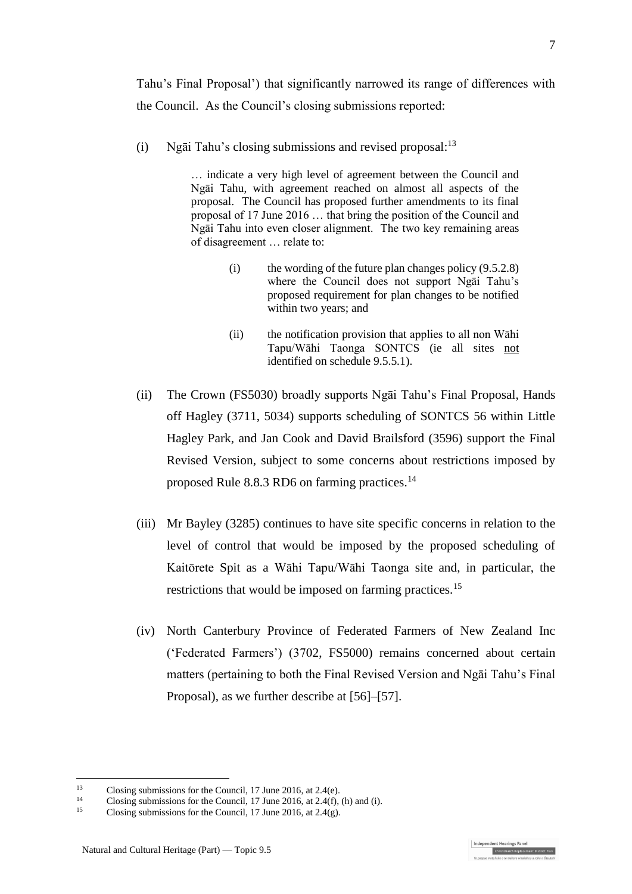Tahu's Final Proposal') that significantly narrowed its range of differences with the Council. As the Council's closing submissions reported:

(i) Ngāi Tahu's closing submissions and revised proposal:[13]

> … indicate a very high level of agreement between the Council and Ngāi Tahu, with agreement reached on almost all aspects of the proposal. The Council has proposed further amendments to its final proposal of 17 June 2016 … that bring the position of the Council and Ngāi Tahu into even closer alignment. The two key remaining areas of disagreement … relate to:
>
> (i) the wording of the future plan changes policy (9.5.2.8) where the Council does not support Ngāi Tahu's proposed requirement for plan changes to be notified within two years; and
>
> (ii) the notification provision that applies to all non Wāhi Tapu/Wāhi Taonga SONTCS (ie all sites <u>not</u> identified on schedule 9.5.5.1).

(ii) The Crown (FS5030) broadly supports Ngāi Tahu's Final Proposal, Hands off Hagley (3711, 5034) supports scheduling of SONTCS 56 within Little Hagley Park, and Jan Cook and David Brailsford (3596) support the Final Revised Version, subject to some concerns about restrictions imposed by proposed Rule 8.8.3 RD6 on farming practices.[14]

(iii) Mr Bayley (3285) continues to have site specific concerns in relation to the level of control that would be imposed by the proposed scheduling of Kaitōrete Spit as a Wāhi Tapu/Wāhi Taonga site and, in particular, the restrictions that would be imposed on farming practices.[15]

(iv) North Canterbury Province of Federated Farmers of New Zealand Inc ('Federated Farmers') (3702, FS5000) remains concerned about certain matters (pertaining to both the Final Revised Version and Ngāi Tahu's Final Proposal), as we further describe at [56]–[57].

---

[13] Closing submissions for the Council, 17 June 2016, at 2.4(e).

[14] Closing submissions for the Council, 17 June 2016, at 2.4(f), (h) and (i).

[15] Closing submissions for the Council, 17 June 2016, at 2.4(g).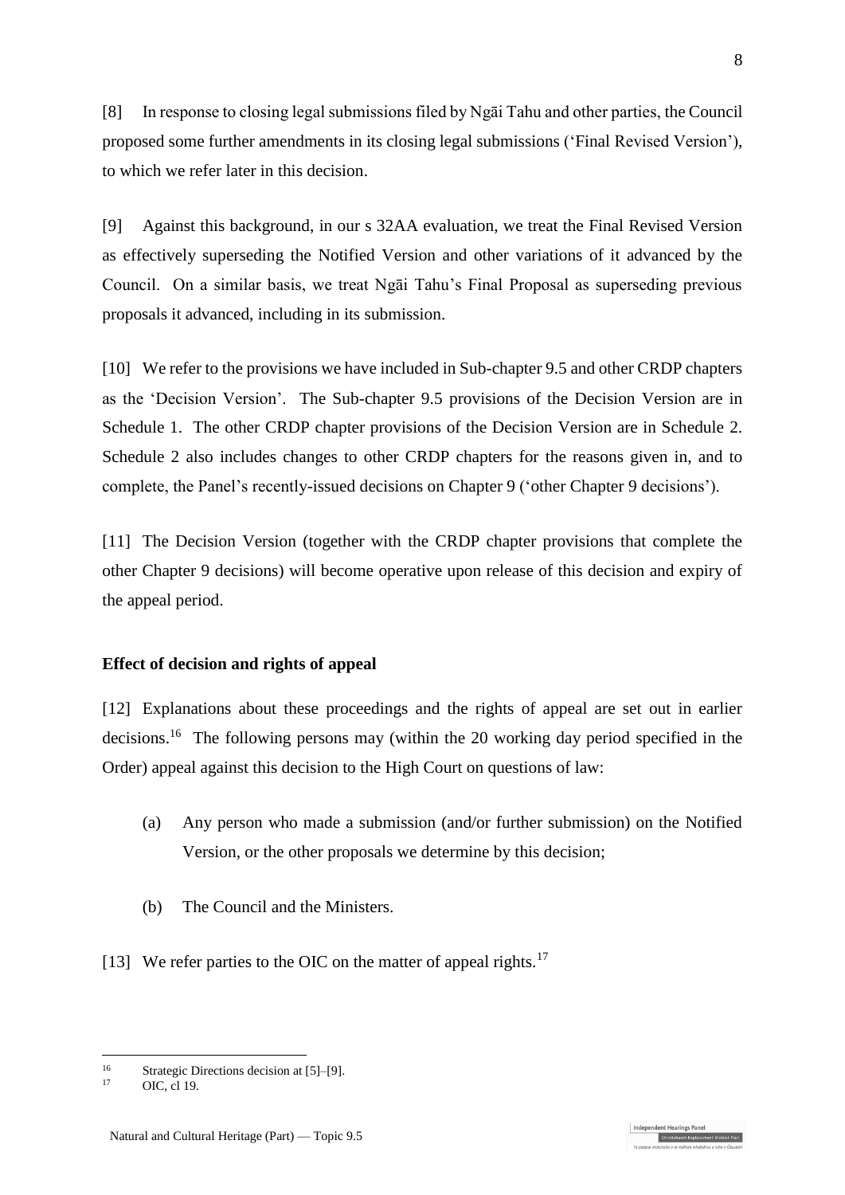[8] In response to closing legal submissions filed by Ngāi Tahu and other parties, the Council proposed some further amendments in its closing legal submissions ('Final Revised Version'), to which we refer later in this decision.

[9] Against this background, in our s 32AA evaluation, we treat the Final Revised Version as effectively superseding the Notified Version and other variations of it advanced by the Council. On a similar basis, we treat Ngāi Tahu's Final Proposal as superseding previous proposals it advanced, including in its submission.

[10] We refer to the provisions we have included in Sub-chapter 9.5 and other CRDP chapters as the 'Decision Version'. The Sub-chapter 9.5 provisions of the Decision Version are in Schedule 1. The other CRDP chapter provisions of the Decision Version are in Schedule 2. Schedule 2 also includes changes to other CRDP chapters for the reasons given in, and to complete, the Panel's recently-issued decisions on Chapter 9 ('other Chapter 9 decisions').

[11] The Decision Version (together with the CRDP chapter provisions that complete the other Chapter 9 decisions) will become operative upon release of this decision and expiry of the appeal period.

## Effect of decision and rights of appeal

[12] Explanations about these proceedings and the rights of appeal are set out in earlier decisions.[16] The following persons may (within the 20 working day period specified in the Order) appeal against this decision to the High Court on questions of law:

(a) Any person who made a submission (and/or further submission) on the Notified Version, or the other proposals we determine by this decision;

(b) The Council and the Ministers.

[13] We refer parties to the OIC on the matter of appeal rights.[17]

---

[16] Strategic Directions decision at [5]–[9].

[17] OIC, cl 19.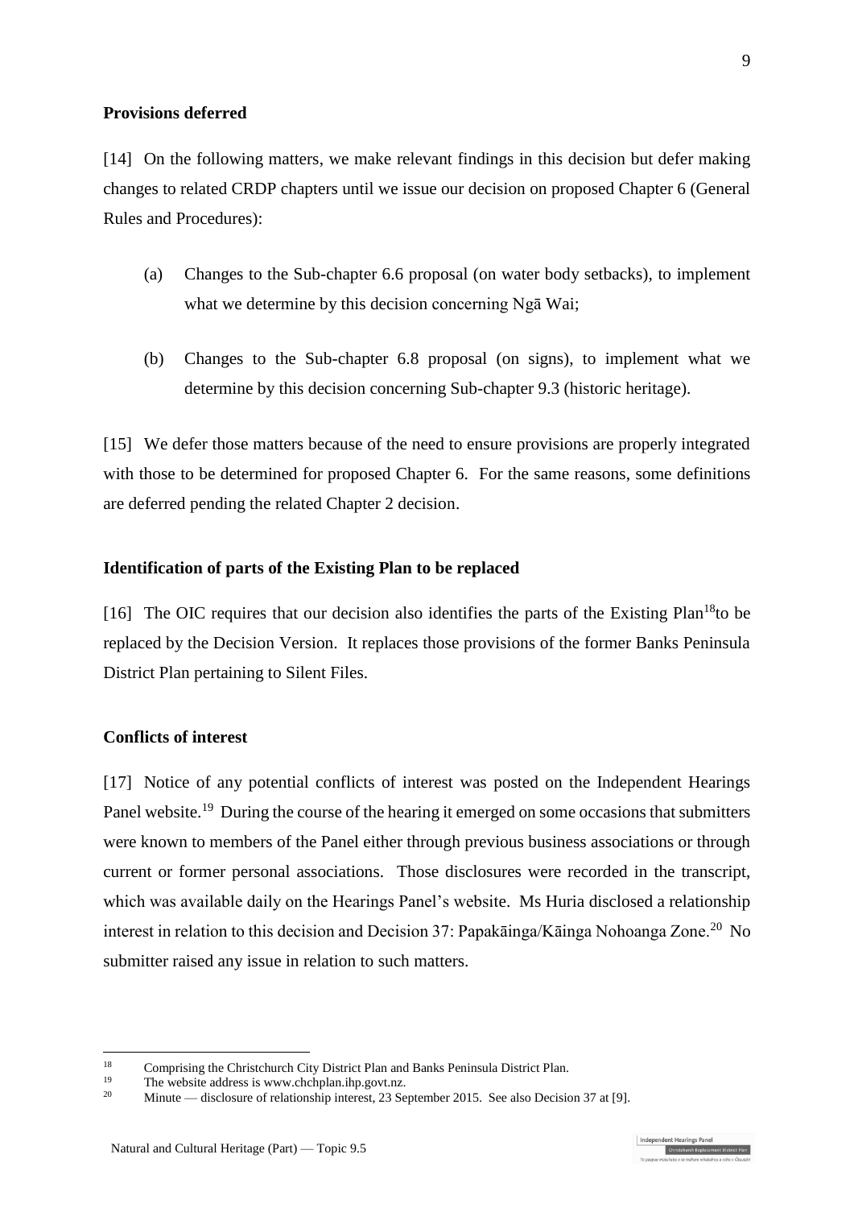**Provisions deferred**

[14] On the following matters, we make relevant findings in this decision but defer making changes to related CRDP chapters until we issue our decision on proposed Chapter 6 (General Rules and Procedures):

(a) Changes to the Sub-chapter 6.6 proposal (on water body setbacks), to implement what we determine by this decision concerning Ngā Wai;

(b) Changes to the Sub-chapter 6.8 proposal (on signs), to implement what we determine by this decision concerning Sub-chapter 9.3 (historic heritage).

[15] We defer those matters because of the need to ensure provisions are properly integrated with those to be determined for proposed Chapter 6. For the same reasons, some definitions are deferred pending the related Chapter 2 decision.

**Identification of parts of the Existing Plan to be replaced**

[16] The OIC requires that our decision also identifies the parts of the Existing Plan[18]to be replaced by the Decision Version. It replaces those provisions of the former Banks Peninsula District Plan pertaining to Silent Files.

**Conflicts of interest**

[17] Notice of any potential conflicts of interest was posted on the Independent Hearings Panel website.[19] During the course of the hearing it emerged on some occasions that submitters were known to members of the Panel either through previous business associations or through current or former personal associations. Those disclosures were recorded in the transcript, which was available daily on the Hearings Panel's website. Ms Huria disclosed a relationship interest in relation to this decision and Decision 37: Papakāinga/Kāinga Nohoanga Zone.[20] No submitter raised any issue in relation to such matters.

---

[18] Comprising the Christchurch City District Plan and Banks Peninsula District Plan.

[19] The website address is www.chchplan.ihp.govt.nz.

[20] Minute — disclosure of relationship interest, 23 September 2015. See also Decision 37 at [9].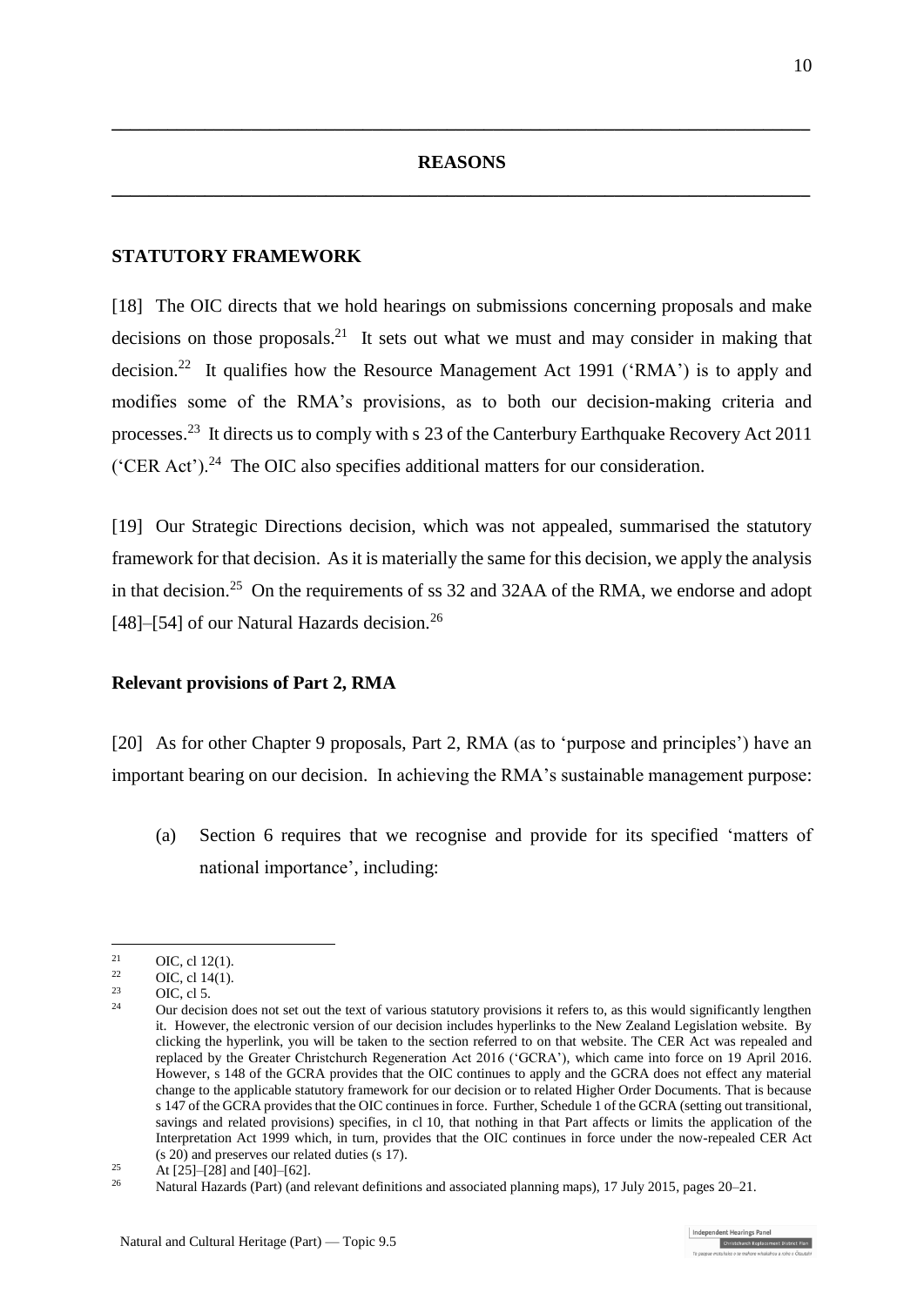## REASONS

### STATUTORY FRAMEWORK

[18] The OIC directs that we hold hearings on submissions concerning proposals and make decisions on those proposals.[21] It sets out what we must and may consider in making that decision.[22] It qualifies how the Resource Management Act 1991 ('RMA') is to apply and modifies some of the RMA's provisions, as to both our decision-making criteria and processes.[23] It directs us to comply with s 23 of the Canterbury Earthquake Recovery Act 2011 ('CER Act').[24] The OIC also specifies additional matters for our consideration.

[19] Our Strategic Directions decision, which was not appealed, summarised the statutory framework for that decision. As it is materially the same for this decision, we apply the analysis in that decision.[25] On the requirements of ss 32 and 32AA of the RMA, we endorse and adopt [48]–[54] of our Natural Hazards decision.[26]

#### Relevant provisions of Part 2, RMA

[20] As for other Chapter 9 proposals, Part 2, RMA (as to 'purpose and principles') have an important bearing on our decision. In achieving the RMA's sustainable management purpose:

(a) Section 6 requires that we recognise and provide for its specified 'matters of national importance', including:

---

[21] OIC, cl 12(1).

[22] OIC, cl 14(1).

[23] OIC, cl 5.

[24] Our decision does not set out the text of various statutory provisions it refers to, as this would significantly lengthen it. However, the electronic version of our decision includes hyperlinks to the New Zealand Legislation website. By clicking the hyperlink, you will be taken to the section referred to on that website. The CER Act was repealed and replaced by the Greater Christchurch Regeneration Act 2016 ('GCRA'), which came into force on 19 April 2016. However, s 148 of the GCRA provides that the OIC continues to apply and the GCRA does not effect any material change to the applicable statutory framework for our decision or to related Higher Order Documents. That is because s 147 of the GCRA provides that the OIC continues in force. Further, Schedule 1 of the GCRA (setting out transitional, savings and related provisions) specifies, in cl 10, that nothing in that Part affects or limits the application of the Interpretation Act 1999 which, in turn, provides that the OIC continues in force under the now-repealed CER Act (s 20) and preserves our related duties (s 17).

[25] At [25]–[28] and [40]–[62].

[26] Natural Hazards (Part) (and relevant definitions and associated planning maps), 17 July 2015, pages 20–21.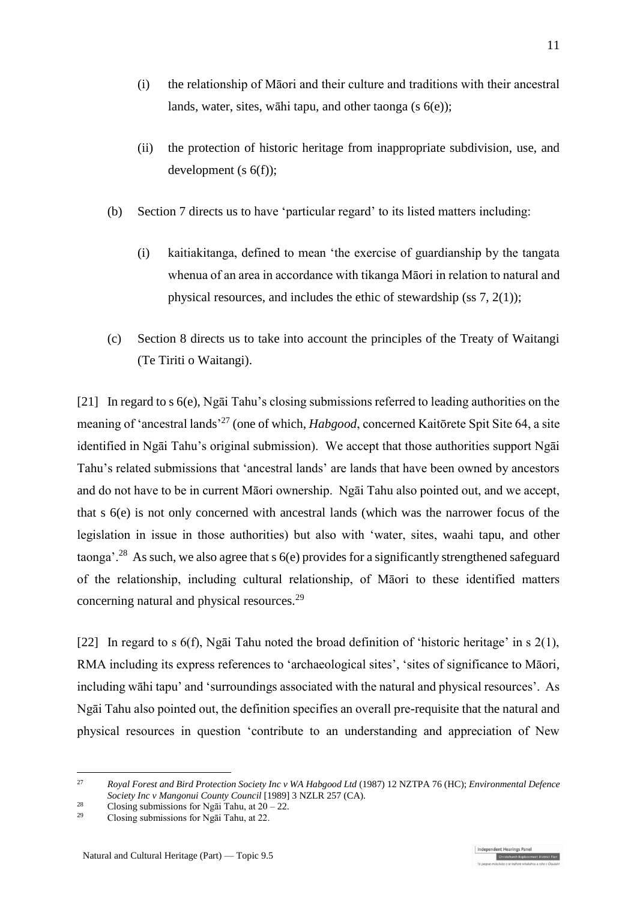(i) the relationship of Māori and their culture and traditions with their ancestral lands, water, sites, wāhi tapu, and other taonga (s 6(e));

(ii) the protection of historic heritage from inappropriate subdivision, use, and development (s 6(f));

(b) Section 7 directs us to have 'particular regard' to its listed matters including:

(i) kaitiakitanga, defined to mean 'the exercise of guardianship by the tangata whenua of an area in accordance with tikanga Māori in relation to natural and physical resources, and includes the ethic of stewardship (ss 7, 2(1));

(c) Section 8 directs us to take into account the principles of the Treaty of Waitangi (Te Tiriti o Waitangi).

[21] In regard to s 6(e), Ngāi Tahu's closing submissions referred to leading authorities on the meaning of 'ancestral lands'[27] (one of which, *Habgood*, concerned Kaitōrete Spit Site 64, a site identified in Ngāi Tahu's original submission). We accept that those authorities support Ngāi Tahu's related submissions that 'ancestral lands' are lands that have been owned by ancestors and do not have to be in current Māori ownership. Ngāi Tahu also pointed out, and we accept, that s 6(e) is not only concerned with ancestral lands (which was the narrower focus of the legislation in issue in those authorities) but also with 'water, sites, waahi tapu, and other taonga'.[28] As such, we also agree that s 6(e) provides for a significantly strengthened safeguard of the relationship, including cultural relationship, of Māori to these identified matters concerning natural and physical resources.[29]

[22] In regard to s 6(f), Ngāi Tahu noted the broad definition of 'historic heritage' in s 2(1), RMA including its express references to 'archaeological sites', 'sites of significance to Māori, including wāhi tapu' and 'surroundings associated with the natural and physical resources'. As Ngāi Tahu also pointed out, the definition specifies an overall pre-requisite that the natural and physical resources in question 'contribute to an understanding and appreciation of New

---

[27] *Royal Forest and Bird Protection Society Inc v WA Habgood Ltd* (1987) 12 NZTPA 76 (HC); *Environmental Defence Society Inc v Mangonui County Council* [1989] 3 NZLR 257 (CA).

[28] Closing submissions for Ngāi Tahu, at 20 – 22.

[29] Closing submissions for Ngāi Tahu, at 22.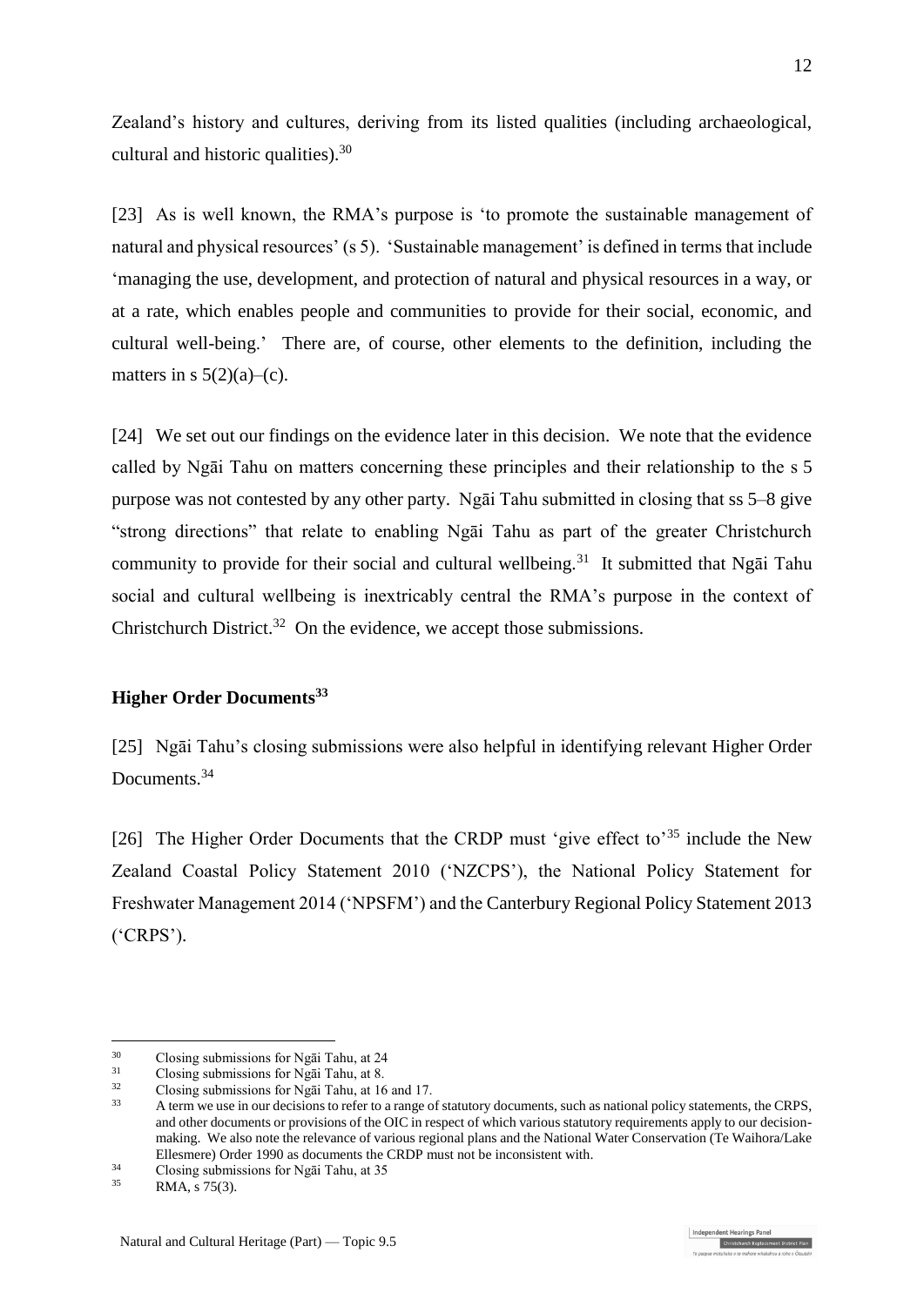Zealand's history and cultures, deriving from its listed qualities (including archaeological, cultural and historic qualities).[30]

[23] As is well known, the RMA's purpose is 'to promote the sustainable management of natural and physical resources' (s 5). 'Sustainable management' is defined in terms that include 'managing the use, development, and protection of natural and physical resources in a way, or at a rate, which enables people and communities to provide for their social, economic, and cultural well-being.' There are, of course, other elements to the definition, including the matters in s 5(2)(a)–(c).

[24] We set out our findings on the evidence later in this decision. We note that the evidence called by Ngāi Tahu on matters concerning these principles and their relationship to the s 5 purpose was not contested by any other party. Ngāi Tahu submitted in closing that ss 5–8 give "strong directions" that relate to enabling Ngāi Tahu as part of the greater Christchurch community to provide for their social and cultural wellbeing.[31] It submitted that Ngāi Tahu social and cultural wellbeing is inextricably central the RMA's purpose in the context of Christchurch District.[32] On the evidence, we accept those submissions.

## Higher Order Documents[33]

[25] Ngāi Tahu's closing submissions were also helpful in identifying relevant Higher Order Documents.[34]

[26] The Higher Order Documents that the CRDP must 'give effect to'[35] include the New Zealand Coastal Policy Statement 2010 ('NZCPS'), the National Policy Statement for Freshwater Management 2014 ('NPSFM') and the Canterbury Regional Policy Statement 2013 ('CRPS').

---

[30] Closing submissions for Ngāi Tahu, at 24

[31] Closing submissions for Ngāi Tahu, at 8.

[32] Closing submissions for Ngāi Tahu, at 16 and 17.

[33] A term we use in our decisions to refer to a range of statutory documents, such as national policy statements, the CRPS, and other documents or provisions of the OIC in respect of which various statutory requirements apply to our decision-making. We also note the relevance of various regional plans and the National Water Conservation (Te Waihora/Lake Ellesmere) Order 1990 as documents the CRDP must not be inconsistent with.

[34] Closing submissions for Ngāi Tahu, at 35

[35] RMA, s 75(3).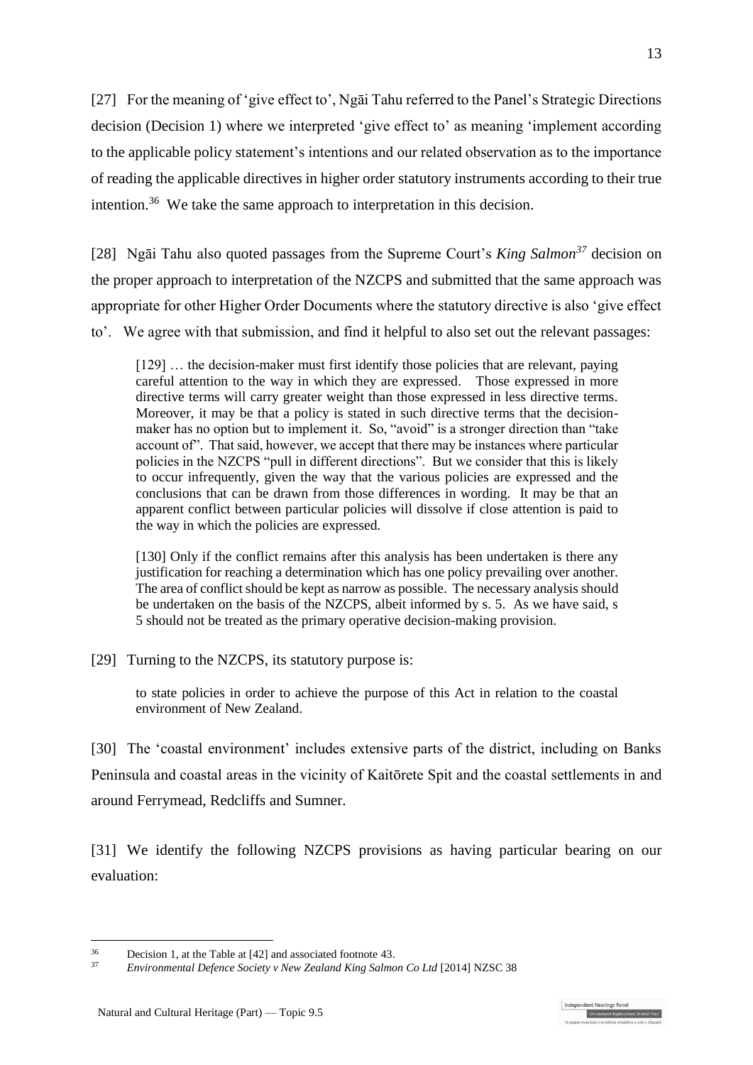[27] For the meaning of 'give effect to', Ngāi Tahu referred to the Panel's Strategic Directions decision (Decision 1) where we interpreted 'give effect to' as meaning 'implement according to the applicable policy statement's intentions and our related observation as to the importance of reading the applicable directives in higher order statutory instruments according to their true intention.[36] We take the same approach to interpretation in this decision.

[28] Ngāi Tahu also quoted passages from the Supreme Court's *King Salmon*[37] decision on the proper approach to interpretation of the NZCPS and submitted that the same approach was appropriate for other Higher Order Documents where the statutory directive is also 'give effect to'. We agree with that submission, and find it helpful to also set out the relevant passages:

> [129] … the decision-maker must first identify those policies that are relevant, paying careful attention to the way in which they are expressed. Those expressed in more directive terms will carry greater weight than those expressed in less directive terms. Moreover, it may be that a policy is stated in such directive terms that the decision-maker has no option but to implement it. So, "avoid" is a stronger direction than "take account of". That said, however, we accept that there may be instances where particular policies in the NZCPS "pull in different directions". But we consider that this is likely to occur infrequently, given the way that the various policies are expressed and the conclusions that can be drawn from those differences in wording. It may be that an apparent conflict between particular policies will dissolve if close attention is paid to the way in which the policies are expressed.
>
> [130] Only if the conflict remains after this analysis has been undertaken is there any justification for reaching a determination which has one policy prevailing over another. The area of conflict should be kept as narrow as possible. The necessary analysis should be undertaken on the basis of the NZCPS, albeit informed by s. 5. As we have said, s 5 should not be treated as the primary operative decision-making provision.

[29] Turning to the NZCPS, its statutory purpose is:

> to state policies in order to achieve the purpose of this Act in relation to the coastal environment of New Zealand.

[30] The 'coastal environment' includes extensive parts of the district, including on Banks Peninsula and coastal areas in the vicinity of Kaitōrete Spit and the coastal settlements in and around Ferrymead, Redcliffs and Sumner.

[31] We identify the following NZCPS provisions as having particular bearing on our evaluation:

---

[36] Decision 1, at the Table at [42] and associated footnote 43.

[37] *Environmental Defence Society v New Zealand King Salmon Co Ltd* [2014] NZSC 38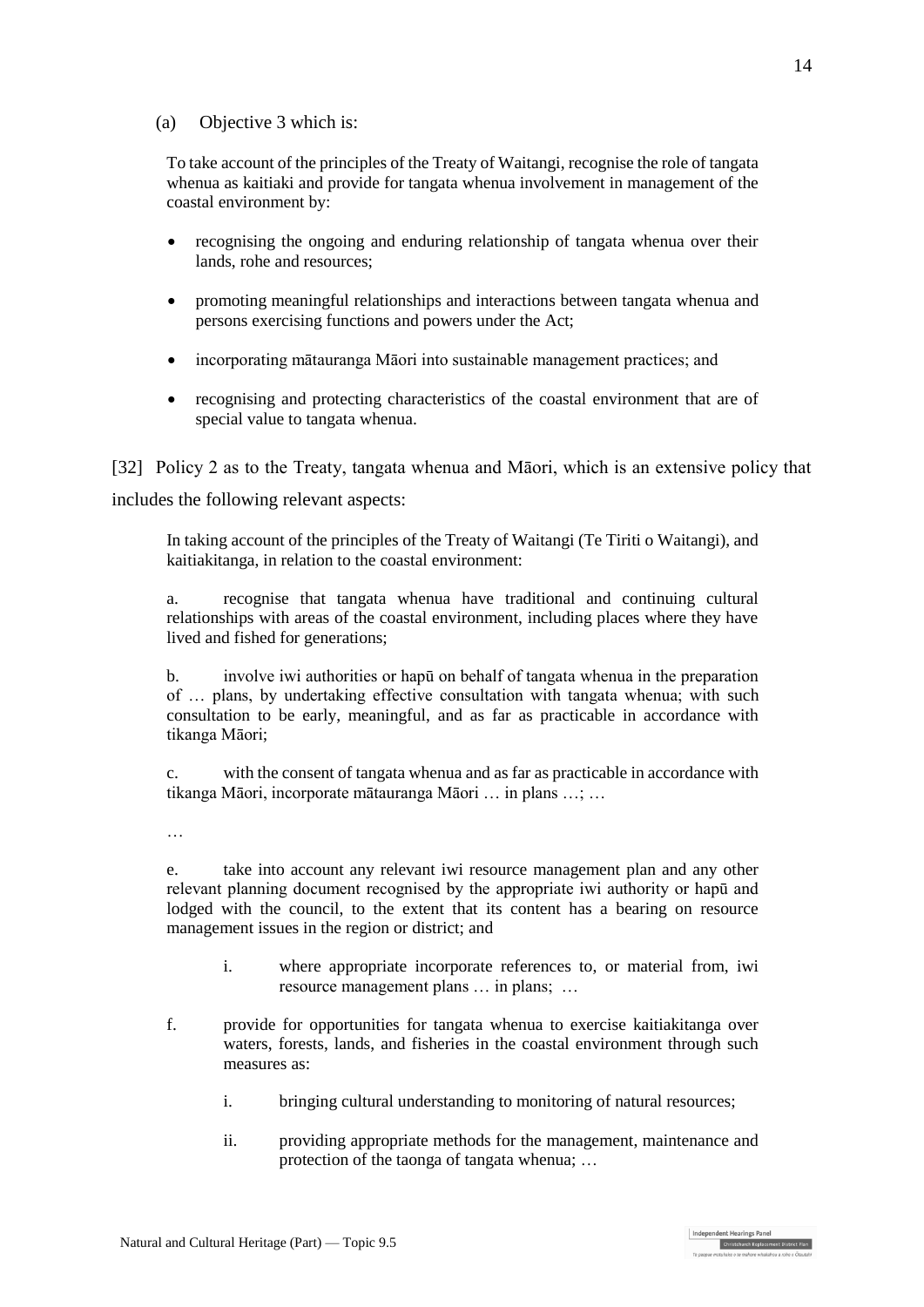(a) Objective 3 which is:

> To take account of the principles of the Treaty of Waitangi, recognise the role of tangata whenua as kaitiaki and provide for tangata whenua involvement in management of the coastal environment by:
>
> - recognising the ongoing and enduring relationship of tangata whenua over their lands, rohe and resources;
> - promoting meaningful relationships and interactions between tangata whenua and persons exercising functions and powers under the Act;
> - incorporating mātauranga Māori into sustainable management practices; and
> - recognising and protecting characteristics of the coastal environment that are of special value to tangata whenua.

[32] Policy 2 as to the Treaty, tangata whenua and Māori, which is an extensive policy that includes the following relevant aspects:

> In taking account of the principles of the Treaty of Waitangi (Te Tiriti o Waitangi), and kaitiakitanga, in relation to the coastal environment:
>
> a. recognise that tangata whenua have traditional and continuing cultural relationships with areas of the coastal environment, including places where they have lived and fished for generations;
>
> b. involve iwi authorities or hapū on behalf of tangata whenua in the preparation of … plans, by undertaking effective consultation with tangata whenua; with such consultation to be early, meaningful, and as far as practicable in accordance with tikanga Māori;
>
> c. with the consent of tangata whenua and as far as practicable in accordance with tikanga Māori, incorporate mātauranga Māori … in plans …; …
>
> …
>
> e. take into account any relevant iwi resource management plan and any other relevant planning document recognised by the appropriate iwi authority or hapū and lodged with the council, to the extent that its content has a bearing on resource management issues in the region or district; and
>
> i. where appropriate incorporate references to, or material from, iwi resource management plans … in plans; …
>
> f. provide for opportunities for tangata whenua to exercise kaitiakitanga over waters, forests, lands, and fisheries in the coastal environment through such measures as:
>
> i. bringing cultural understanding to monitoring of natural resources;
>
> ii. providing appropriate methods for the management, maintenance and protection of the taonga of tangata whenua; …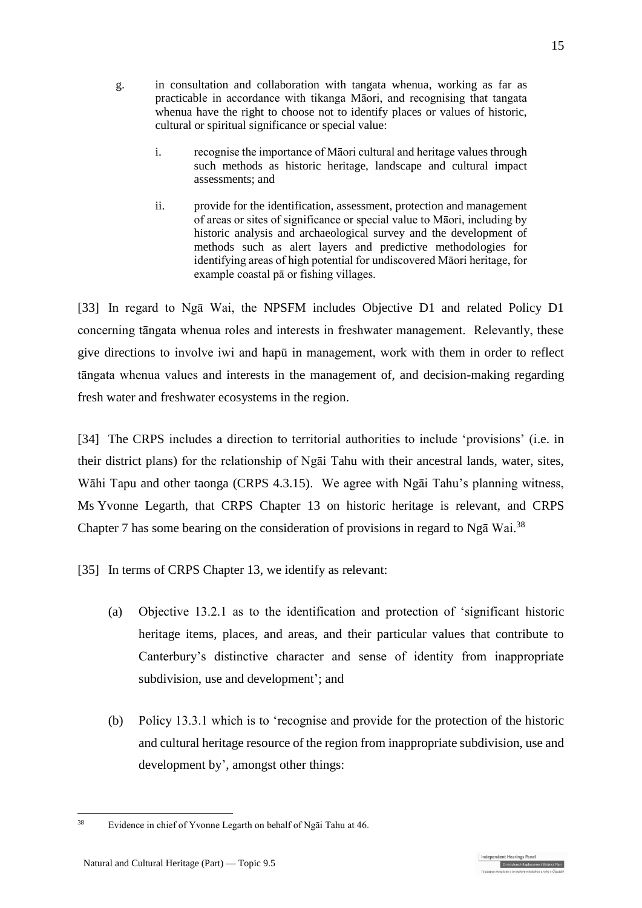g. in consultation and collaboration with tangata whenua, working as far as practicable in accordance with tikanga Māori, and recognising that tangata whenua have the right to choose not to identify places or values of historic, cultural or spiritual significance or special value:

   i. recognise the importance of Māori cultural and heritage values through such methods as historic heritage, landscape and cultural impact assessments; and

   ii. provide for the identification, assessment, protection and management of areas or sites of significance or special value to Māori, including by historic analysis and archaeological survey and the development of methods such as alert layers and predictive methodologies for identifying areas of high potential for undiscovered Māori heritage, for example coastal pā or fishing villages.

[33] In regard to Ngā Wai, the NPSFM includes Objective D1 and related Policy D1 concerning tāngata whenua roles and interests in freshwater management. Relevantly, these give directions to involve iwi and hapū in management, work with them in order to reflect tāngata whenua values and interests in the management of, and decision-making regarding fresh water and freshwater ecosystems in the region.

[34] The CRPS includes a direction to territorial authorities to include 'provisions' (i.e. in their district plans) for the relationship of Ngāi Tahu with their ancestral lands, water, sites, Wāhi Tapu and other taonga (CRPS 4.3.15). We agree with Ngāi Tahu's planning witness, Ms Yvonne Legarth, that CRPS Chapter 13 on historic heritage is relevant, and CRPS Chapter 7 has some bearing on the consideration of provisions in regard to Ngā Wai.[38]

[35] In terms of CRPS Chapter 13, we identify as relevant:

(a) Objective 13.2.1 as to the identification and protection of 'significant historic heritage items, places, and areas, and their particular values that contribute to Canterbury's distinctive character and sense of identity from inappropriate subdivision, use and development'; and

(b) Policy 13.3.1 which is to 'recognise and provide for the protection of the historic and cultural heritage resource of the region from inappropriate subdivision, use and development by', amongst other things:

---

[38] Evidence in chief of Yvonne Legarth on behalf of Ngāi Tahu at 46.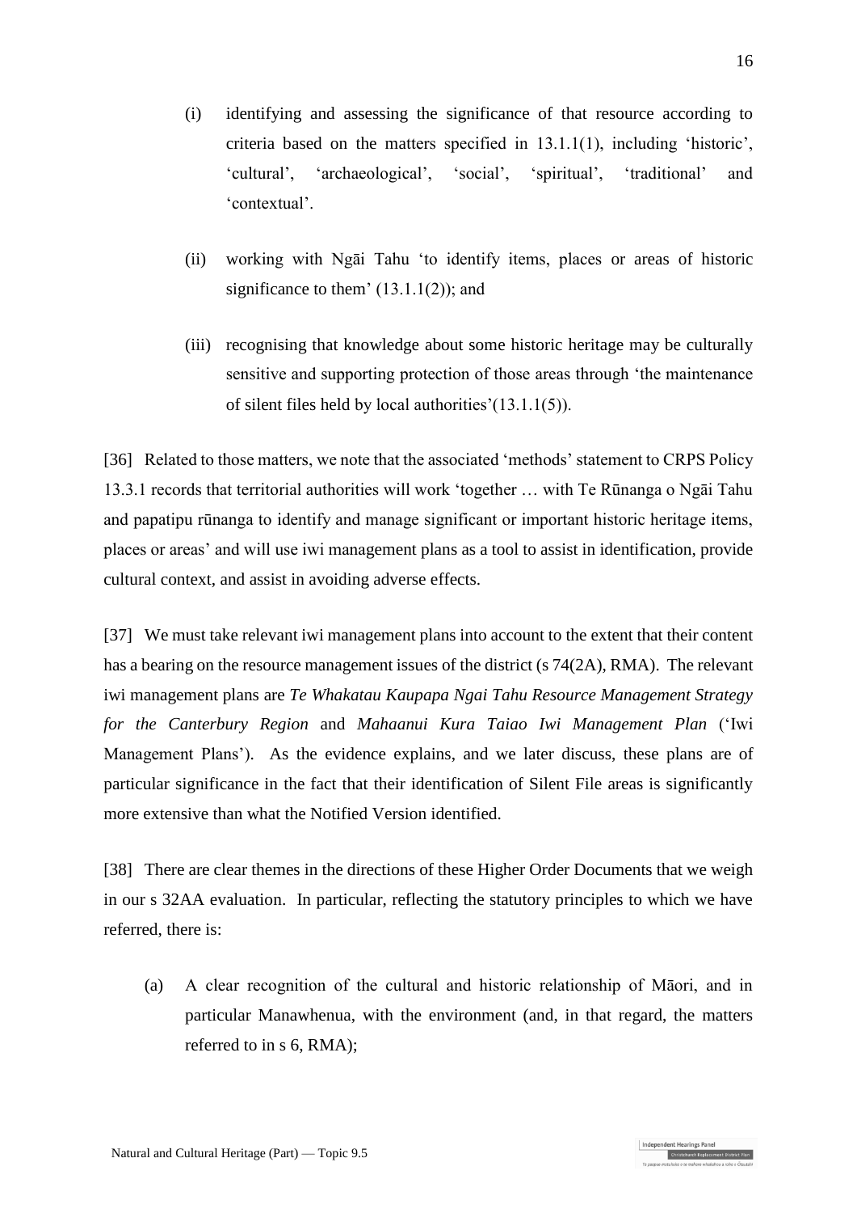(i) identifying and assessing the significance of that resource according to criteria based on the matters specified in 13.1.1(1), including 'historic', 'cultural', 'archaeological', 'social', 'spiritual', 'traditional' and 'contextual'.

(ii) working with Ngāi Tahu 'to identify items, places or areas of historic significance to them' (13.1.1(2)); and

(iii) recognising that knowledge about some historic heritage may be culturally sensitive and supporting protection of those areas through 'the maintenance of silent files held by local authorities'(13.1.1(5)).

[36] Related to those matters, we note that the associated 'methods' statement to CRPS Policy 13.3.1 records that territorial authorities will work 'together … with Te Rūnanga o Ngāi Tahu and papatipu rūnanga to identify and manage significant or important historic heritage items, places or areas' and will use iwi management plans as a tool to assist in identification, provide cultural context, and assist in avoiding adverse effects.

[37] We must take relevant iwi management plans into account to the extent that their content has a bearing on the resource management issues of the district (s 74(2A), RMA). The relevant iwi management plans are *Te Whakatau Kaupapa Ngai Tahu Resource Management Strategy for the Canterbury Region* and *Mahaanui Kura Taiao Iwi Management Plan* ('Iwi Management Plans'). As the evidence explains, and we later discuss, these plans are of particular significance in the fact that their identification of Silent File areas is significantly more extensive than what the Notified Version identified.

[38] There are clear themes in the directions of these Higher Order Documents that we weigh in our s 32AA evaluation. In particular, reflecting the statutory principles to which we have referred, there is:

(a) A clear recognition of the cultural and historic relationship of Māori, and in particular Manawhenua, with the environment (and, in that regard, the matters referred to in s 6, RMA);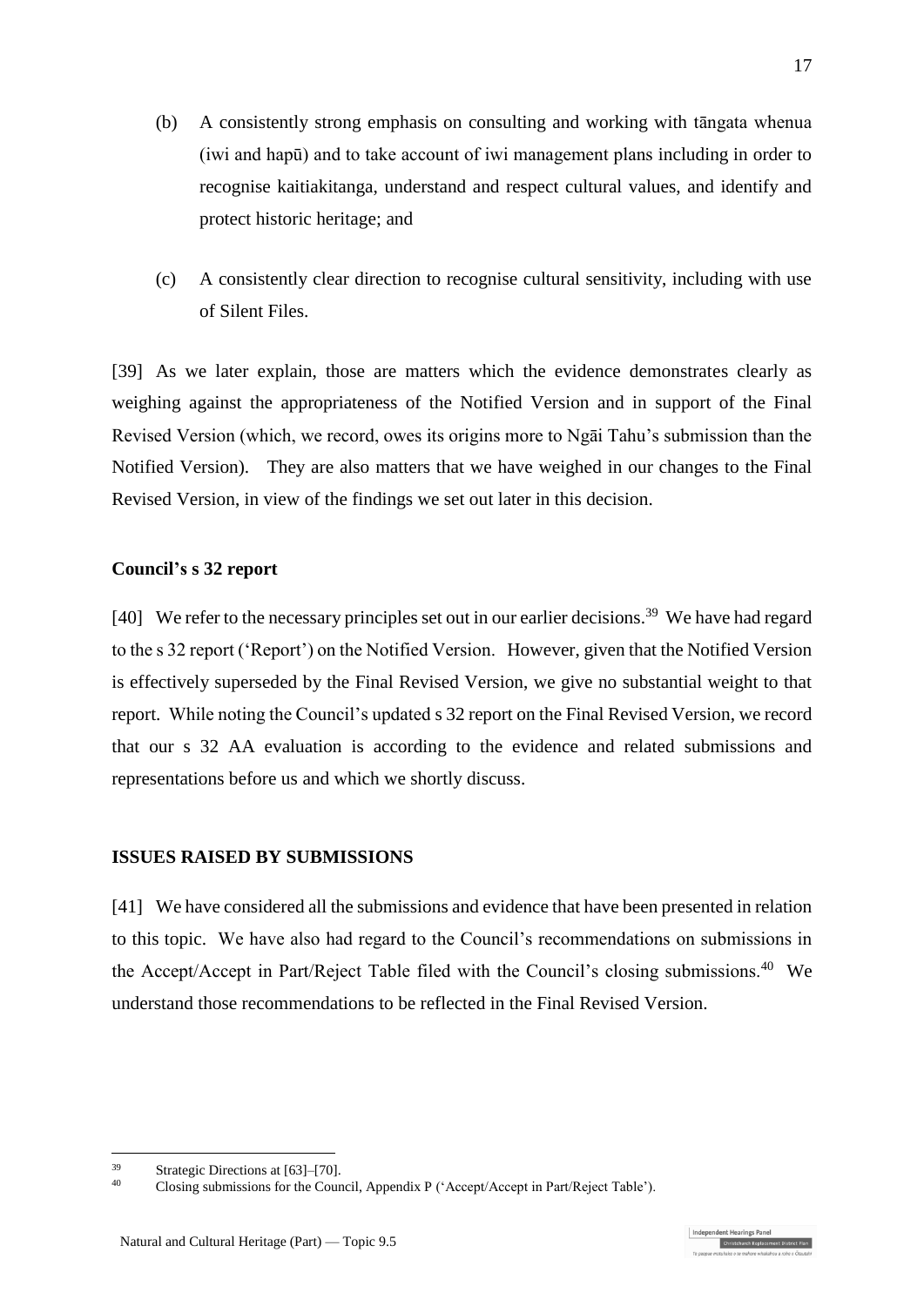(b) A consistently strong emphasis on consulting and working with tāngata whenua (iwi and hapū) and to take account of iwi management plans including in order to recognise kaitiakitanga, understand and respect cultural values, and identify and protect historic heritage; and

(c) A consistently clear direction to recognise cultural sensitivity, including with use of Silent Files.

[39] As we later explain, those are matters which the evidence demonstrates clearly as weighing against the appropriateness of the Notified Version and in support of the Final Revised Version (which, we record, owes its origins more to Ngāi Tahu's submission than the Notified Version). They are also matters that we have weighed in our changes to the Final Revised Version, in view of the findings we set out later in this decision.

**Council's s 32 report**

[40] We refer to the necessary principles set out in our earlier decisions.[39] We have had regard to the s 32 report ('Report') on the Notified Version. However, given that the Notified Version is effectively superseded by the Final Revised Version, we give no substantial weight to that report. While noting the Council's updated s 32 report on the Final Revised Version, we record that our s 32 AA evaluation is according to the evidence and related submissions and representations before us and which we shortly discuss.

## ISSUES RAISED BY SUBMISSIONS

[41] We have considered all the submissions and evidence that have been presented in relation to this topic. We have also had regard to the Council's recommendations on submissions in the Accept/Accept in Part/Reject Table filed with the Council's closing submissions.[40] We understand those recommendations to be reflected in the Final Revised Version.

---

[39] Strategic Directions at [63]–[70].

[40] Closing submissions for the Council, Appendix P ('Accept/Accept in Part/Reject Table').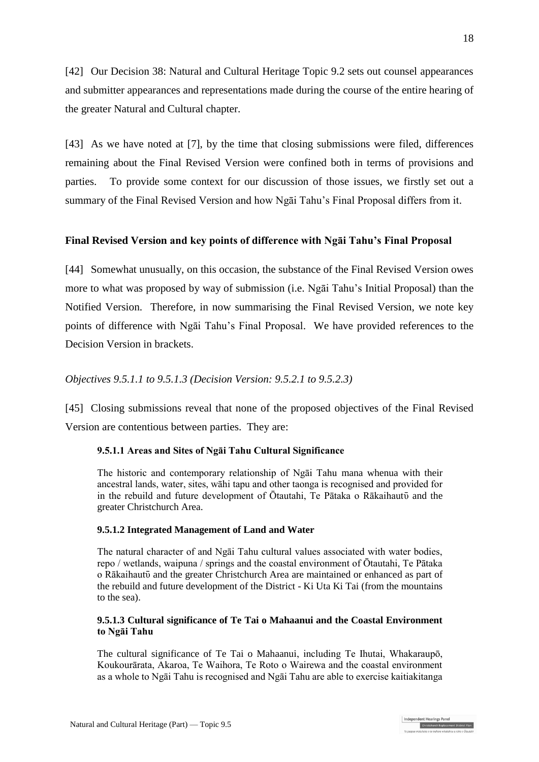[42] Our Decision 38: Natural and Cultural Heritage Topic 9.2 sets out counsel appearances and submitter appearances and representations made during the course of the entire hearing of the greater Natural and Cultural chapter.

[43] As we have noted at [7], by the time that closing submissions were filed, differences remaining about the Final Revised Version were confined both in terms of provisions and parties. To provide some context for our discussion of those issues, we firstly set out a summary of the Final Revised Version and how Ngāi Tahu's Final Proposal differs from it.

## Final Revised Version and key points of difference with Ngāi Tahu's Final Proposal

[44] Somewhat unusually, on this occasion, the substance of the Final Revised Version owes more to what was proposed by way of submission (i.e. Ngāi Tahu's Initial Proposal) than the Notified Version. Therefore, in now summarising the Final Revised Version, we note key points of difference with Ngāi Tahu's Final Proposal. We have provided references to the Decision Version in brackets.

*Objectives 9.5.1.1 to 9.5.1.3 (Decision Version: 9.5.2.1 to 9.5.2.3)*

[45] Closing submissions reveal that none of the proposed objectives of the Final Revised Version are contentious between parties. They are:

> **9.5.1.1 Areas and Sites of Ngāi Tahu Cultural Significance**
>
> The historic and contemporary relationship of Ngāi Tahu mana whenua with their ancestral lands, water, sites, wāhi tapu and other taonga is recognised and provided for in the rebuild and future development of Ōtautahi, Te Pātaka o Rākaihautū and the greater Christchurch Area.
>
> **9.5.1.2 Integrated Management of Land and Water**
>
> The natural character of and Ngāi Tahu cultural values associated with water bodies, repo / wetlands, waipuna / springs and the coastal environment of Ōtautahi, Te Pātaka o Rākaihautū and the greater Christchurch Area are maintained or enhanced as part of the rebuild and future development of the District - Ki Uta Ki Tai (from the mountains to the sea).
>
> **9.5.1.3 Cultural significance of Te Tai o Mahaanui and the Coastal Environment to Ngāi Tahu**
>
> The cultural significance of Te Tai o Mahaanui, including Te Ihutai, Whakaraupō, Koukourārata, Akaroa, Te Waihora, Te Roto o Wairewa and the coastal environment as a whole to Ngāi Tahu is recognised and Ngāi Tahu are able to exercise kaitiakitanga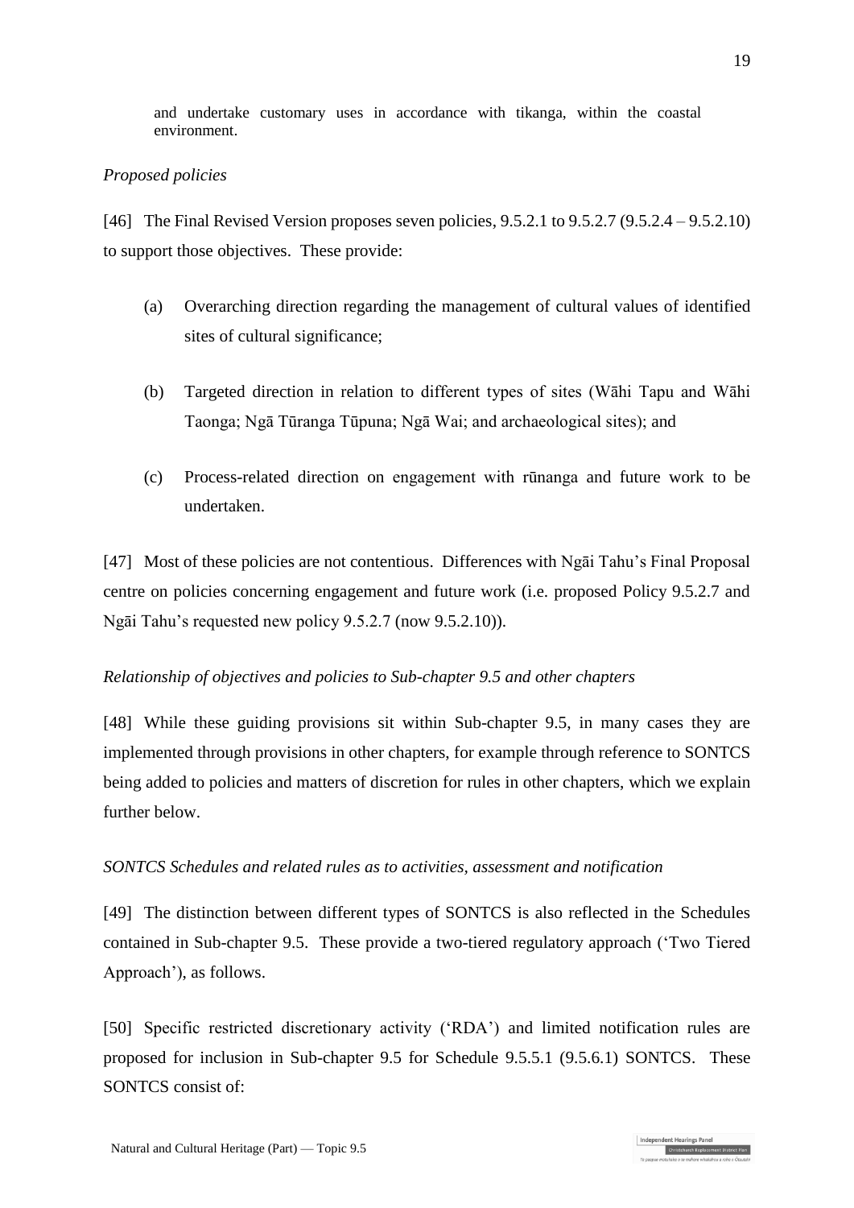and undertake customary uses in accordance with tikanga, within the coastal environment.

*Proposed policies*

[46] The Final Revised Version proposes seven policies, 9.5.2.1 to 9.5.2.7 (9.5.2.4 – 9.5.2.10) to support those objectives. These provide:

(a) Overarching direction regarding the management of cultural values of identified sites of cultural significance;

(b) Targeted direction in relation to different types of sites (Wāhi Tapu and Wāhi Taonga; Ngā Tūranga Tūpuna; Ngā Wai; and archaeological sites); and

(c) Process-related direction on engagement with rūnanga and future work to be undertaken.

[47] Most of these policies are not contentious. Differences with Ngāi Tahu's Final Proposal centre on policies concerning engagement and future work (i.e. proposed Policy 9.5.2.7 and Ngāi Tahu's requested new policy 9.5.2.7 (now 9.5.2.10)).

*Relationship of objectives and policies to Sub-chapter 9.5 and other chapters*

[48] While these guiding provisions sit within Sub-chapter 9.5, in many cases they are implemented through provisions in other chapters, for example through reference to SONTCS being added to policies and matters of discretion for rules in other chapters, which we explain further below.

*SONTCS Schedules and related rules as to activities, assessment and notification*

[49] The distinction between different types of SONTCS is also reflected in the Schedules contained in Sub-chapter 9.5. These provide a two-tiered regulatory approach ('Two Tiered Approach'), as follows.

[50] Specific restricted discretionary activity ('RDA') and limited notification rules are proposed for inclusion in Sub-chapter 9.5 for Schedule 9.5.5.1 (9.5.6.1) SONTCS. These SONTCS consist of: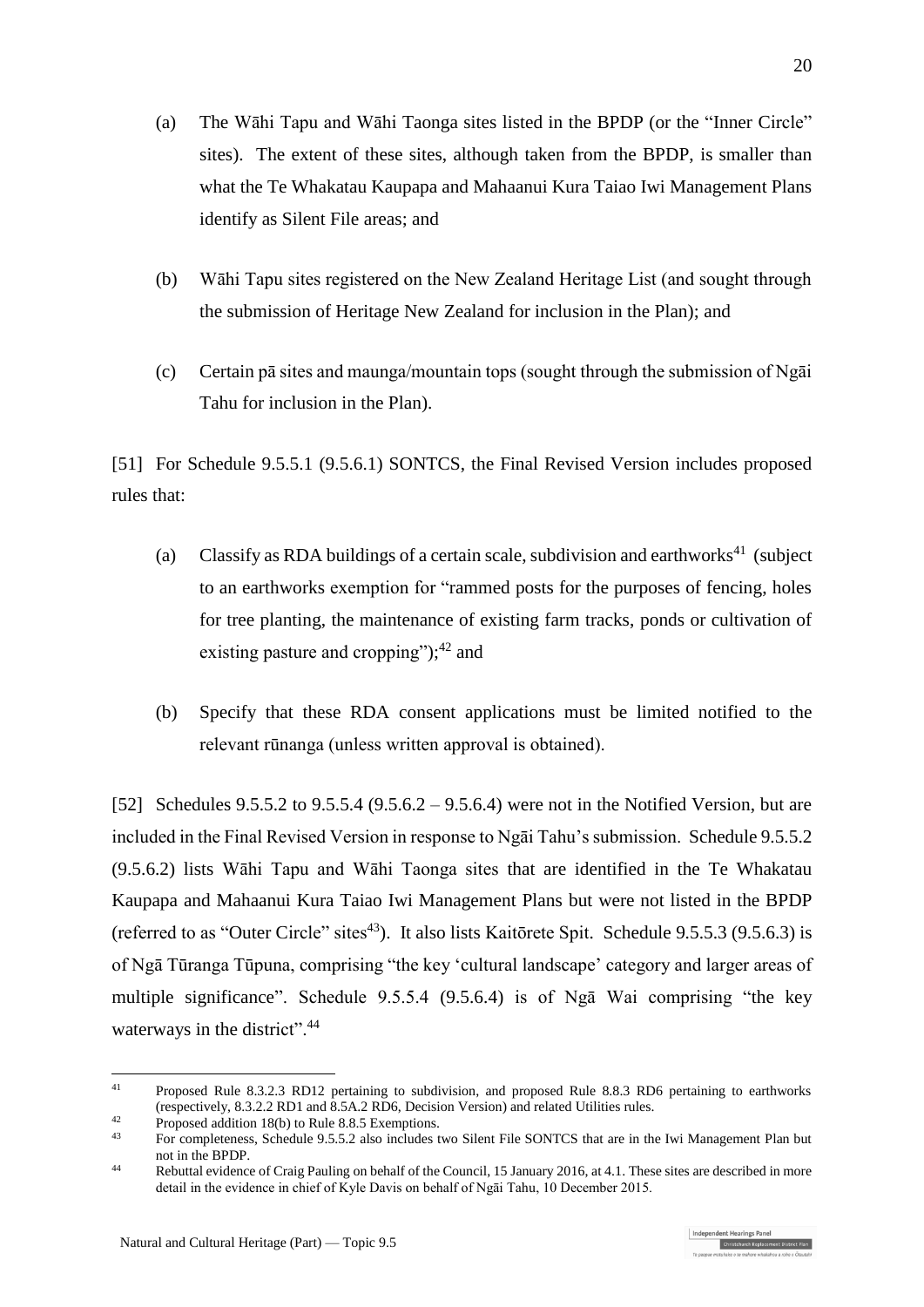(a) The Wāhi Tapu and Wāhi Taonga sites listed in the BPDP (or the "Inner Circle" sites). The extent of these sites, although taken from the BPDP, is smaller than what the Te Whakatau Kaupapa and Mahaanui Kura Taiao Iwi Management Plans identify as Silent File areas; and

(b) Wāhi Tapu sites registered on the New Zealand Heritage List (and sought through the submission of Heritage New Zealand for inclusion in the Plan); and

(c) Certain pā sites and maunga/mountain tops (sought through the submission of Ngāi Tahu for inclusion in the Plan).

[51] For Schedule 9.5.5.1 (9.5.6.1) SONTCS, the Final Revised Version includes proposed rules that:

(a) Classify as RDA buildings of a certain scale, subdivision and earthworks[41] (subject to an earthworks exemption for "rammed posts for the purposes of fencing, holes for tree planting, the maintenance of existing farm tracks, ponds or cultivation of existing pasture and cropping");[42] and

(b) Specify that these RDA consent applications must be limited notified to the relevant rūnanga (unless written approval is obtained).

[52] Schedules 9.5.5.2 to 9.5.5.4 (9.5.6.2 – 9.5.6.4) were not in the Notified Version, but are included in the Final Revised Version in response to Ngāi Tahu's submission. Schedule 9.5.5.2 (9.5.6.2) lists Wāhi Tapu and Wāhi Taonga sites that are identified in the Te Whakatau Kaupapa and Mahaanui Kura Taiao Iwi Management Plans but were not listed in the BPDP (referred to as "Outer Circle" sites[43]). It also lists Kaitōrete Spit. Schedule 9.5.5.3 (9.5.6.3) is of Ngā Tūranga Tūpuna, comprising "the key 'cultural landscape' category and larger areas of multiple significance". Schedule 9.5.5.4 (9.5.6.4) is of Ngā Wai comprising "the key waterways in the district".[44]

---

[41] Proposed Rule 8.3.2.3 RD12 pertaining to subdivision, and proposed Rule 8.8.3 RD6 pertaining to earthworks (respectively, 8.3.2.2 RD1 and 8.5A.2 RD6, Decision Version) and related Utilities rules.

[42] Proposed addition 18(b) to Rule 8.8.5 Exemptions.

[43] For completeness, Schedule 9.5.5.2 also includes two Silent File SONTCS that are in the Iwi Management Plan but not in the BPDP.

[44] Rebuttal evidence of Craig Pauling on behalf of the Council, 15 January 2016, at 4.1. These sites are described in more detail in the evidence in chief of Kyle Davis on behalf of Ngāi Tahu, 10 December 2015.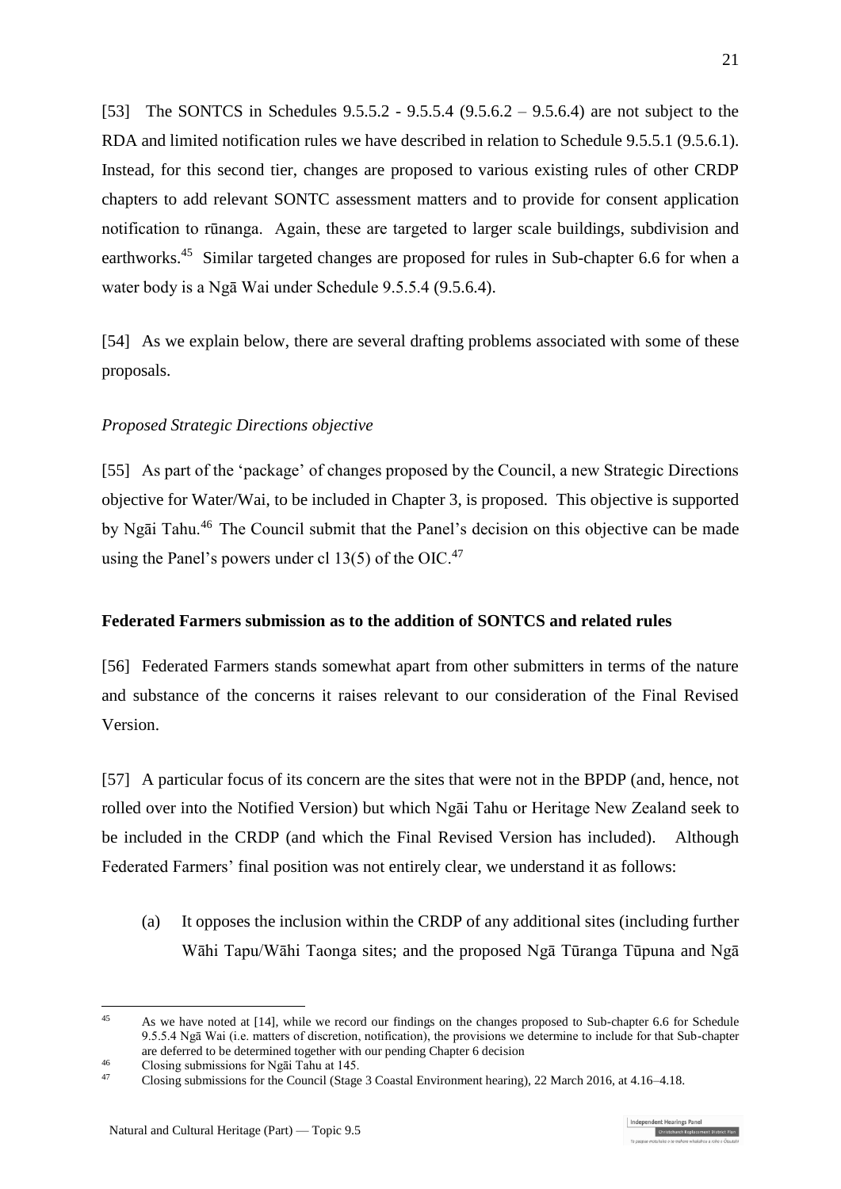[53] The SONTCS in Schedules 9.5.5.2 - 9.5.5.4 (9.5.6.2 – 9.5.6.4) are not subject to the RDA and limited notification rules we have described in relation to Schedule 9.5.5.1 (9.5.6.1). Instead, for this second tier, changes are proposed to various existing rules of other CRDP chapters to add relevant SONTC assessment matters and to provide for consent application notification to rūnanga. Again, these are targeted to larger scale buildings, subdivision and earthworks.[45] Similar targeted changes are proposed for rules in Sub-chapter 6.6 for when a water body is a Ngā Wai under Schedule 9.5.5.4 (9.5.6.4).

[54] As we explain below, there are several drafting problems associated with some of these proposals.

*Proposed Strategic Directions objective*

[55] As part of the 'package' of changes proposed by the Council, a new Strategic Directions objective for Water/Wai, to be included in Chapter 3, is proposed. This objective is supported by Ngāi Tahu.[46] The Council submit that the Panel's decision on this objective can be made using the Panel's powers under cl 13(5) of the OIC.[47]

**Federated Farmers submission as to the addition of SONTCS and related rules**

[56] Federated Farmers stands somewhat apart from other submitters in terms of the nature and substance of the concerns it raises relevant to our consideration of the Final Revised Version.

[57] A particular focus of its concern are the sites that were not in the BPDP (and, hence, not rolled over into the Notified Version) but which Ngāi Tahu or Heritage New Zealand seek to be included in the CRDP (and which the Final Revised Version has included). Although Federated Farmers' final position was not entirely clear, we understand it as follows:

(a) It opposes the inclusion within the CRDP of any additional sites (including further Wāhi Tapu/Wāhi Taonga sites; and the proposed Ngā Tūranga Tūpuna and Ngā

---

[45] As we have noted at [14], while we record our findings on the changes proposed to Sub-chapter 6.6 for Schedule 9.5.5.4 Ngā Wai (i.e. matters of discretion, notification), the provisions we determine to include for that Sub-chapter are deferred to be determined together with our pending Chapter 6 decision

[46] Closing submissions for Ngāi Tahu at 145.

[47] Closing submissions for the Council (Stage 3 Coastal Environment hearing), 22 March 2016, at 4.16–4.18.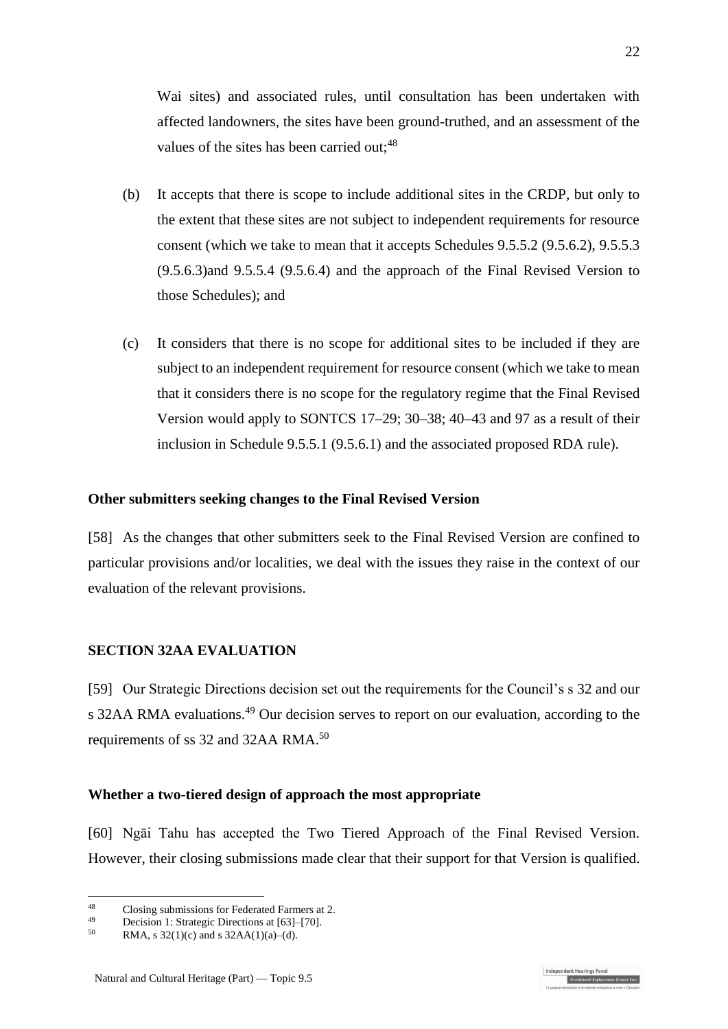Wai sites) and associated rules, until consultation has been undertaken with affected landowners, the sites have been ground-truthed, and an assessment of the values of the sites has been carried out;[48]

(b) It accepts that there is scope to include additional sites in the CRDP, but only to the extent that these sites are not subject to independent requirements for resource consent (which we take to mean that it accepts Schedules 9.5.5.2 (9.5.6.2), 9.5.5.3 (9.5.6.3)and 9.5.5.4 (9.5.6.4) and the approach of the Final Revised Version to those Schedules); and

(c) It considers that there is no scope for additional sites to be included if they are subject to an independent requirement for resource consent (which we take to mean that it considers there is no scope for the regulatory regime that the Final Revised Version would apply to SONTCS 17–29; 30–38; 40–43 and 97 as a result of their inclusion in Schedule 9.5.5.1 (9.5.6.1) and the associated proposed RDA rule).

**Other submitters seeking changes to the Final Revised Version**

[58] As the changes that other submitters seek to the Final Revised Version are confined to particular provisions and/or localities, we deal with the issues they raise in the context of our evaluation of the relevant provisions.

**SECTION 32AA EVALUATION**

[59] Our Strategic Directions decision set out the requirements for the Council's s 32 and our s 32AA RMA evaluations.[49] Our decision serves to report on our evaluation, according to the requirements of ss 32 and 32AA RMA.[50]

**Whether a two-tiered design of approach the most appropriate**

[60] Ngāi Tahu has accepted the Two Tiered Approach of the Final Revised Version. However, their closing submissions made clear that their support for that Version is qualified.

---

[48] Closing submissions for Federated Farmers at 2.

[49] Decision 1: Strategic Directions at [63]–[70].

[50] RMA, s 32(1)(c) and s 32AA(1)(a)–(d).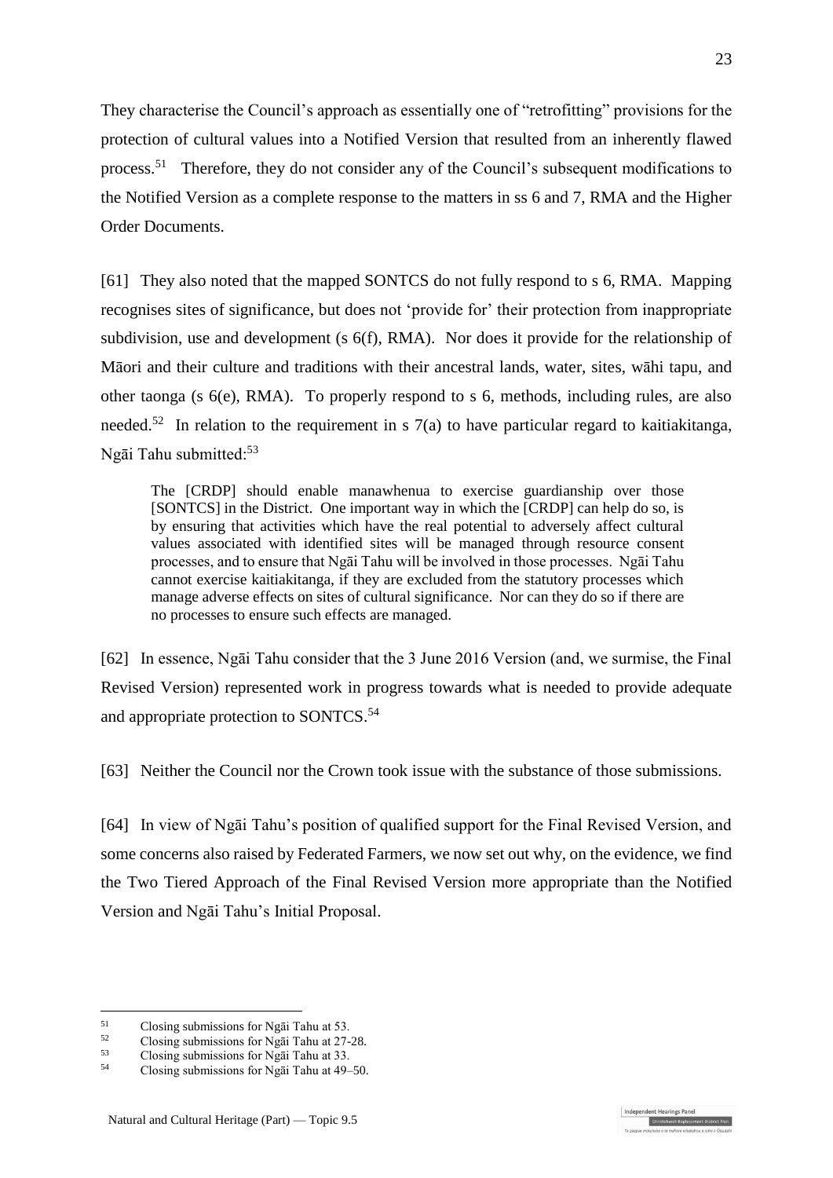They characterise the Council's approach as essentially one of "retrofitting" provisions for the protection of cultural values into a Notified Version that resulted from an inherently flawed process.[51] Therefore, they do not consider any of the Council's subsequent modifications to the Notified Version as a complete response to the matters in ss 6 and 7, RMA and the Higher Order Documents.

[61] They also noted that the mapped SONTCS do not fully respond to s 6, RMA. Mapping recognises sites of significance, but does not 'provide for' their protection from inappropriate subdivision, use and development (s 6(f), RMA). Nor does it provide for the relationship of Māori and their culture and traditions with their ancestral lands, water, sites, wāhi tapu, and other taonga (s 6(e), RMA). To properly respond to s 6, methods, including rules, are also needed.[52] In relation to the requirement in s 7(a) to have particular regard to kaitiakitanga, Ngāi Tahu submitted:[53]

> The [CRDP] should enable manawhenua to exercise guardianship over those [SONTCS] in the District. One important way in which the [CRDP] can help do so, is by ensuring that activities which have the real potential to adversely affect cultural values associated with identified sites will be managed through resource consent processes, and to ensure that Ngāi Tahu will be involved in those processes. Ngāi Tahu cannot exercise kaitiakitanga, if they are excluded from the statutory processes which manage adverse effects on sites of cultural significance. Nor can they do so if there are no processes to ensure such effects are managed.

[62] In essence, Ngāi Tahu consider that the 3 June 2016 Version (and, we surmise, the Final Revised Version) represented work in progress towards what is needed to provide adequate and appropriate protection to SONTCS.[54]

[63] Neither the Council nor the Crown took issue with the substance of those submissions.

[64] In view of Ngāi Tahu's position of qualified support for the Final Revised Version, and some concerns also raised by Federated Farmers, we now set out why, on the evidence, we find the Two Tiered Approach of the Final Revised Version more appropriate than the Notified Version and Ngāi Tahu's Initial Proposal.

---

[51] Closing submissions for Ngāi Tahu at 53.

[52] Closing submissions for Ngāi Tahu at 27-28.

[53] Closing submissions for Ngāi Tahu at 33.

[54] Closing submissions for Ngāi Tahu at 49–50.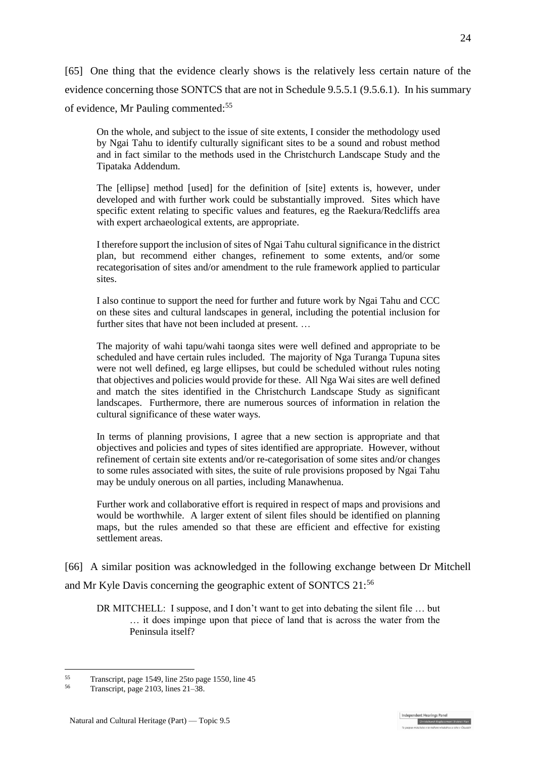[65] One thing that the evidence clearly shows is the relatively less certain nature of the evidence concerning those SONTCS that are not in Schedule 9.5.5.1 (9.5.6.1). In his summary of evidence, Mr Pauling commented:[55]

> On the whole, and subject to the issue of site extents, I consider the methodology used by Ngai Tahu to identify culturally significant sites to be a sound and robust method and in fact similar to the methods used in the Christchurch Landscape Study and the Tipataka Addendum.
>
> The [ellipse] method [used] for the definition of [site] extents is, however, under developed and with further work could be substantially improved. Sites which have specific extent relating to specific values and features, eg the Raekura/Redcliffs area with expert archaeological extents, are appropriate.
>
> I therefore support the inclusion of sites of Ngai Tahu cultural significance in the district plan, but recommend either changes, refinement to some extents, and/or some recategorisation of sites and/or amendment to the rule framework applied to particular sites.
>
> I also continue to support the need for further and future work by Ngai Tahu and CCC on these sites and cultural landscapes in general, including the potential inclusion for further sites that have not been included at present. …
>
> The majority of wahi tapu/wahi taonga sites were well defined and appropriate to be scheduled and have certain rules included. The majority of Nga Turanga Tupuna sites were not well defined, eg large ellipses, but could be scheduled without rules noting that objectives and policies would provide for these. All Nga Wai sites are well defined and match the sites identified in the Christchurch Landscape Study as significant landscapes. Furthermore, there are numerous sources of information in relation the cultural significance of these water ways.
>
> In terms of planning provisions, I agree that a new section is appropriate and that objectives and policies and types of sites identified are appropriate. However, without refinement of certain site extents and/or re-categorisation of some sites and/or changes to some rules associated with sites, the suite of rule provisions proposed by Ngai Tahu may be unduly onerous on all parties, including Manawhenua.
>
> Further work and collaborative effort is required in respect of maps and provisions and would be worthwhile. A larger extent of silent files should be identified on planning maps, but the rules amended so that these are efficient and effective for existing settlement areas.

[66] A similar position was acknowledged in the following exchange between Dr Mitchell and Mr Kyle Davis concerning the geographic extent of SONTCS 21:[56]

> DR MITCHELL: I suppose, and I don't want to get into debating the silent file … but … it does impinge upon that piece of land that is across the water from the Peninsula itself?

---

[55] Transcript, page 1549, line 25to page 1550, line 45

[56] Transcript, page 2103, lines 21–38.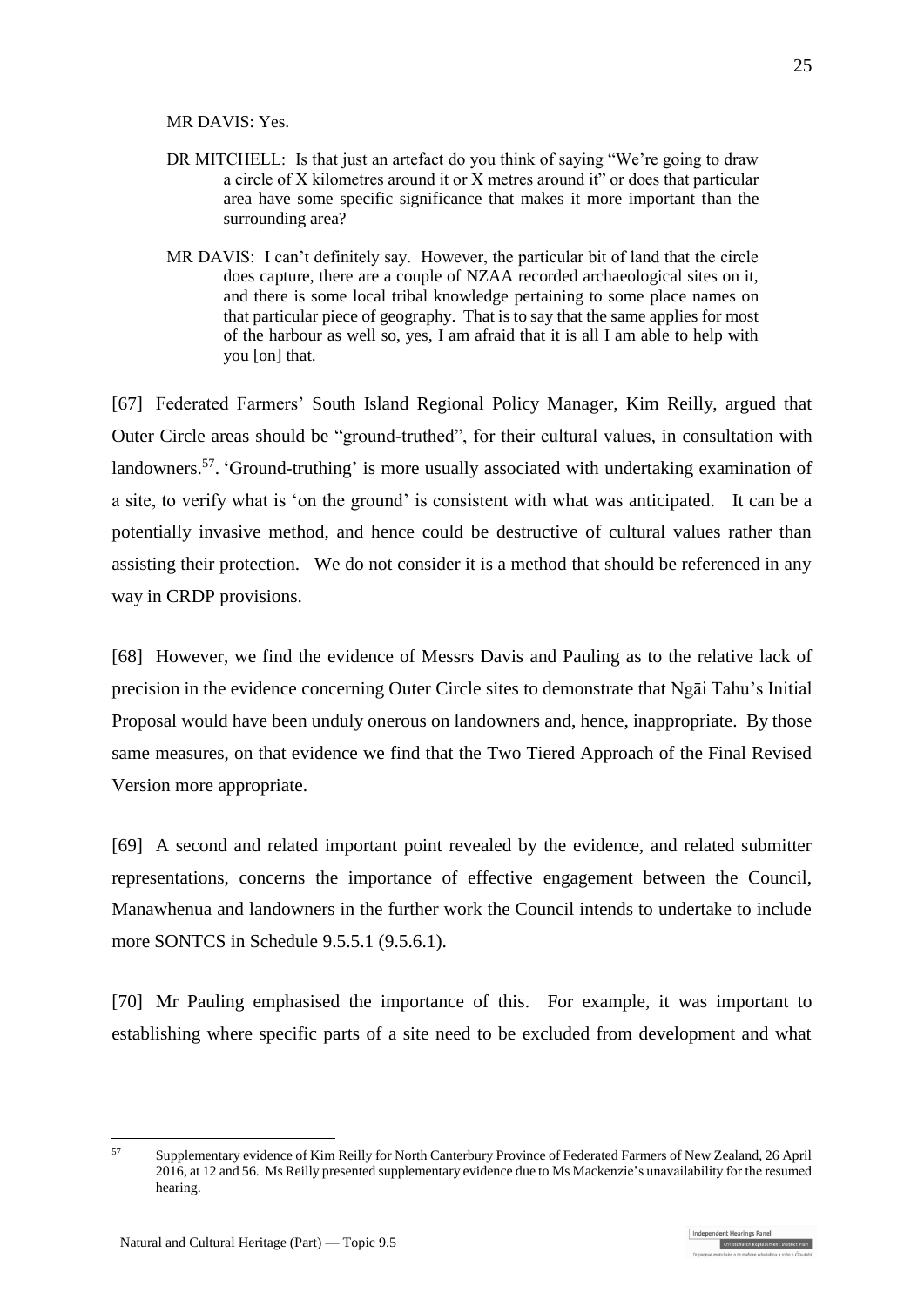MR DAVIS: Yes.

DR MITCHELL: Is that just an artefact do you think of saying "We're going to draw a circle of X kilometres around it or X metres around it" or does that particular area have some specific significance that makes it more important than the surrounding area?

MR DAVIS: I can't definitely say. However, the particular bit of land that the circle does capture, there are a couple of NZAA recorded archaeological sites on it, and there is some local tribal knowledge pertaining to some place names on that particular piece of geography. That is to say that the same applies for most of the harbour as well so, yes, I am afraid that it is all I am able to help with you [on] that.

[67] Federated Farmers' South Island Regional Policy Manager, Kim Reilly, argued that Outer Circle areas should be "ground-truthed", for their cultural values, in consultation with landowners.[57]. 'Ground-truthing' is more usually associated with undertaking examination of a site, to verify what is 'on the ground' is consistent with what was anticipated. It can be a potentially invasive method, and hence could be destructive of cultural values rather than assisting their protection. We do not consider it is a method that should be referenced in any way in CRDP provisions.

[68] However, we find the evidence of Messrs Davis and Pauling as to the relative lack of precision in the evidence concerning Outer Circle sites to demonstrate that Ngāi Tahu's Initial Proposal would have been unduly onerous on landowners and, hence, inappropriate. By those same measures, on that evidence we find that the Two Tiered Approach of the Final Revised Version more appropriate.

[69] A second and related important point revealed by the evidence, and related submitter representations, concerns the importance of effective engagement between the Council, Manawhenua and landowners in the further work the Council intends to undertake to include more SONTCS in Schedule 9.5.5.1 (9.5.6.1).

[70] Mr Pauling emphasised the importance of this. For example, it was important to establishing where specific parts of a site need to be excluded from development and what

[57] Supplementary evidence of Kim Reilly for North Canterbury Province of Federated Farmers of New Zealand, 26 April 2016, at 12 and 56. Ms Reilly presented supplementary evidence due to Ms Mackenzie's unavailability for the resumed hearing.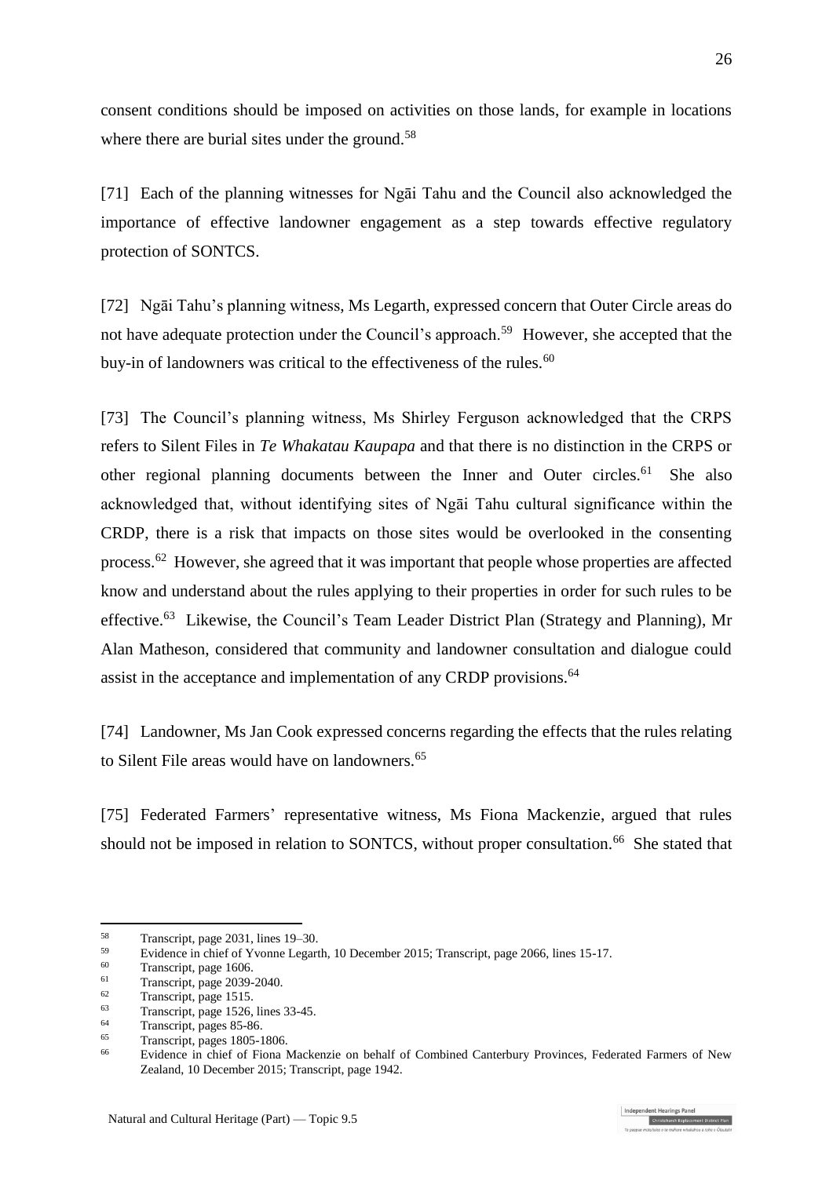consent conditions should be imposed on activities on those lands, for example in locations where there are burial sites under the ground.[58]

[71] Each of the planning witnesses for Ngāi Tahu and the Council also acknowledged the importance of effective landowner engagement as a step towards effective regulatory protection of SONTCS.

[72] Ngāi Tahu's planning witness, Ms Legarth, expressed concern that Outer Circle areas do not have adequate protection under the Council's approach.[59] However, she accepted that the buy-in of landowners was critical to the effectiveness of the rules.[60]

[73] The Council's planning witness, Ms Shirley Ferguson acknowledged that the CRPS refers to Silent Files in *Te Whakatau Kaupapa* and that there is no distinction in the CRPS or other regional planning documents between the Inner and Outer circles.[61] She also acknowledged that, without identifying sites of Ngāi Tahu cultural significance within the CRDP, there is a risk that impacts on those sites would be overlooked in the consenting process.[62] However, she agreed that it was important that people whose properties are affected know and understand about the rules applying to their properties in order for such rules to be effective.[63] Likewise, the Council's Team Leader District Plan (Strategy and Planning), Mr Alan Matheson, considered that community and landowner consultation and dialogue could assist in the acceptance and implementation of any CRDP provisions.[64]

[74] Landowner, Ms Jan Cook expressed concerns regarding the effects that the rules relating to Silent File areas would have on landowners.[65]

[75] Federated Farmers' representative witness, Ms Fiona Mackenzie, argued that rules should not be imposed in relation to SONTCS, without proper consultation.[66] She stated that

---

[58] Transcript, page 2031, lines 19–30.
[59] Evidence in chief of Yvonne Legarth, 10 December 2015; Transcript, page 2066, lines 15-17.
[60] Transcript, page 1606.
[61] Transcript, page 2039-2040.
[62] Transcript, page 1515.
[63] Transcript, page 1526, lines 33-45.
[64] Transcript, pages 85-86.
[65] Transcript, pages 1805-1806.
[66] Evidence in chief of Fiona Mackenzie on behalf of Combined Canterbury Provinces, Federated Farmers of New Zealand, 10 December 2015; Transcript, page 1942.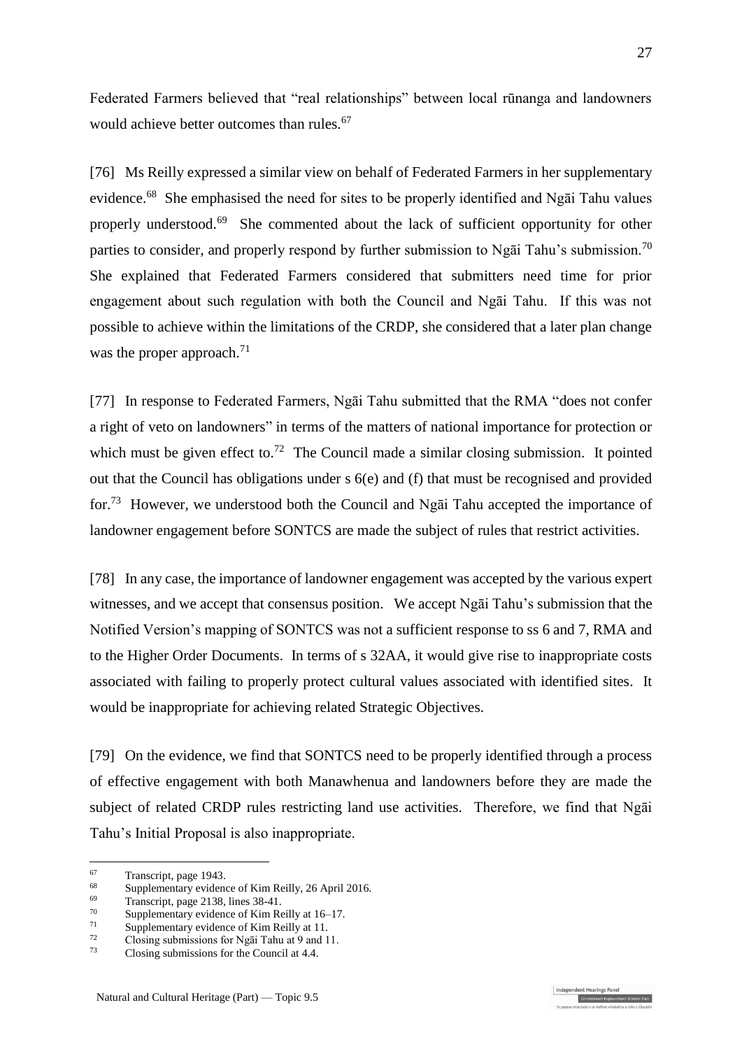Federated Farmers believed that "real relationships" between local rūnanga and landowners would achieve better outcomes than rules.[67]

[76] Ms Reilly expressed a similar view on behalf of Federated Farmers in her supplementary evidence.[68] She emphasised the need for sites to be properly identified and Ngāi Tahu values properly understood.[69] She commented about the lack of sufficient opportunity for other parties to consider, and properly respond by further submission to Ngāi Tahu's submission.[70] She explained that Federated Farmers considered that submitters need time for prior engagement about such regulation with both the Council and Ngāi Tahu. If this was not possible to achieve within the limitations of the CRDP, she considered that a later plan change was the proper approach.[71]

[77] In response to Federated Farmers, Ngāi Tahu submitted that the RMA "does not confer a right of veto on landowners" in terms of the matters of national importance for protection or which must be given effect to.[72] The Council made a similar closing submission. It pointed out that the Council has obligations under s 6(e) and (f) that must be recognised and provided for.[73] However, we understood both the Council and Ngāi Tahu accepted the importance of landowner engagement before SONTCS are made the subject of rules that restrict activities.

[78] In any case, the importance of landowner engagement was accepted by the various expert witnesses, and we accept that consensus position. We accept Ngāi Tahu's submission that the Notified Version's mapping of SONTCS was not a sufficient response to ss 6 and 7, RMA and to the Higher Order Documents. In terms of s 32AA, it would give rise to inappropriate costs associated with failing to properly protect cultural values associated with identified sites. It would be inappropriate for achieving related Strategic Objectives.

[79] On the evidence, we find that SONTCS need to be properly identified through a process of effective engagement with both Manawhenua and landowners before they are made the subject of related CRDP rules restricting land use activities. Therefore, we find that Ngāi Tahu's Initial Proposal is also inappropriate.

---

[67] Transcript, page 1943.
[68] Supplementary evidence of Kim Reilly, 26 April 2016.
[69] Transcript, page 2138, lines 38-41.
[70] Supplementary evidence of Kim Reilly at 16–17.
[71] Supplementary evidence of Kim Reilly at 11.
[72] Closing submissions for Ngāi Tahu at 9 and 11.
[73] Closing submissions for the Council at 4.4.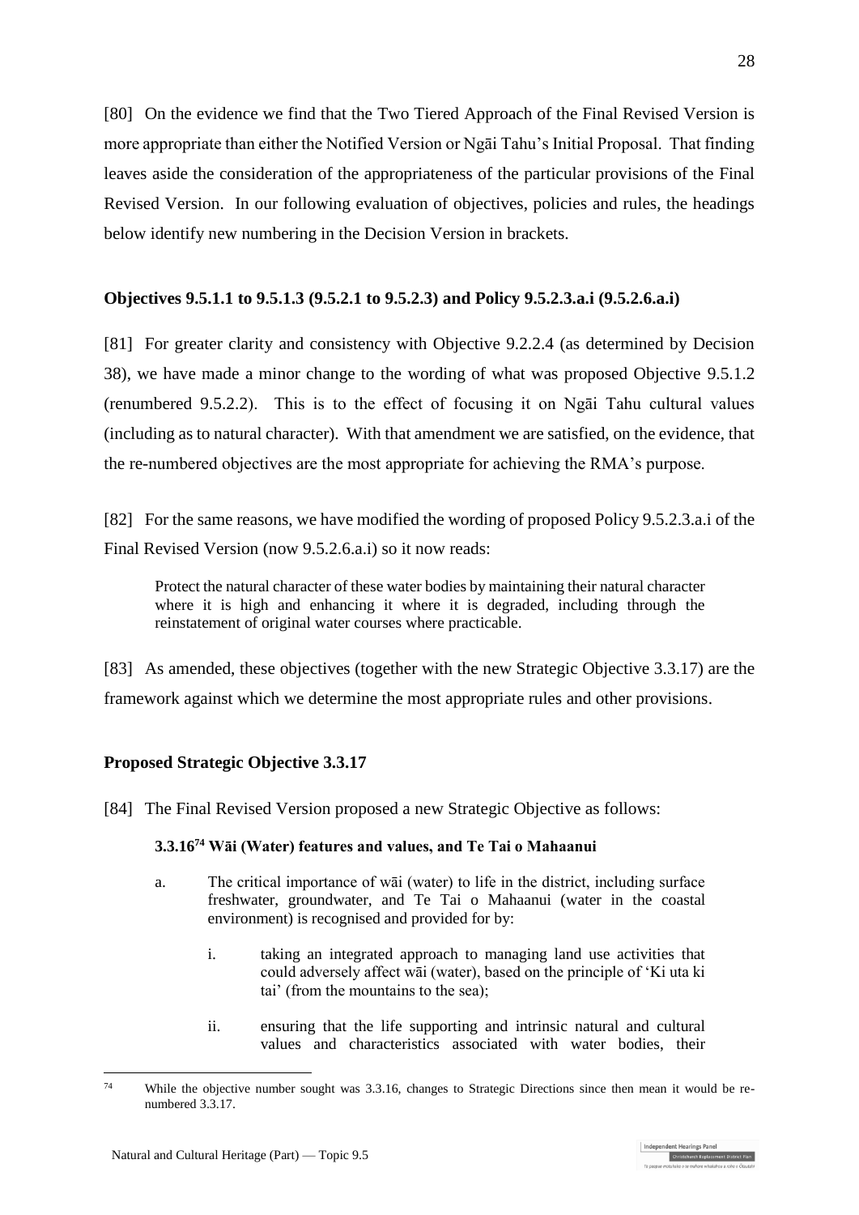[80] On the evidence we find that the Two Tiered Approach of the Final Revised Version is more appropriate than either the Notified Version or Ngāi Tahu's Initial Proposal. That finding leaves aside the consideration of the appropriateness of the particular provisions of the Final Revised Version. In our following evaluation of objectives, policies and rules, the headings below identify new numbering in the Decision Version in brackets.

### Objectives 9.5.1.1 to 9.5.1.3 (9.5.2.1 to 9.5.2.3) and Policy 9.5.2.3.a.i (9.5.2.6.a.i)

[81] For greater clarity and consistency with Objective 9.2.2.4 (as determined by Decision 38), we have made a minor change to the wording of what was proposed Objective 9.5.1.2 (renumbered 9.5.2.2). This is to the effect of focusing it on Ngāi Tahu cultural values (including as to natural character). With that amendment we are satisfied, on the evidence, that the re-numbered objectives are the most appropriate for achieving the RMA's purpose.

[82] For the same reasons, we have modified the wording of proposed Policy 9.5.2.3.a.i of the Final Revised Version (now 9.5.2.6.a.i) so it now reads:

> Protect the natural character of these water bodies by maintaining their natural character where it is high and enhancing it where it is degraded, including through the reinstatement of original water courses where practicable.

[83] As amended, these objectives (together with the new Strategic Objective 3.3.17) are the framework against which we determine the most appropriate rules and other provisions.

### Proposed Strategic Objective 3.3.17

[84] The Final Revised Version proposed a new Strategic Objective as follows:

> **3.3.16[74] Wāi (Water) features and values, and Te Tai o Mahaanui**
>
> a. The critical importance of wāi (water) to life in the district, including surface freshwater, groundwater, and Te Tai o Mahaanui (water in the coastal environment) is recognised and provided for by:
>
> i. taking an integrated approach to managing land use activities that could adversely affect wāi (water), based on the principle of 'Ki uta ki tai' (from the mountains to the sea);
>
> ii. ensuring that the life supporting and intrinsic natural and cultural values and characteristics associated with water bodies, their

[74] While the objective number sought was 3.3.16, changes to Strategic Directions since then mean it would be re-numbered 3.3.17.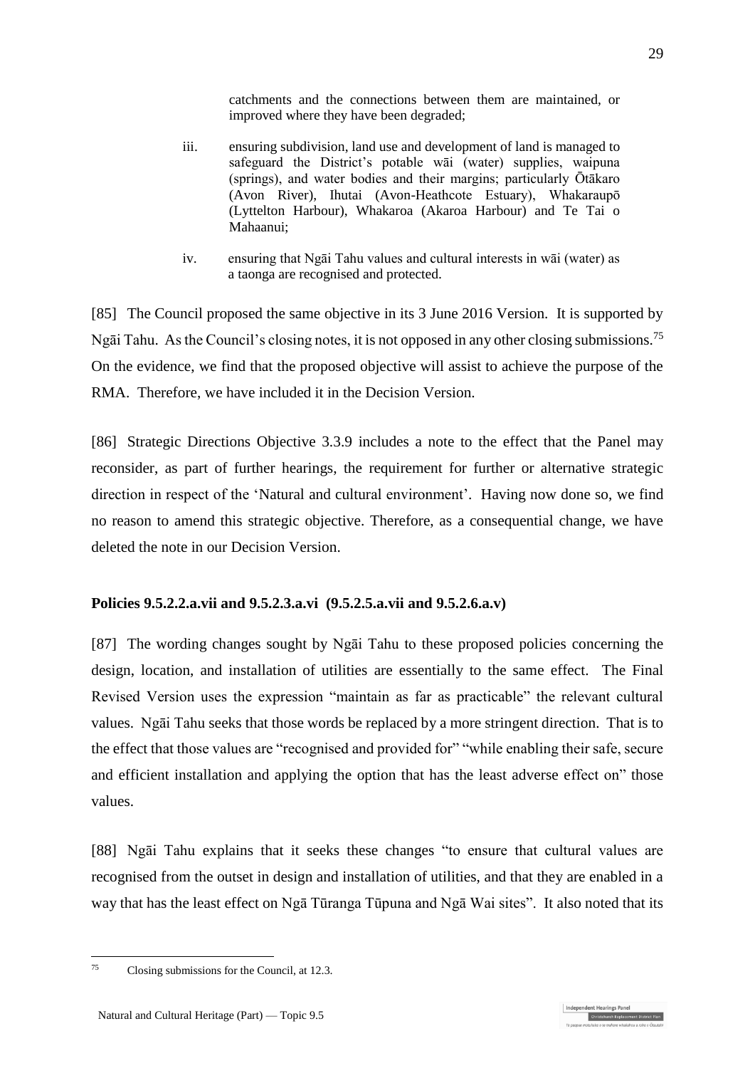catchments and the connections between them are maintained, or improved where they have been degraded;

iii. ensuring subdivision, land use and development of land is managed to safeguard the District's potable wāi (water) supplies, waipuna (springs), and water bodies and their margins; particularly Ōtākaro (Avon River), Ihutai (Avon-Heathcote Estuary), Whakaraupō (Lyttelton Harbour), Whakaroa (Akaroa Harbour) and Te Tai o Mahaanui;

iv. ensuring that Ngāi Tahu values and cultural interests in wāi (water) as a taonga are recognised and protected.

[85] The Council proposed the same objective in its 3 June 2016 Version. It is supported by Ngāi Tahu. As the Council's closing notes, it is not opposed in any other closing submissions.[75] On the evidence, we find that the proposed objective will assist to achieve the purpose of the RMA. Therefore, we have included it in the Decision Version.

[86] Strategic Directions Objective 3.3.9 includes a note to the effect that the Panel may reconsider, as part of further hearings, the requirement for further or alternative strategic direction in respect of the 'Natural and cultural environment'. Having now done so, we find no reason to amend this strategic objective. Therefore, as a consequential change, we have deleted the note in our Decision Version.

**Policies 9.5.2.2.a.vii and 9.5.2.3.a.vi (9.5.2.5.a.vii and 9.5.2.6.a.v)**

[87] The wording changes sought by Ngāi Tahu to these proposed policies concerning the design, location, and installation of utilities are essentially to the same effect. The Final Revised Version uses the expression "maintain as far as practicable" the relevant cultural values. Ngāi Tahu seeks that those words be replaced by a more stringent direction. That is to the effect that those values are "recognised and provided for" "while enabling their safe, secure and efficient installation and applying the option that has the least adverse effect on" those values.

[88] Ngāi Tahu explains that it seeks these changes "to ensure that cultural values are recognised from the outset in design and installation of utilities, and that they are enabled in a way that has the least effect on Ngā Tūranga Tūpuna and Ngā Wai sites". It also noted that its

[75] Closing submissions for the Council, at 12.3.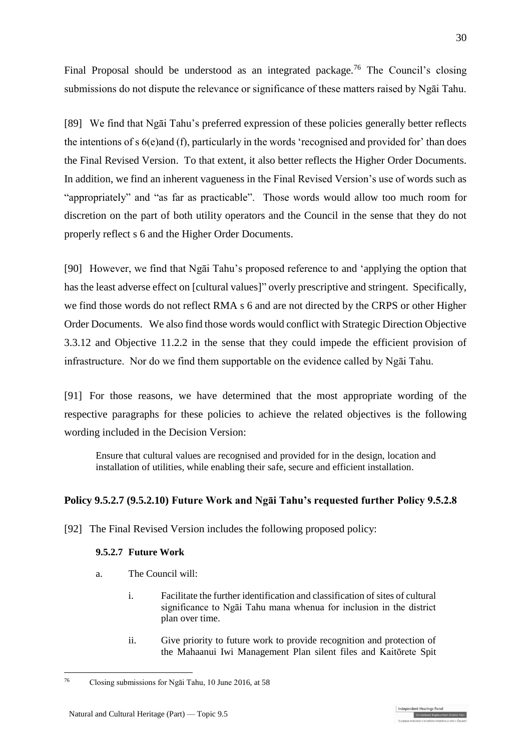Final Proposal should be understood as an integrated package.[76] The Council's closing submissions do not dispute the relevance or significance of these matters raised by Ngāi Tahu.

[89] We find that Ngāi Tahu's preferred expression of these policies generally better reflects the intentions of s 6(e)and (f), particularly in the words 'recognised and provided for' than does the Final Revised Version. To that extent, it also better reflects the Higher Order Documents. In addition, we find an inherent vagueness in the Final Revised Version's use of words such as "appropriately" and "as far as practicable". Those words would allow too much room for discretion on the part of both utility operators and the Council in the sense that they do not properly reflect s 6 and the Higher Order Documents.

[90] However, we find that Ngāi Tahu's proposed reference to and 'applying the option that has the least adverse effect on [cultural values]" overly prescriptive and stringent. Specifically, we find those words do not reflect RMA s 6 and are not directed by the CRPS or other Higher Order Documents. We also find those words would conflict with Strategic Direction Objective 3.3.12 and Objective 11.2.2 in the sense that they could impede the efficient provision of infrastructure. Nor do we find them supportable on the evidence called by Ngāi Tahu.

[91] For those reasons, we have determined that the most appropriate wording of the respective paragraphs for these policies to achieve the related objectives is the following wording included in the Decision Version:

> Ensure that cultural values are recognised and provided for in the design, location and installation of utilities, while enabling their safe, secure and efficient installation.

### Policy 9.5.2.7 (9.5.2.10) Future Work and Ngāi Tahu's requested further Policy 9.5.2.8

[92] The Final Revised Version includes the following proposed policy:

> **9.5.2.7 Future Work**
>
> a. The Council will:
>
> i. Facilitate the further identification and classification of sites of cultural significance to Ngāi Tahu mana whenua for inclusion in the district plan over time.
>
> ii. Give priority to future work to provide recognition and protection of the Mahaanui Iwi Management Plan silent files and Kaitōrete Spit

[76] Closing submissions for Ngāi Tahu, 10 June 2016, at 58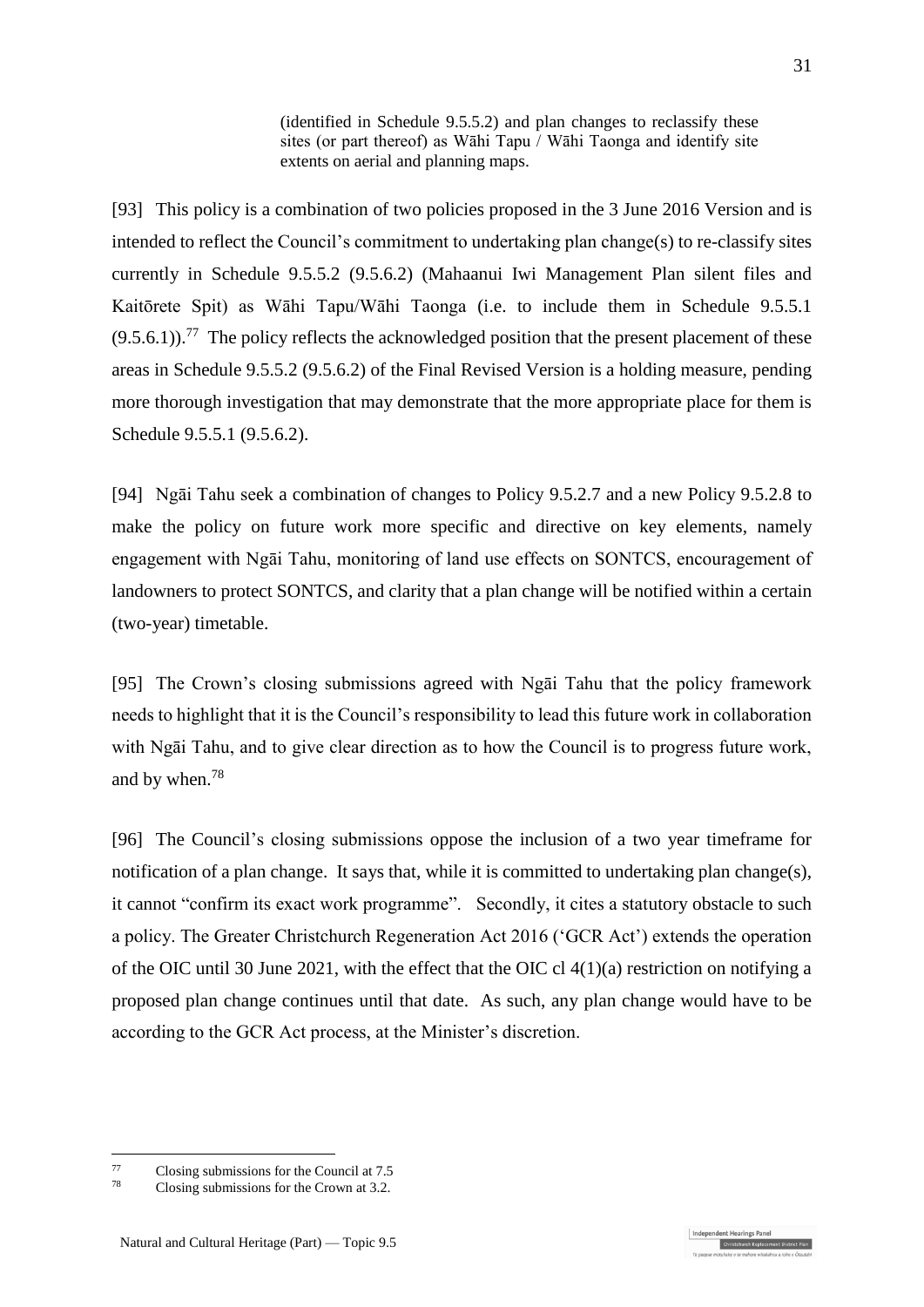> (identified in Schedule 9.5.5.2) and plan changes to reclassify these sites (or part thereof) as Wāhi Tapu / Wāhi Taonga and identify site extents on aerial and planning maps.

[93] This policy is a combination of two policies proposed in the 3 June 2016 Version and is intended to reflect the Council's commitment to undertaking plan change(s) to re-classify sites currently in Schedule 9.5.5.2 (9.5.6.2) (Mahaanui Iwi Management Plan silent files and Kaitōrete Spit) as Wāhi Tapu/Wāhi Taonga (i.e. to include them in Schedule 9.5.5.1 (9.5.6.1)).[77] The policy reflects the acknowledged position that the present placement of these areas in Schedule 9.5.5.2 (9.5.6.2) of the Final Revised Version is a holding measure, pending more thorough investigation that may demonstrate that the more appropriate place for them is Schedule 9.5.5.1 (9.5.6.2).

[94] Ngāi Tahu seek a combination of changes to Policy 9.5.2.7 and a new Policy 9.5.2.8 to make the policy on future work more specific and directive on key elements, namely engagement with Ngāi Tahu, monitoring of land use effects on SONTCS, encouragement of landowners to protect SONTCS, and clarity that a plan change will be notified within a certain (two-year) timetable.

[95] The Crown's closing submissions agreed with Ngāi Tahu that the policy framework needs to highlight that it is the Council's responsibility to lead this future work in collaboration with Ngāi Tahu, and to give clear direction as to how the Council is to progress future work, and by when.[78]

[96] The Council's closing submissions oppose the inclusion of a two year timeframe for notification of a plan change. It says that, while it is committed to undertaking plan change(s), it cannot "confirm its exact work programme". Secondly, it cites a statutory obstacle to such a policy. The Greater Christchurch Regeneration Act 2016 ('GCR Act') extends the operation of the OIC until 30 June 2021, with the effect that the OIC cl 4(1)(a) restriction on notifying a proposed plan change continues until that date. As such, any plan change would have to be according to the GCR Act process, at the Minister's discretion.

---

[77] Closing submissions for the Council at 7.5

[78] Closing submissions for the Crown at 3.2.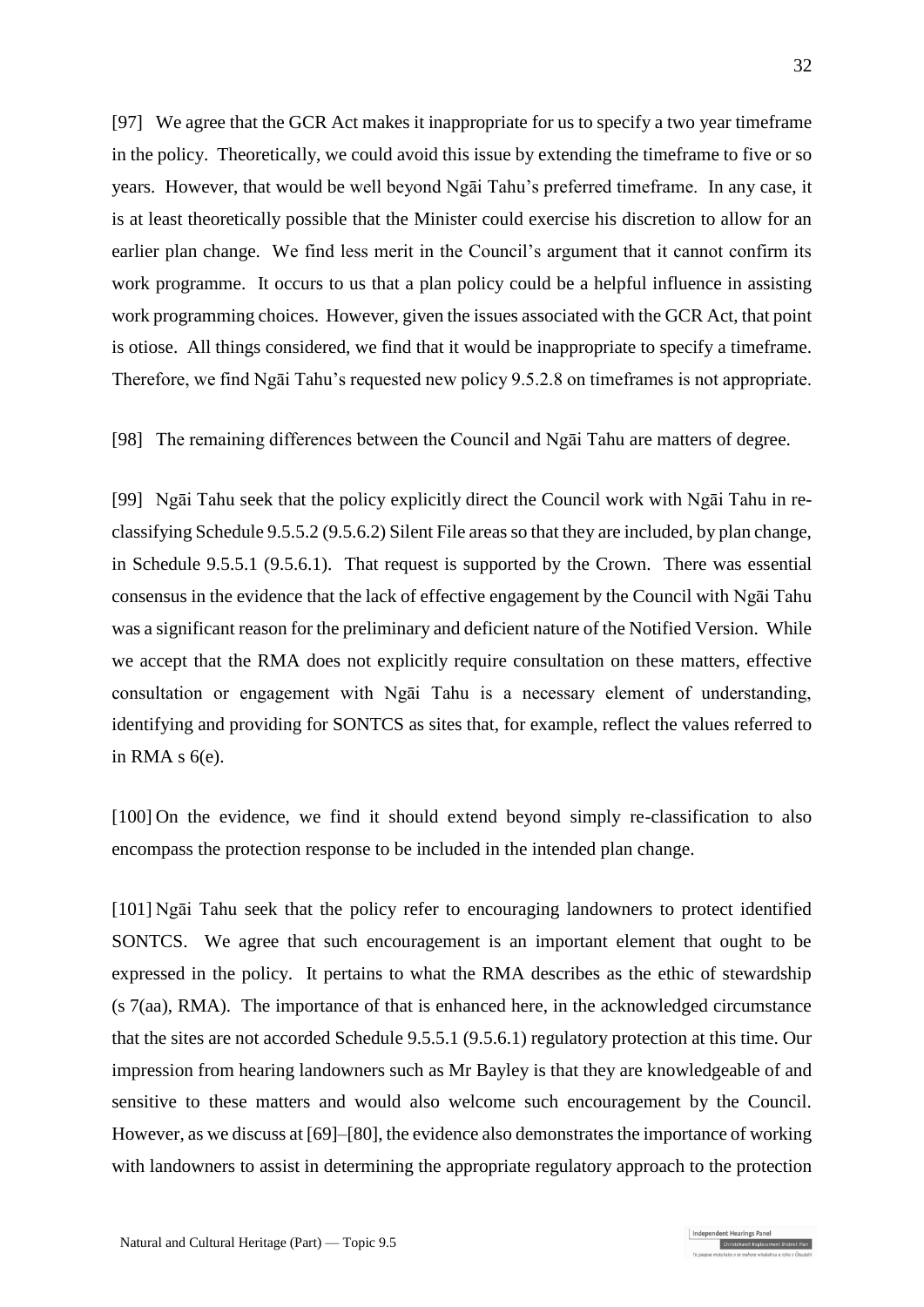[97] We agree that the GCR Act makes it inappropriate for us to specify a two year timeframe in the policy. Theoretically, we could avoid this issue by extending the timeframe to five or so years. However, that would be well beyond Ngāi Tahu's preferred timeframe. In any case, it is at least theoretically possible that the Minister could exercise his discretion to allow for an earlier plan change. We find less merit in the Council's argument that it cannot confirm its work programme. It occurs to us that a plan policy could be a helpful influence in assisting work programming choices. However, given the issues associated with the GCR Act, that point is otiose. All things considered, we find that it would be inappropriate to specify a timeframe. Therefore, we find Ngāi Tahu's requested new policy 9.5.2.8 on timeframes is not appropriate.

[98] The remaining differences between the Council and Ngāi Tahu are matters of degree.

[99] Ngāi Tahu seek that the policy explicitly direct the Council work with Ngāi Tahu in re-classifying Schedule 9.5.5.2 (9.5.6.2) Silent File areas so that they are included, by plan change, in Schedule 9.5.5.1 (9.5.6.1). That request is supported by the Crown. There was essential consensus in the evidence that the lack of effective engagement by the Council with Ngāi Tahu was a significant reason for the preliminary and deficient nature of the Notified Version. While we accept that the RMA does not explicitly require consultation on these matters, effective consultation or engagement with Ngāi Tahu is a necessary element of understanding, identifying and providing for SONTCS as sites that, for example, reflect the values referred to in RMA s 6(e).

[100] On the evidence, we find it should extend beyond simply re-classification to also encompass the protection response to be included in the intended plan change.

[101] Ngāi Tahu seek that the policy refer to encouraging landowners to protect identified SONTCS. We agree that such encouragement is an important element that ought to be expressed in the policy. It pertains to what the RMA describes as the ethic of stewardship (s 7(aa), RMA). The importance of that is enhanced here, in the acknowledged circumstance that the sites are not accorded Schedule 9.5.5.1 (9.5.6.1) regulatory protection at this time. Our impression from hearing landowners such as Mr Bayley is that they are knowledgeable of and sensitive to these matters and would also welcome such encouragement by the Council. However, as we discuss at [69]–[80], the evidence also demonstrates the importance of working with landowners to assist in determining the appropriate regulatory approach to the protection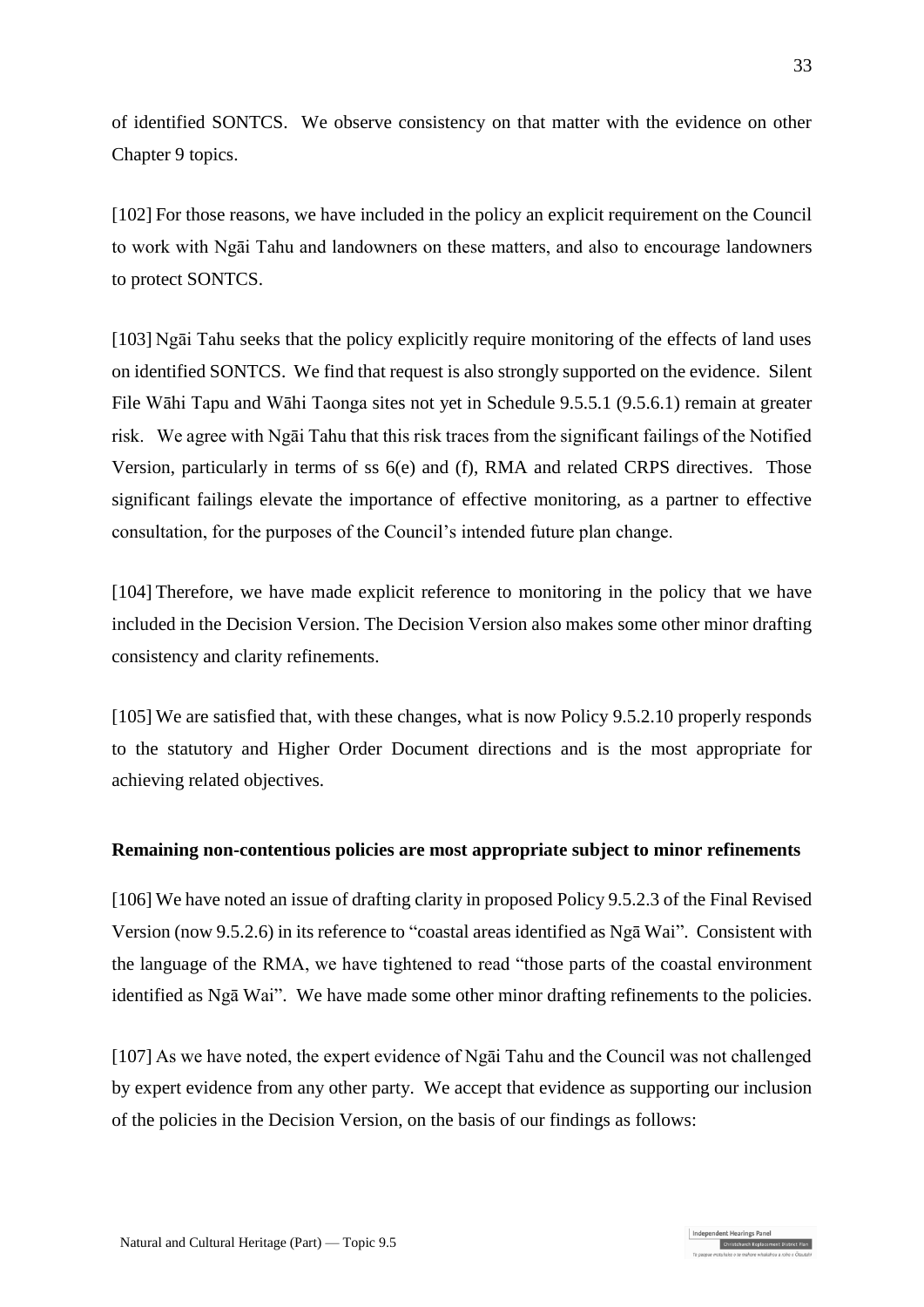of identified SONTCS. We observe consistency on that matter with the evidence on other Chapter 9 topics.

[102] For those reasons, we have included in the policy an explicit requirement on the Council to work with Ngāi Tahu and landowners on these matters, and also to encourage landowners to protect SONTCS.

[103] Ngāi Tahu seeks that the policy explicitly require monitoring of the effects of land uses on identified SONTCS. We find that request is also strongly supported on the evidence. Silent File Wāhi Tapu and Wāhi Taonga sites not yet in Schedule 9.5.5.1 (9.5.6.1) remain at greater risk. We agree with Ngāi Tahu that this risk traces from the significant failings of the Notified Version, particularly in terms of ss 6(e) and (f), RMA and related CRPS directives. Those significant failings elevate the importance of effective monitoring, as a partner to effective consultation, for the purposes of the Council's intended future plan change.

[104] Therefore, we have made explicit reference to monitoring in the policy that we have included in the Decision Version. The Decision Version also makes some other minor drafting consistency and clarity refinements.

[105] We are satisfied that, with these changes, what is now Policy 9.5.2.10 properly responds to the statutory and Higher Order Document directions and is the most appropriate for achieving related objectives.

**Remaining non-contentious policies are most appropriate subject to minor refinements**

[106] We have noted an issue of drafting clarity in proposed Policy 9.5.2.3 of the Final Revised Version (now 9.5.2.6) in its reference to "coastal areas identified as Ngā Wai". Consistent with the language of the RMA, we have tightened to read "those parts of the coastal environment identified as Ngā Wai". We have made some other minor drafting refinements to the policies.

[107] As we have noted, the expert evidence of Ngāi Tahu and the Council was not challenged by expert evidence from any other party. We accept that evidence as supporting our inclusion of the policies in the Decision Version, on the basis of our findings as follows: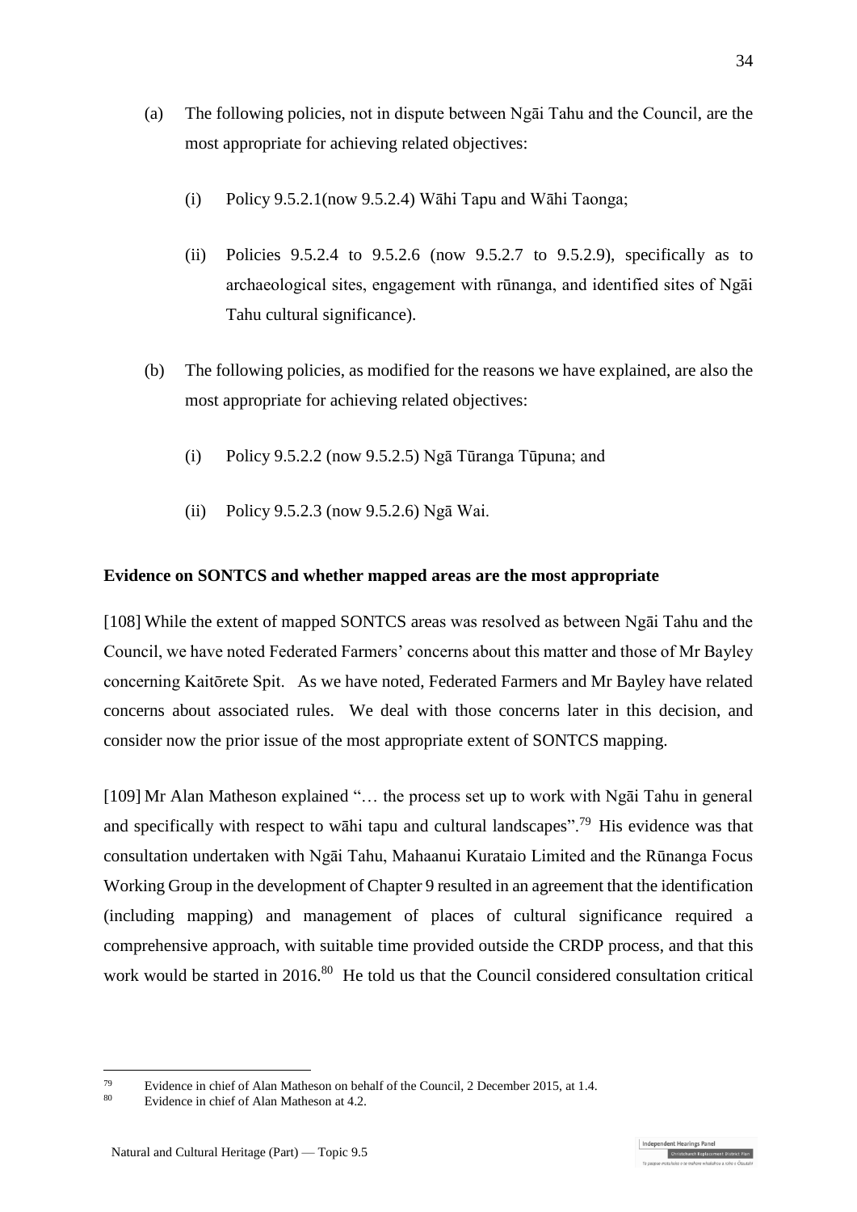(a) The following policies, not in dispute between Ngāi Tahu and the Council, are the most appropriate for achieving related objectives:

(i) Policy 9.5.2.1(now 9.5.2.4) Wāhi Tapu and Wāhi Taonga;

(ii) Policies 9.5.2.4 to 9.5.2.6 (now 9.5.2.7 to 9.5.2.9), specifically as to archaeological sites, engagement with rūnanga, and identified sites of Ngāi Tahu cultural significance).

(b) The following policies, as modified for the reasons we have explained, are also the most appropriate for achieving related objectives:

(i) Policy 9.5.2.2 (now 9.5.2.5) Ngā Tūranga Tūpuna; and

(ii) Policy 9.5.2.3 (now 9.5.2.6) Ngā Wai.

**Evidence on SONTCS and whether mapped areas are the most appropriate**

[108] While the extent of mapped SONTCS areas was resolved as between Ngāi Tahu and the Council, we have noted Federated Farmers' concerns about this matter and those of Mr Bayley concerning Kaitōrete Spit. As we have noted, Federated Farmers and Mr Bayley have related concerns about associated rules. We deal with those concerns later in this decision, and consider now the prior issue of the most appropriate extent of SONTCS mapping.

[109] Mr Alan Matheson explained "… the process set up to work with Ngāi Tahu in general and specifically with respect to wāhi tapu and cultural landscapes".[79] His evidence was that consultation undertaken with Ngāi Tahu, Mahaanui Kurataio Limited and the Rūnanga Focus Working Group in the development of Chapter 9 resulted in an agreement that the identification (including mapping) and management of places of cultural significance required a comprehensive approach, with suitable time provided outside the CRDP process, and that this work would be started in 2016.[80] He told us that the Council considered consultation critical

[79] Evidence in chief of Alan Matheson on behalf of the Council, 2 December 2015, at 1.4.

[80] Evidence in chief of Alan Matheson at 4.2.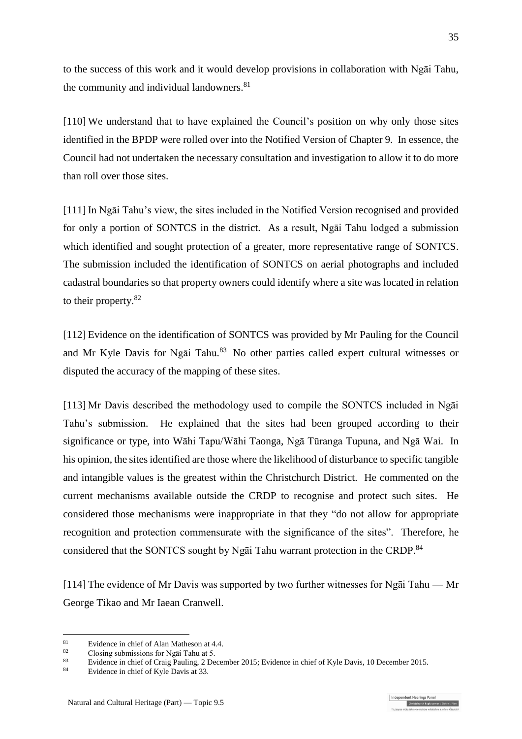to the success of this work and it would develop provisions in collaboration with Ngāi Tahu, the community and individual landowners.[81]

[110] We understand that to have explained the Council's position on why only those sites identified in the BPDP were rolled over into the Notified Version of Chapter 9. In essence, the Council had not undertaken the necessary consultation and investigation to allow it to do more than roll over those sites.

[111] In Ngāi Tahu's view, the sites included in the Notified Version recognised and provided for only a portion of SONTCS in the district. As a result, Ngāi Tahu lodged a submission which identified and sought protection of a greater, more representative range of SONTCS. The submission included the identification of SONTCS on aerial photographs and included cadastral boundaries so that property owners could identify where a site was located in relation to their property.[82]

[112] Evidence on the identification of SONTCS was provided by Mr Pauling for the Council and Mr Kyle Davis for Ngāi Tahu.[83] No other parties called expert cultural witnesses or disputed the accuracy of the mapping of these sites.

[113] Mr Davis described the methodology used to compile the SONTCS included in Ngāi Tahu's submission. He explained that the sites had been grouped according to their significance or type, into Wāhi Tapu/Wāhi Taonga, Ngā Tūranga Tupuna, and Ngā Wai. In his opinion, the sites identified are those where the likelihood of disturbance to specific tangible and intangible values is the greatest within the Christchurch District. He commented on the current mechanisms available outside the CRDP to recognise and protect such sites. He considered those mechanisms were inappropriate in that they "do not allow for appropriate recognition and protection commensurate with the significance of the sites". Therefore, he considered that the SONTCS sought by Ngāi Tahu warrant protection in the CRDP.[84]

[114] The evidence of Mr Davis was supported by two further witnesses for Ngāi Tahu — Mr George Tikao and Mr Iaean Cranwell.

---

[81] Evidence in chief of Alan Matheson at 4.4.

[82] Closing submissions for Ngāi Tahu at 5.

[83] Evidence in chief of Craig Pauling, 2 December 2015; Evidence in chief of Kyle Davis, 10 December 2015.

[84] Evidence in chief of Kyle Davis at 33.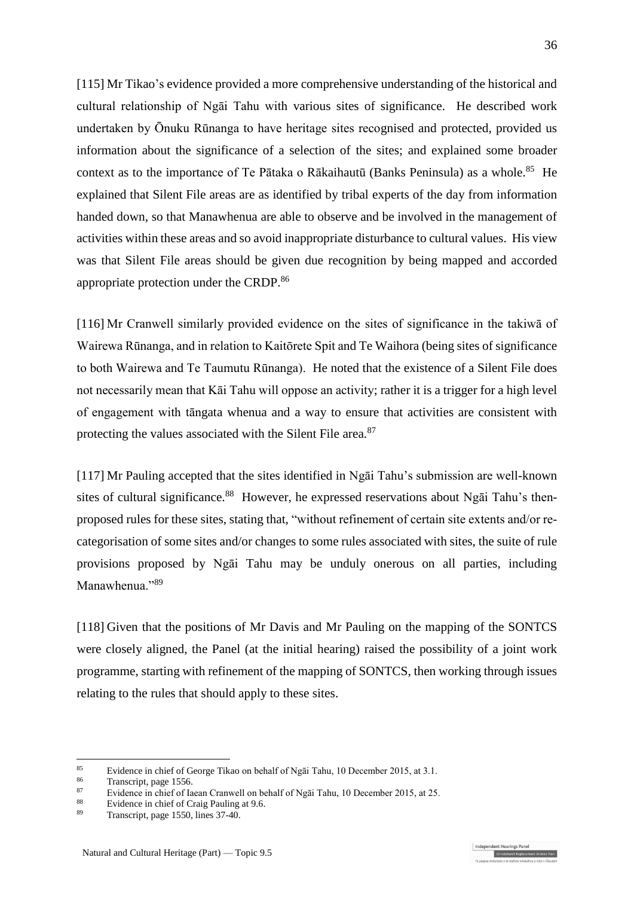[115] Mr Tikao's evidence provided a more comprehensive understanding of the historical and cultural relationship of Ngāi Tahu with various sites of significance. He described work undertaken by Ōnuku Rūnanga to have heritage sites recognised and protected, provided us information about the significance of a selection of the sites; and explained some broader context as to the importance of Te Pātaka o Rākaihautū (Banks Peninsula) as a whole.[85] He explained that Silent File areas are as identified by tribal experts of the day from information handed down, so that Manawhenua are able to observe and be involved in the management of activities within these areas and so avoid inappropriate disturbance to cultural values. His view was that Silent File areas should be given due recognition by being mapped and accorded appropriate protection under the CRDP.[86]

[116] Mr Cranwell similarly provided evidence on the sites of significance in the takiwā of Wairewa Rūnanga, and in relation to Kaitōrete Spit and Te Waihora (being sites of significance to both Wairewa and Te Taumutu Rūnanga). He noted that the existence of a Silent File does not necessarily mean that Kāi Tahu will oppose an activity; rather it is a trigger for a high level of engagement with tāngata whenua and a way to ensure that activities are consistent with protecting the values associated with the Silent File area.[87]

[117] Mr Pauling accepted that the sites identified in Ngāi Tahu's submission are well-known sites of cultural significance.[88] However, he expressed reservations about Ngāi Tahu's then-proposed rules for these sites, stating that, "without refinement of certain site extents and/or re-categorisation of some sites and/or changes to some rules associated with sites, the suite of rule provisions proposed by Ngāi Tahu may be unduly onerous on all parties, including Manawhenua."[89]

[118] Given that the positions of Mr Davis and Mr Pauling on the mapping of the SONTCS were closely aligned, the Panel (at the initial hearing) raised the possibility of a joint work programme, starting with refinement of the mapping of SONTCS, then working through issues relating to the rules that should apply to these sites.

---

[85] Evidence in chief of George Tikao on behalf of Ngāi Tahu, 10 December 2015, at 3.1.
[86] Transcript, page 1556.
[87] Evidence in chief of Iaean Cranwell on behalf of Ngāi Tahu, 10 December 2015, at 25.
[88] Evidence in chief of Craig Pauling at 9.6.
[89] Transcript, page 1550, lines 37-40.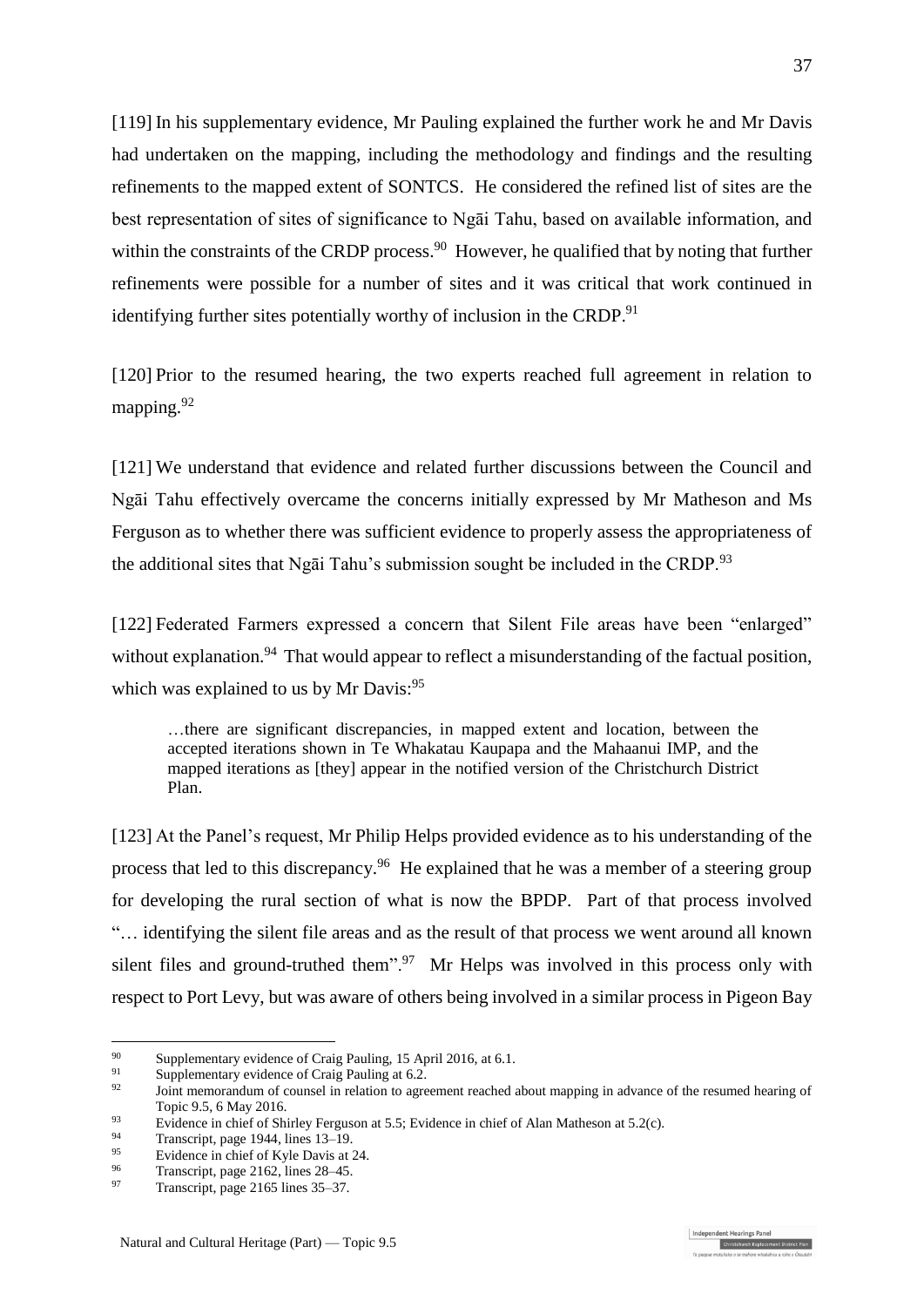[119] In his supplementary evidence, Mr Pauling explained the further work he and Mr Davis had undertaken on the mapping, including the methodology and findings and the resulting refinements to the mapped extent of SONTCS. He considered the refined list of sites are the best representation of sites of significance to Ngāi Tahu, based on available information, and within the constraints of the CRDP process.[90] However, he qualified that by noting that further refinements were possible for a number of sites and it was critical that work continued in identifying further sites potentially worthy of inclusion in the CRDP.[91]

[120] Prior to the resumed hearing, the two experts reached full agreement in relation to mapping.[92]

[121] We understand that evidence and related further discussions between the Council and Ngāi Tahu effectively overcame the concerns initially expressed by Mr Matheson and Ms Ferguson as to whether there was sufficient evidence to properly assess the appropriateness of the additional sites that Ngāi Tahu's submission sought be included in the CRDP.[93]

[122] Federated Farmers expressed a concern that Silent File areas have been "enlarged" without explanation.[94] That would appear to reflect a misunderstanding of the factual position, which was explained to us by Mr Davis:[95]

> …there are significant discrepancies, in mapped extent and location, between the accepted iterations shown in Te Whakatau Kaupapa and the Mahaanui IMP, and the mapped iterations as [they] appear in the notified version of the Christchurch District Plan.

[123] At the Panel's request, Mr Philip Helps provided evidence as to his understanding of the process that led to this discrepancy.[96] He explained that he was a member of a steering group for developing the rural section of what is now the BPDP. Part of that process involved "… identifying the silent file areas and as the result of that process we went around all known silent files and ground-truthed them".[97] Mr Helps was involved in this process only with respect to Port Levy, but was aware of others being involved in a similar process in Pigeon Bay

---

[90] Supplementary evidence of Craig Pauling, 15 April 2016, at 6.1.

[91] Supplementary evidence of Craig Pauling at 6.2.

[92] Joint memorandum of counsel in relation to agreement reached about mapping in advance of the resumed hearing of Topic 9.5, 6 May 2016.

[93] Evidence in chief of Shirley Ferguson at 5.5; Evidence in chief of Alan Matheson at 5.2(c).

[94] Transcript, page 1944, lines 13–19.

[95] Evidence in chief of Kyle Davis at 24.

[96] Transcript, page 2162, lines 28–45.

[97] Transcript, page 2165 lines 35–37.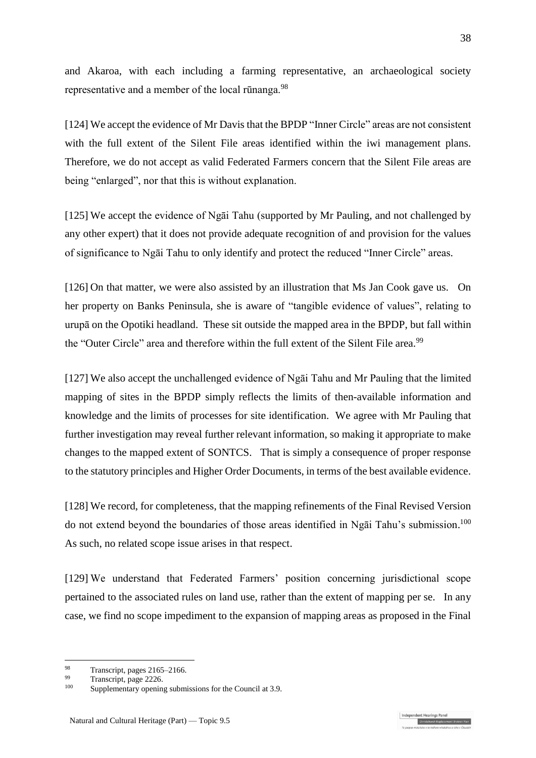and Akaroa, with each including a farming representative, an archaeological society representative and a member of the local rūnanga.[98]

[124] We accept the evidence of Mr Davis that the BPDP "Inner Circle" areas are not consistent with the full extent of the Silent File areas identified within the iwi management plans. Therefore, we do not accept as valid Federated Farmers concern that the Silent File areas are being "enlarged", nor that this is without explanation.

[125] We accept the evidence of Ngāi Tahu (supported by Mr Pauling, and not challenged by any other expert) that it does not provide adequate recognition of and provision for the values of significance to Ngāi Tahu to only identify and protect the reduced "Inner Circle" areas.

[126] On that matter, we were also assisted by an illustration that Ms Jan Cook gave us. On her property on Banks Peninsula, she is aware of "tangible evidence of values", relating to urupā on the Opotiki headland. These sit outside the mapped area in the BPDP, but fall within the "Outer Circle" area and therefore within the full extent of the Silent File area.[99]

[127] We also accept the unchallenged evidence of Ngāi Tahu and Mr Pauling that the limited mapping of sites in the BPDP simply reflects the limits of then-available information and knowledge and the limits of processes for site identification. We agree with Mr Pauling that further investigation may reveal further relevant information, so making it appropriate to make changes to the mapped extent of SONTCS. That is simply a consequence of proper response to the statutory principles and Higher Order Documents, in terms of the best available evidence.

[128] We record, for completeness, that the mapping refinements of the Final Revised Version do not extend beyond the boundaries of those areas identified in Ngāi Tahu's submission.[100] As such, no related scope issue arises in that respect.

[129] We understand that Federated Farmers' position concerning jurisdictional scope pertained to the associated rules on land use, rather than the extent of mapping per se. In any case, we find no scope impediment to the expansion of mapping areas as proposed in the Final

---

[98] Transcript, pages 2165–2166.

[99] Transcript, page 2226.

[100] Supplementary opening submissions for the Council at 3.9.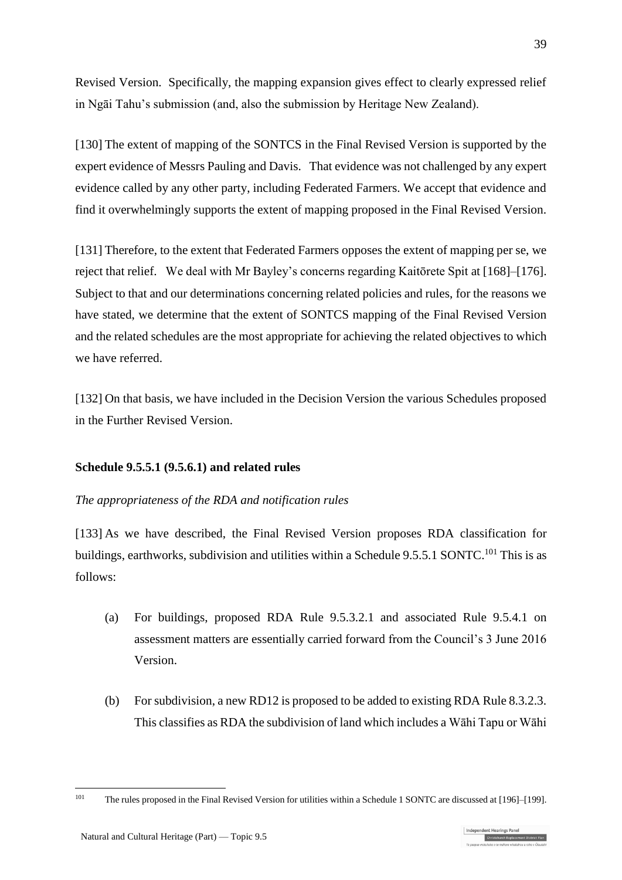Revised Version. Specifically, the mapping expansion gives effect to clearly expressed relief in Ngāi Tahu's submission (and, also the submission by Heritage New Zealand).

[130] The extent of mapping of the SONTCS in the Final Revised Version is supported by the expert evidence of Messrs Pauling and Davis. That evidence was not challenged by any expert evidence called by any other party, including Federated Farmers. We accept that evidence and find it overwhelmingly supports the extent of mapping proposed in the Final Revised Version.

[131] Therefore, to the extent that Federated Farmers opposes the extent of mapping per se, we reject that relief. We deal with Mr Bayley's concerns regarding Kaitōrete Spit at [168]–[176]. Subject to that and our determinations concerning related policies and rules, for the reasons we have stated, we determine that the extent of SONTCS mapping of the Final Revised Version and the related schedules are the most appropriate for achieving the related objectives to which we have referred.

[132] On that basis, we have included in the Decision Version the various Schedules proposed in the Further Revised Version.

**Schedule 9.5.5.1 (9.5.6.1) and related rules**

*The appropriateness of the RDA and notification rules*

[133] As we have described, the Final Revised Version proposes RDA classification for buildings, earthworks, subdivision and utilities within a Schedule 9.5.5.1 SONTC.[101] This is as follows:

(a) For buildings, proposed RDA Rule 9.5.3.2.1 and associated Rule 9.5.4.1 on assessment matters are essentially carried forward from the Council's 3 June 2016 Version.

(b) For subdivision, a new RD12 is proposed to be added to existing RDA Rule 8.3.2.3. This classifies as RDA the subdivision of land which includes a Wāhi Tapu or Wāhi

[101] The rules proposed in the Final Revised Version for utilities within a Schedule 1 SONTC are discussed at [196]–[199].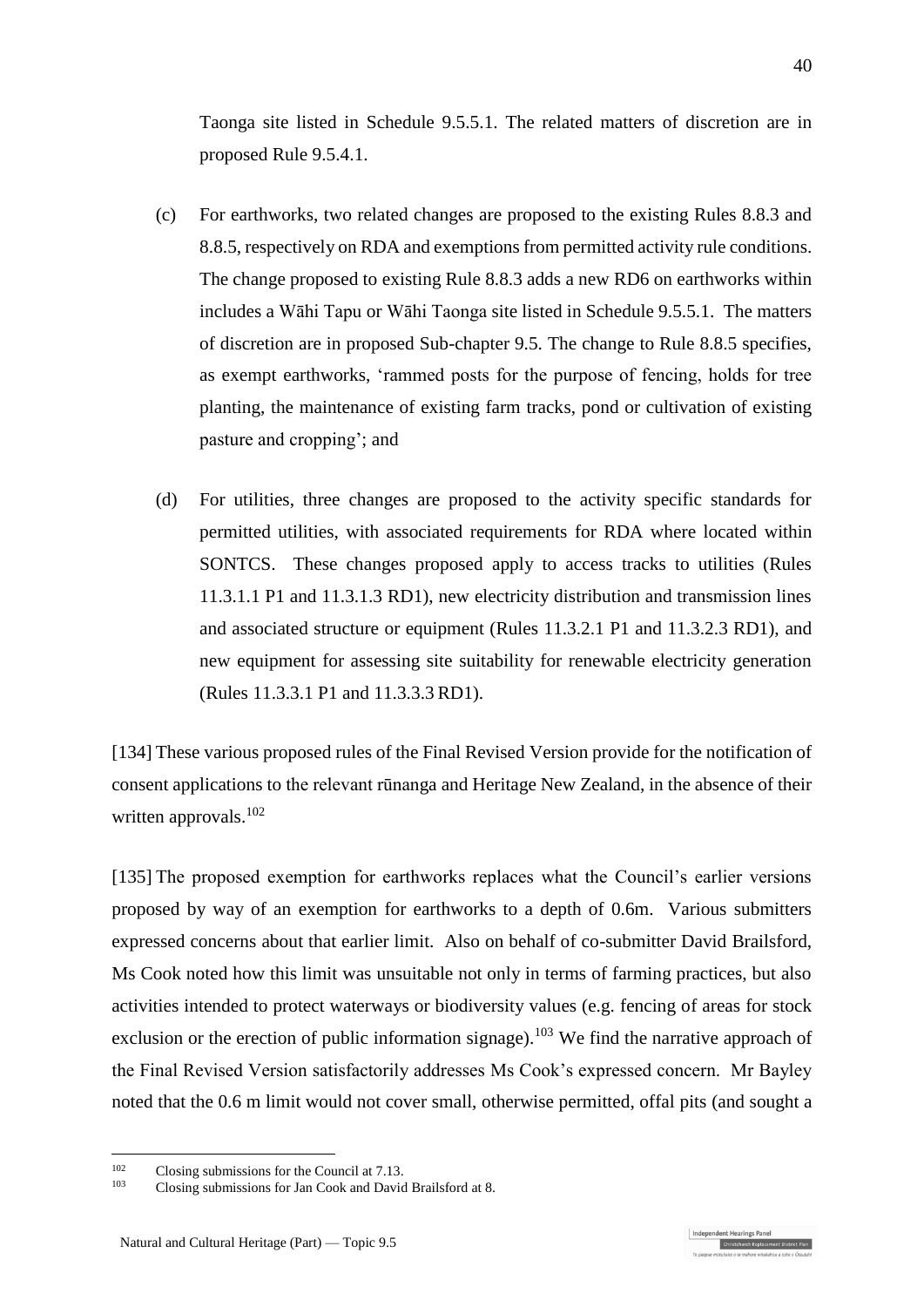Taonga site listed in Schedule 9.5.5.1. The related matters of discretion are in proposed Rule 9.5.4.1.

(c) For earthworks, two related changes are proposed to the existing Rules 8.8.3 and 8.8.5, respectively on RDA and exemptions from permitted activity rule conditions. The change proposed to existing Rule 8.8.3 adds a new RD6 on earthworks within includes a Wāhi Tapu or Wāhi Taonga site listed in Schedule 9.5.5.1. The matters of discretion are in proposed Sub-chapter 9.5. The change to Rule 8.8.5 specifies, as exempt earthworks, 'rammed posts for the purpose of fencing, holds for tree planting, the maintenance of existing farm tracks, pond or cultivation of existing pasture and cropping'; and

(d) For utilities, three changes are proposed to the activity specific standards for permitted utilities, with associated requirements for RDA where located within SONTCS. These changes proposed apply to access tracks to utilities (Rules 11.3.1.1 P1 and 11.3.1.3 RD1), new electricity distribution and transmission lines and associated structure or equipment (Rules 11.3.2.1 P1 and 11.3.2.3 RD1), and new equipment for assessing site suitability for renewable electricity generation (Rules 11.3.3.1 P1 and 11.3.3.3 RD1).

[134] These various proposed rules of the Final Revised Version provide for the notification of consent applications to the relevant rūnanga and Heritage New Zealand, in the absence of their written approvals.[102]

[135] The proposed exemption for earthworks replaces what the Council's earlier versions proposed by way of an exemption for earthworks to a depth of 0.6m. Various submitters expressed concerns about that earlier limit. Also on behalf of co-submitter David Brailsford, Ms Cook noted how this limit was unsuitable not only in terms of farming practices, but also activities intended to protect waterways or biodiversity values (e.g. fencing of areas for stock exclusion or the erection of public information signage).[103] We find the narrative approach of the Final Revised Version satisfactorily addresses Ms Cook's expressed concern. Mr Bayley noted that the 0.6 m limit would not cover small, otherwise permitted, offal pits (and sought a

[102] Closing submissions for the Council at 7.13.

[103] Closing submissions for Jan Cook and David Brailsford at 8.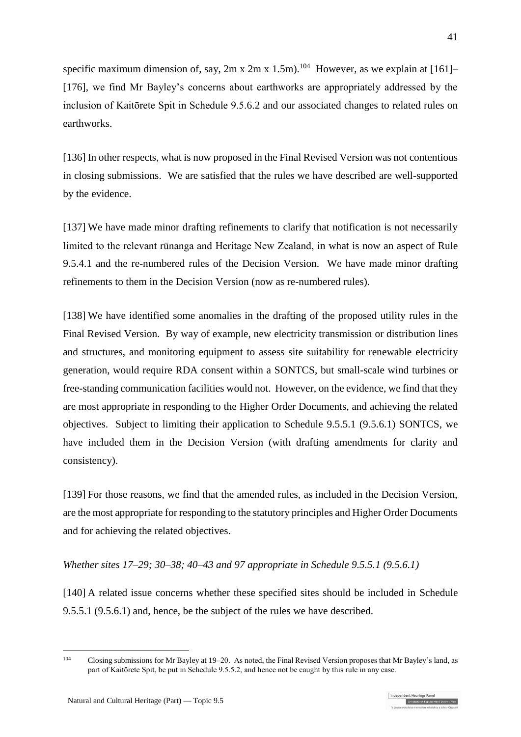specific maximum dimension of, say, 2m x 2m x 1.5m).[104] However, as we explain at [161]–[176], we find Mr Bayley's concerns about earthworks are appropriately addressed by the inclusion of Kaitōrete Spit in Schedule 9.5.6.2 and our associated changes to related rules on earthworks.

[136] In other respects, what is now proposed in the Final Revised Version was not contentious in closing submissions. We are satisfied that the rules we have described are well-supported by the evidence.

[137] We have made minor drafting refinements to clarify that notification is not necessarily limited to the relevant rūnanga and Heritage New Zealand, in what is now an aspect of Rule 9.5.4.1 and the re-numbered rules of the Decision Version. We have made minor drafting refinements to them in the Decision Version (now as re-numbered rules).

[138] We have identified some anomalies in the drafting of the proposed utility rules in the Final Revised Version. By way of example, new electricity transmission or distribution lines and structures, and monitoring equipment to assess site suitability for renewable electricity generation, would require RDA consent within a SONTCS, but small-scale wind turbines or free-standing communication facilities would not. However, on the evidence, we find that they are most appropriate in responding to the Higher Order Documents, and achieving the related objectives. Subject to limiting their application to Schedule 9.5.5.1 (9.5.6.1) SONTCS, we have included them in the Decision Version (with drafting amendments for clarity and consistency).

[139] For those reasons, we find that the amended rules, as included in the Decision Version, are the most appropriate for responding to the statutory principles and Higher Order Documents and for achieving the related objectives.

*Whether sites 17–29; 30–38; 40–43 and 97 appropriate in Schedule 9.5.5.1 (9.5.6.1)*

[140] A related issue concerns whether these specified sites should be included in Schedule 9.5.5.1 (9.5.6.1) and, hence, be the subject of the rules we have described.

[104] Closing submissions for Mr Bayley at 19–20. As noted, the Final Revised Version proposes that Mr Bayley's land, as part of Kaitōrete Spit, be put in Schedule 9.5.5.2, and hence not be caught by this rule in any case.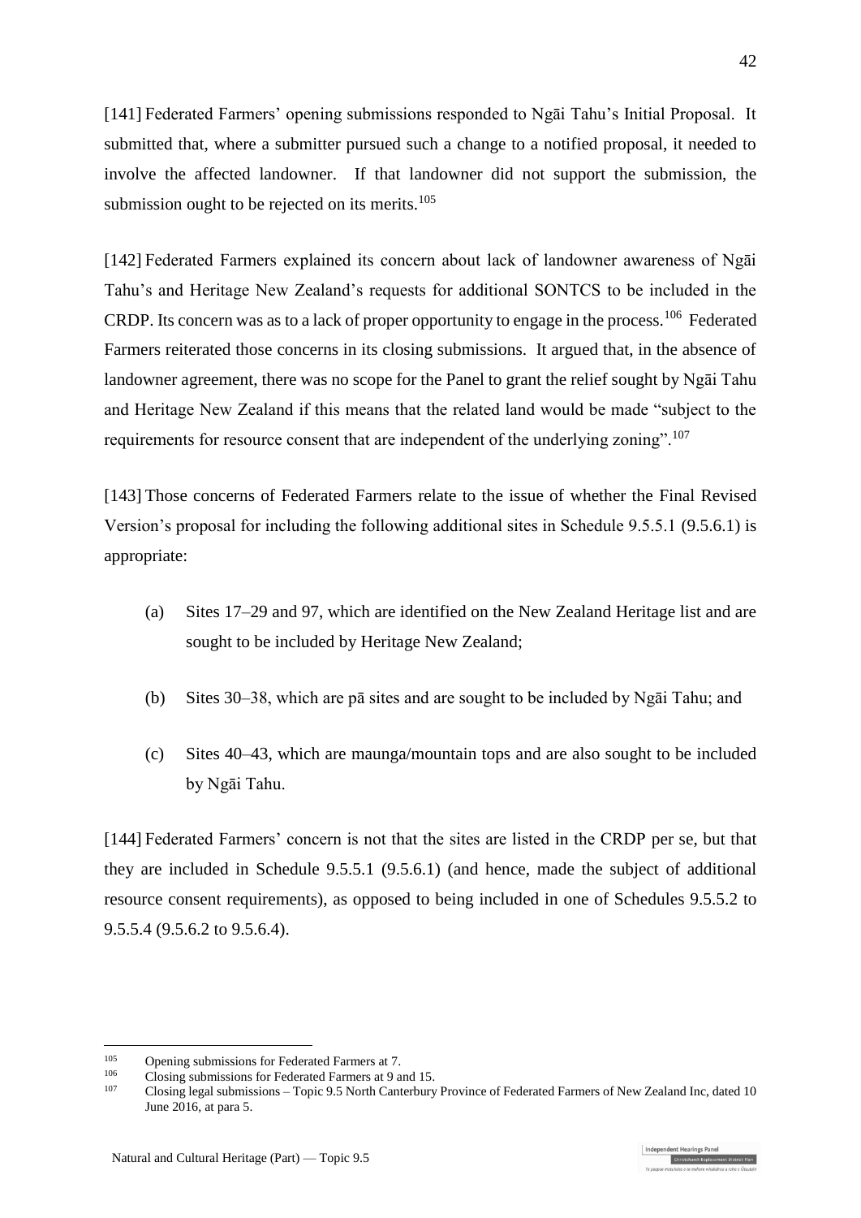[141] Federated Farmers' opening submissions responded to Ngāi Tahu's Initial Proposal. It submitted that, where a submitter pursued such a change to a notified proposal, it needed to involve the affected landowner. If that landowner did not support the submission, the submission ought to be rejected on its merits.[105]

[142] Federated Farmers explained its concern about lack of landowner awareness of Ngāi Tahu's and Heritage New Zealand's requests for additional SONTCS to be included in the CRDP. Its concern was as to a lack of proper opportunity to engage in the process.[106] Federated Farmers reiterated those concerns in its closing submissions. It argued that, in the absence of landowner agreement, there was no scope for the Panel to grant the relief sought by Ngāi Tahu and Heritage New Zealand if this means that the related land would be made "subject to the requirements for resource consent that are independent of the underlying zoning".[107]

[143] Those concerns of Federated Farmers relate to the issue of whether the Final Revised Version's proposal for including the following additional sites in Schedule 9.5.5.1 (9.5.6.1) is appropriate:

(a) Sites 17–29 and 97, which are identified on the New Zealand Heritage list and are sought to be included by Heritage New Zealand;

(b) Sites 30–38, which are pā sites and are sought to be included by Ngāi Tahu; and

(c) Sites 40–43, which are maunga/mountain tops and are also sought to be included by Ngāi Tahu.

[144] Federated Farmers' concern is not that the sites are listed in the CRDP per se, but that they are included in Schedule 9.5.5.1 (9.5.6.1) (and hence, made the subject of additional resource consent requirements), as opposed to being included in one of Schedules 9.5.5.2 to 9.5.5.4 (9.5.6.2 to 9.5.6.4).

---

[105] Opening submissions for Federated Farmers at 7.

[106] Closing submissions for Federated Farmers at 9 and 15.

[107] Closing legal submissions – Topic 9.5 North Canterbury Province of Federated Farmers of New Zealand Inc, dated 10 June 2016, at para 5.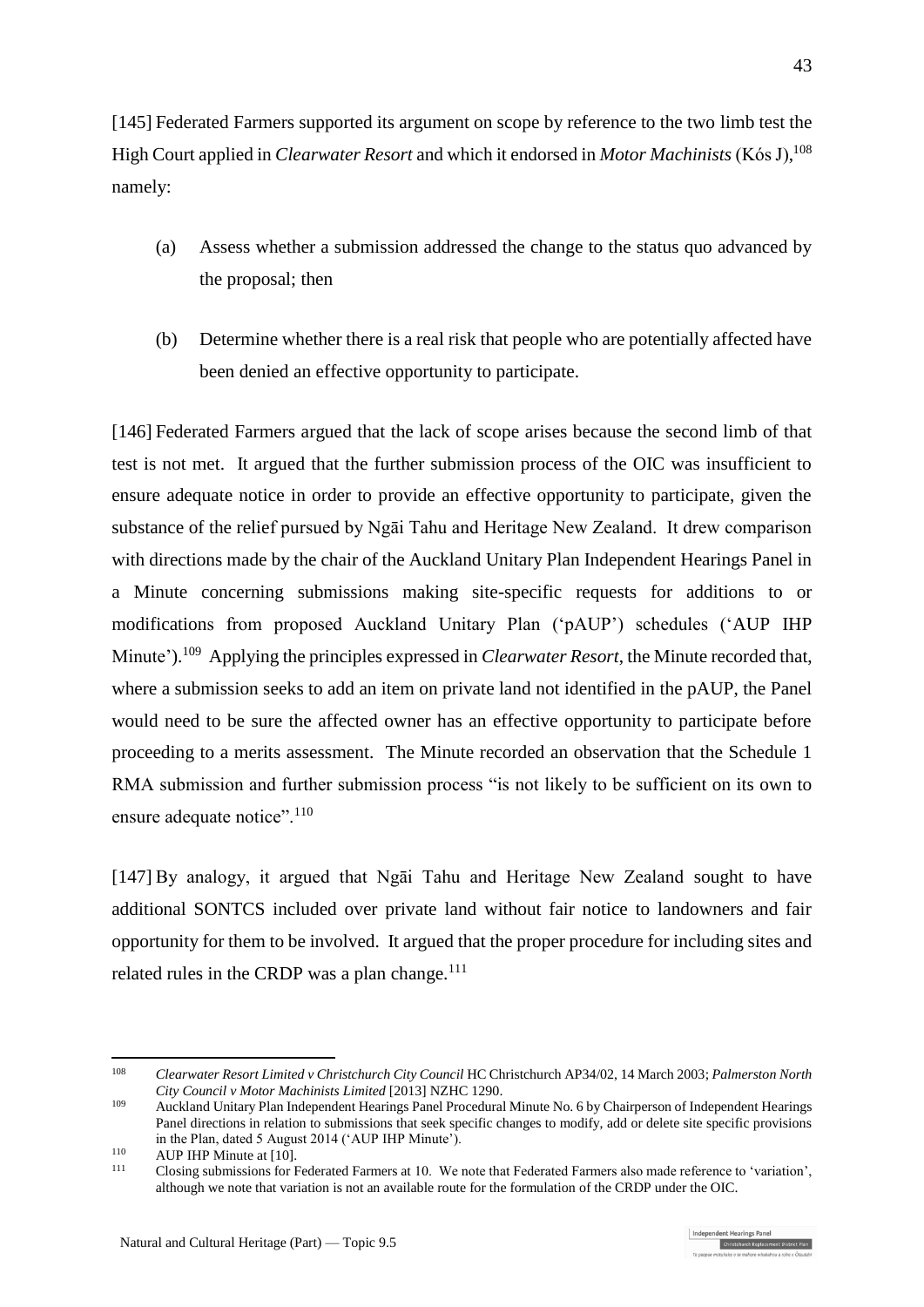[145] Federated Farmers supported its argument on scope by reference to the two limb test the High Court applied in *Clearwater Resort* and which it endorsed in *Motor Machinists* (Kós J),[108] namely:

(a) Assess whether a submission addressed the change to the status quo advanced by the proposal; then

(b) Determine whether there is a real risk that people who are potentially affected have been denied an effective opportunity to participate.

[146] Federated Farmers argued that the lack of scope arises because the second limb of that test is not met. It argued that the further submission process of the OIC was insufficient to ensure adequate notice in order to provide an effective opportunity to participate, given the substance of the relief pursued by Ngāi Tahu and Heritage New Zealand. It drew comparison with directions made by the chair of the Auckland Unitary Plan Independent Hearings Panel in a Minute concerning submissions making site-specific requests for additions to or modifications from proposed Auckland Unitary Plan ('pAUP') schedules ('AUP IHP Minute').[109] Applying the principles expressed in *Clearwater Resort*, the Minute recorded that, where a submission seeks to add an item on private land not identified in the pAUP, the Panel would need to be sure the affected owner has an effective opportunity to participate before proceeding to a merits assessment. The Minute recorded an observation that the Schedule 1 RMA submission and further submission process "is not likely to be sufficient on its own to ensure adequate notice".[110]

[147] By analogy, it argued that Ngāi Tahu and Heritage New Zealand sought to have additional SONTCS included over private land without fair notice to landowners and fair opportunity for them to be involved. It argued that the proper procedure for including sites and related rules in the CRDP was a plan change.[111]

---

[108] *Clearwater Resort Limited v Christchurch City Council* HC Christchurch AP34/02, 14 March 2003; *Palmerston North City Council v Motor Machinists Limited* [2013] NZHC 1290.

[109] Auckland Unitary Plan Independent Hearings Panel Procedural Minute No. 6 by Chairperson of Independent Hearings Panel directions in relation to submissions that seek specific changes to modify, add or delete site specific provisions in the Plan, dated 5 August 2014 ('AUP IHP Minute').

[110] AUP IHP Minute at [10].

[111] Closing submissions for Federated Farmers at 10. We note that Federated Farmers also made reference to 'variation', although we note that variation is not an available route for the formulation of the CRDP under the OIC.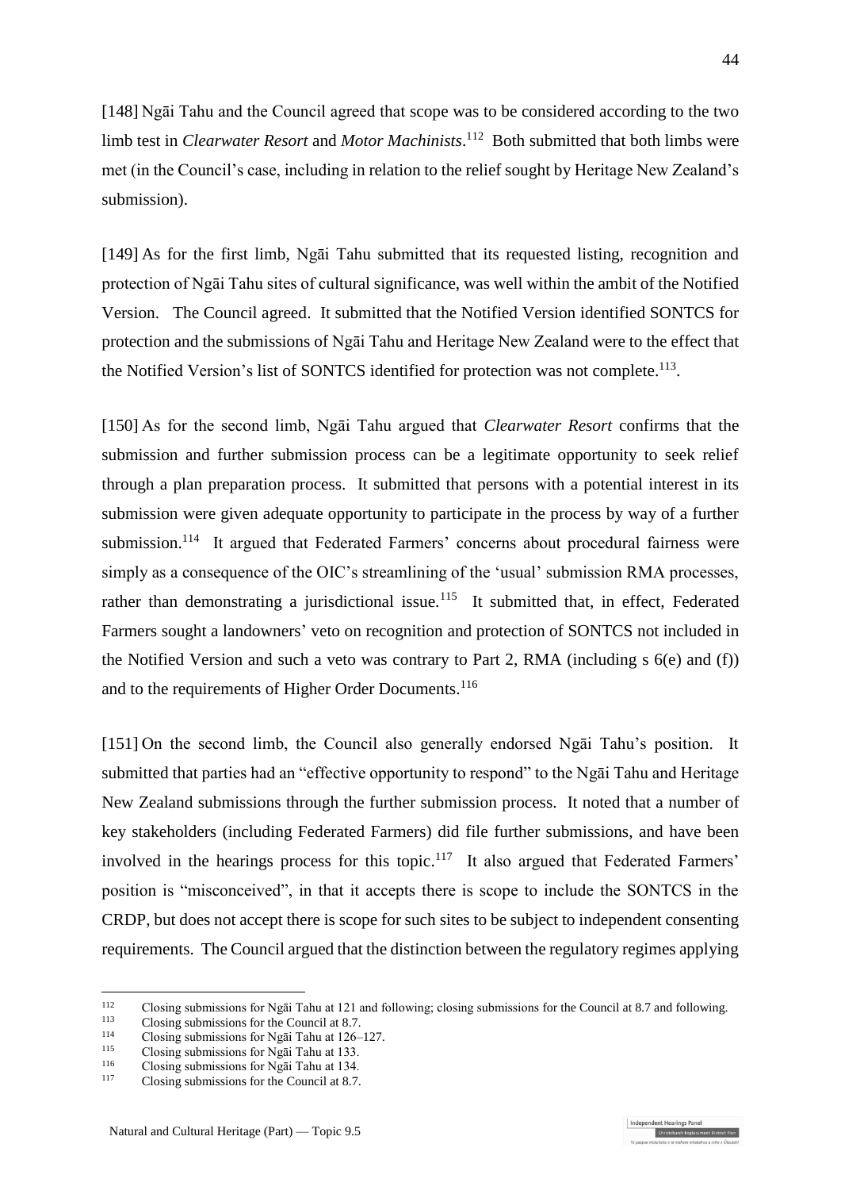[148] Ngāi Tahu and the Council agreed that scope was to be considered according to the two limb test in *Clearwater Resort* and *Motor Machinists*.[112] Both submitted that both limbs were met (in the Council's case, including in relation to the relief sought by Heritage New Zealand's submission).

[149] As for the first limb, Ngāi Tahu submitted that its requested listing, recognition and protection of Ngāi Tahu sites of cultural significance, was well within the ambit of the Notified Version. The Council agreed. It submitted that the Notified Version identified SONTCS for protection and the submissions of Ngāi Tahu and Heritage New Zealand were to the effect that the Notified Version's list of SONTCS identified for protection was not complete.[113].

[150] As for the second limb, Ngāi Tahu argued that *Clearwater Resort* confirms that the submission and further submission process can be a legitimate opportunity to seek relief through a plan preparation process. It submitted that persons with a potential interest in its submission were given adequate opportunity to participate in the process by way of a further submission.[114] It argued that Federated Farmers' concerns about procedural fairness were simply as a consequence of the OIC's streamlining of the 'usual' submission RMA processes, rather than demonstrating a jurisdictional issue.[115] It submitted that, in effect, Federated Farmers sought a landowners' veto on recognition and protection of SONTCS not included in the Notified Version and such a veto was contrary to Part 2, RMA (including s 6(e) and (f)) and to the requirements of Higher Order Documents.[116]

[151] On the second limb, the Council also generally endorsed Ngāi Tahu's position. It submitted that parties had an "effective opportunity to respond" to the Ngāi Tahu and Heritage New Zealand submissions through the further submission process. It noted that a number of key stakeholders (including Federated Farmers) did file further submissions, and have been involved in the hearings process for this topic.[117] It also argued that Federated Farmers' position is "misconceived", in that it accepts there is scope to include the SONTCS in the CRDP, but does not accept there is scope for such sites to be subject to independent consenting requirements. The Council argued that the distinction between the regulatory regimes applying

---

[112] Closing submissions for Ngāi Tahu at 121 and following; closing submissions for the Council at 8.7 and following.
[113] Closing submissions for the Council at 8.7.
[114] Closing submissions for Ngāi Tahu at 126–127.
[115] Closing submissions for Ngāi Tahu at 133.
[116] Closing submissions for Ngāi Tahu at 134.
[117] Closing submissions for the Council at 8.7.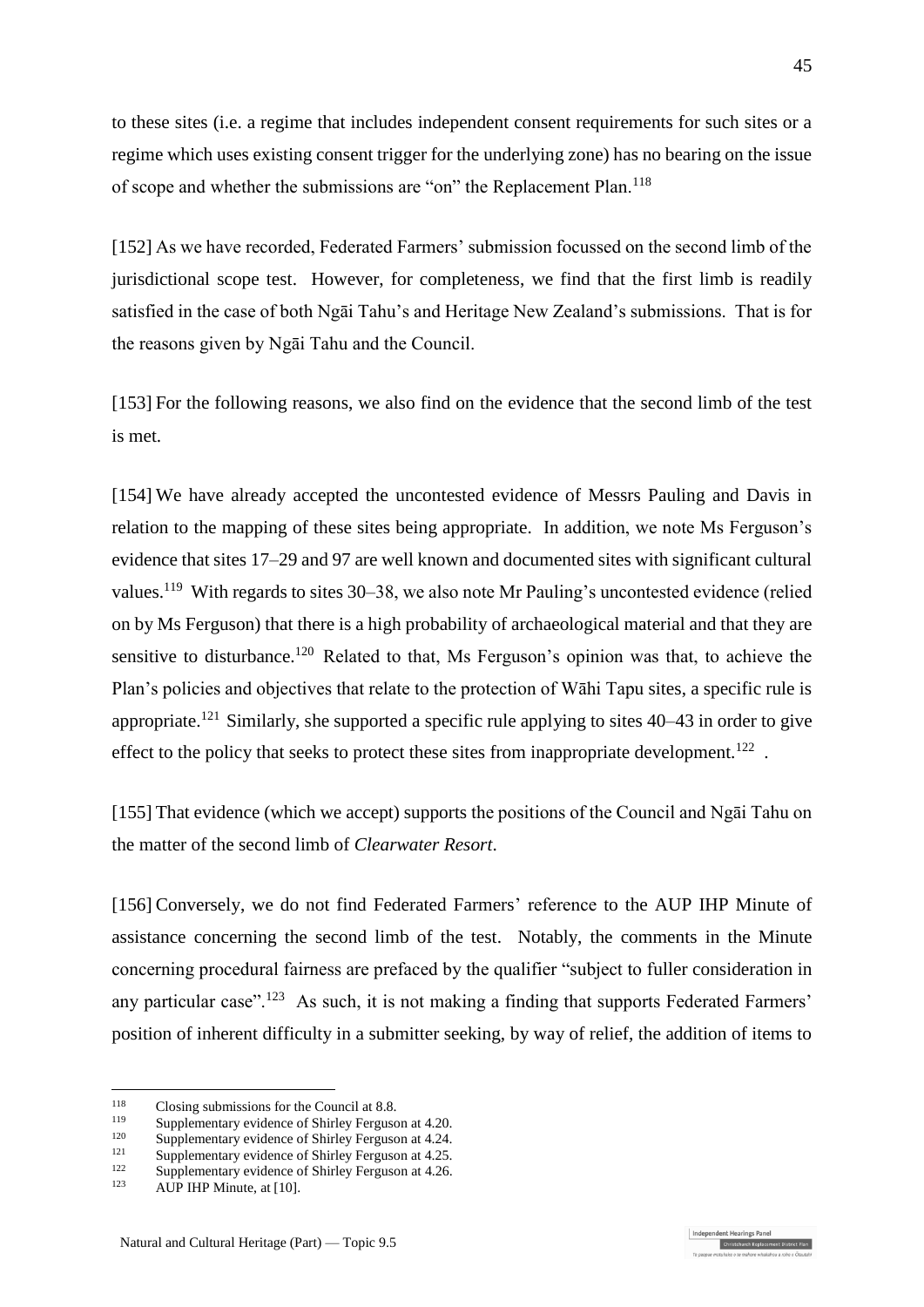to these sites (i.e. a regime that includes independent consent requirements for such sites or a regime which uses existing consent trigger for the underlying zone) has no bearing on the issue of scope and whether the submissions are "on" the Replacement Plan.[118]

[152] As we have recorded, Federated Farmers' submission focussed on the second limb of the jurisdictional scope test. However, for completeness, we find that the first limb is readily satisfied in the case of both Ngāi Tahu's and Heritage New Zealand's submissions. That is for the reasons given by Ngāi Tahu and the Council.

[153] For the following reasons, we also find on the evidence that the second limb of the test is met.

[154] We have already accepted the uncontested evidence of Messrs Pauling and Davis in relation to the mapping of these sites being appropriate. In addition, we note Ms Ferguson's evidence that sites 17–29 and 97 are well known and documented sites with significant cultural values.[119] With regards to sites 30–38, we also note Mr Pauling's uncontested evidence (relied on by Ms Ferguson) that there is a high probability of archaeological material and that they are sensitive to disturbance.[120] Related to that, Ms Ferguson's opinion was that, to achieve the Plan's policies and objectives that relate to the protection of Wāhi Tapu sites, a specific rule is appropriate.[121] Similarly, she supported a specific rule applying to sites 40–43 in order to give effect to the policy that seeks to protect these sites from inappropriate development.[122] .

[155] That evidence (which we accept) supports the positions of the Council and Ngāi Tahu on the matter of the second limb of *Clearwater Resort*.

[156] Conversely, we do not find Federated Farmers' reference to the AUP IHP Minute of assistance concerning the second limb of the test. Notably, the comments in the Minute concerning procedural fairness are prefaced by the qualifier "subject to fuller consideration in any particular case".[123] As such, it is not making a finding that supports Federated Farmers' position of inherent difficulty in a submitter seeking, by way of relief, the addition of items to

---

[118] Closing submissions for the Council at 8.8.
[119] Supplementary evidence of Shirley Ferguson at 4.20.
[120] Supplementary evidence of Shirley Ferguson at 4.24.
[121] Supplementary evidence of Shirley Ferguson at 4.25.
[122] Supplementary evidence of Shirley Ferguson at 4.26.
[123] AUP IHP Minute, at [10].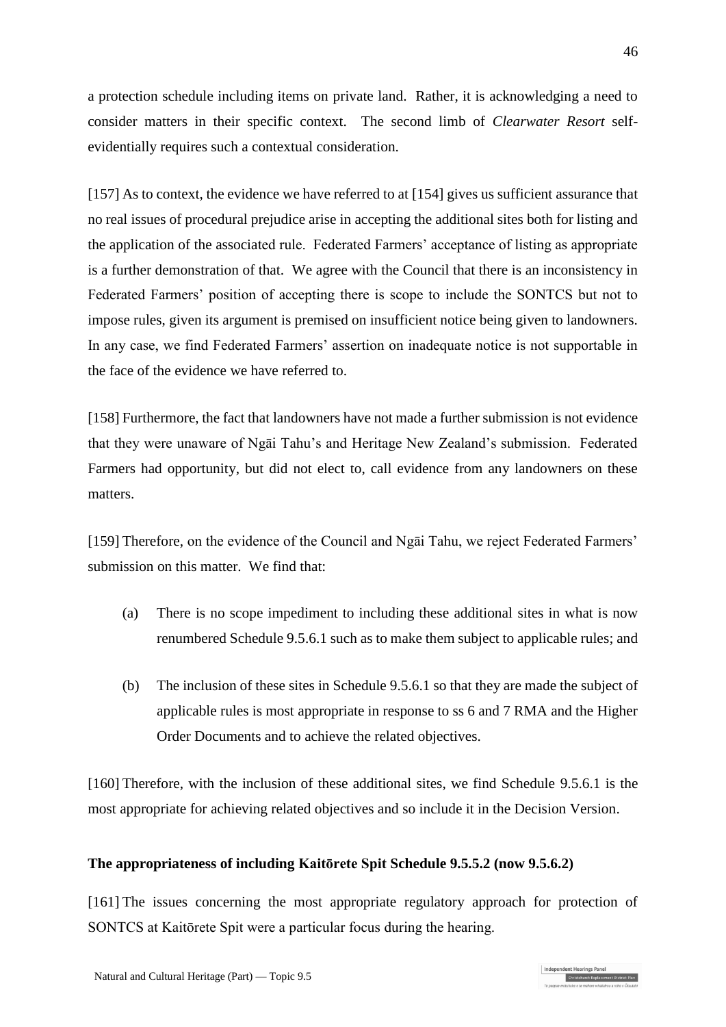a protection schedule including items on private land. Rather, it is acknowledging a need to consider matters in their specific context. The second limb of *Clearwater Resort* self-evidentially requires such a contextual consideration.

[157] As to context, the evidence we have referred to at [154] gives us sufficient assurance that no real issues of procedural prejudice arise in accepting the additional sites both for listing and the application of the associated rule. Federated Farmers' acceptance of listing as appropriate is a further demonstration of that. We agree with the Council that there is an inconsistency in Federated Farmers' position of accepting there is scope to include the SONTCS but not to impose rules, given its argument is premised on insufficient notice being given to landowners. In any case, we find Federated Farmers' assertion on inadequate notice is not supportable in the face of the evidence we have referred to.

[158] Furthermore, the fact that landowners have not made a further submission is not evidence that they were unaware of Ngāi Tahu's and Heritage New Zealand's submission. Federated Farmers had opportunity, but did not elect to, call evidence from any landowners on these matters.

[159] Therefore, on the evidence of the Council and Ngāi Tahu, we reject Federated Farmers' submission on this matter. We find that:

(a) There is no scope impediment to including these additional sites in what is now renumbered Schedule 9.5.6.1 such as to make them subject to applicable rules; and

(b) The inclusion of these sites in Schedule 9.5.6.1 so that they are made the subject of applicable rules is most appropriate in response to ss 6 and 7 RMA and the Higher Order Documents and to achieve the related objectives.

[160] Therefore, with the inclusion of these additional sites, we find Schedule 9.5.6.1 is the most appropriate for achieving related objectives and so include it in the Decision Version.

**The appropriateness of including Kaitōrete Spit Schedule 9.5.5.2 (now 9.5.6.2)**

[161] The issues concerning the most appropriate regulatory approach for protection of SONTCS at Kaitōrete Spit were a particular focus during the hearing.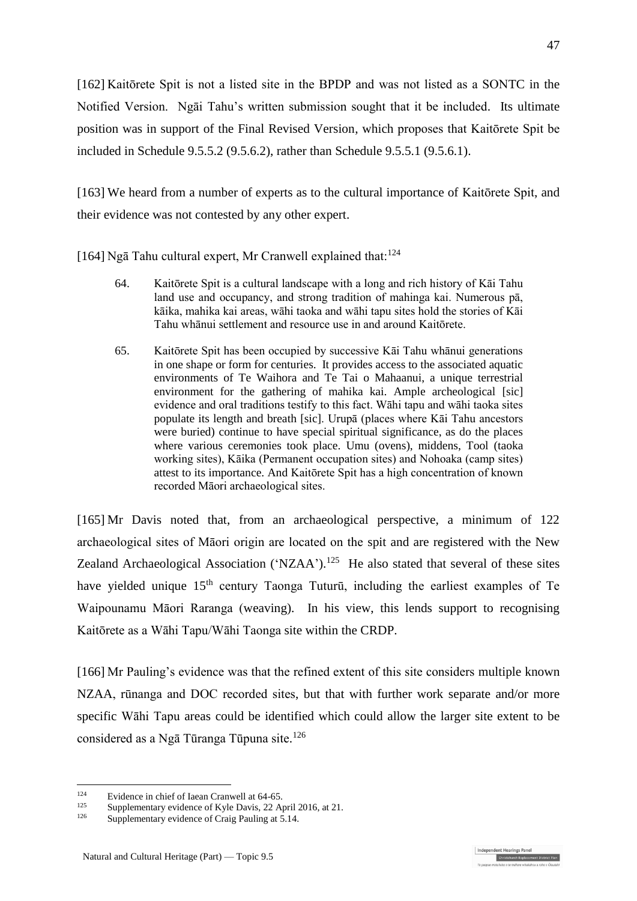[162] Kaitōrete Spit is not a listed site in the BPDP and was not listed as a SONTC in the Notified Version. Ngāi Tahu's written submission sought that it be included. Its ultimate position was in support of the Final Revised Version, which proposes that Kaitōrete Spit be included in Schedule 9.5.5.2 (9.5.6.2), rather than Schedule 9.5.5.1 (9.5.6.1).

[163] We heard from a number of experts as to the cultural importance of Kaitōrete Spit, and their evidence was not contested by any other expert.

[164] Ngā Tahu cultural expert, Mr Cranwell explained that:[124]

> 64. Kaitōrete Spit is a cultural landscape with a long and rich history of Kāi Tahu land use and occupancy, and strong tradition of mahinga kai. Numerous pā, kāika, mahika kai areas, wāhi taoka and wāhi tapu sites hold the stories of Kāi Tahu whānui settlement and resource use in and around Kaitōrete.
>
> 65. Kaitōrete Spit has been occupied by successive Kāi Tahu whānui generations in one shape or form for centuries. It provides access to the associated aquatic environments of Te Waihora and Te Tai o Mahaanui, a unique terrestrial environment for the gathering of mahika kai. Ample archeological [sic] evidence and oral traditions testify to this fact. Wāhi tapu and wāhi taoka sites populate its length and breath [sic]. Urupā (places where Kāi Tahu ancestors were buried) continue to have special spiritual significance, as do the places where various ceremonies took place. Umu (ovens), middens, Tool (taoka working sites), Kāika (Permanent occupation sites) and Nohoaka (camp sites) attest to its importance. And Kaitōrete Spit has a high concentration of known recorded Māori archaeological sites.

[165] Mr Davis noted that, from an archaeological perspective, a minimum of 122 archaeological sites of Māori origin are located on the spit and are registered with the New Zealand Archaeological Association ('NZAA').[125] He also stated that several of these sites have yielded unique 15th century Taonga Tuturū, including the earliest examples of Te Waipounamu Māori Raranga (weaving). In his view, this lends support to recognising Kaitōrete as a Wāhi Tapu/Wāhi Taonga site within the CRDP.

[166] Mr Pauling's evidence was that the refined extent of this site considers multiple known NZAA, rūnanga and DOC recorded sites, but that with further work separate and/or more specific Wāhi Tapu areas could be identified which could allow the larger site extent to be considered as a Ngā Tūranga Tūpuna site.[126]

---

[124] Evidence in chief of Iaean Cranwell at 64-65.

[125] Supplementary evidence of Kyle Davis, 22 April 2016, at 21.

[126] Supplementary evidence of Craig Pauling at 5.14.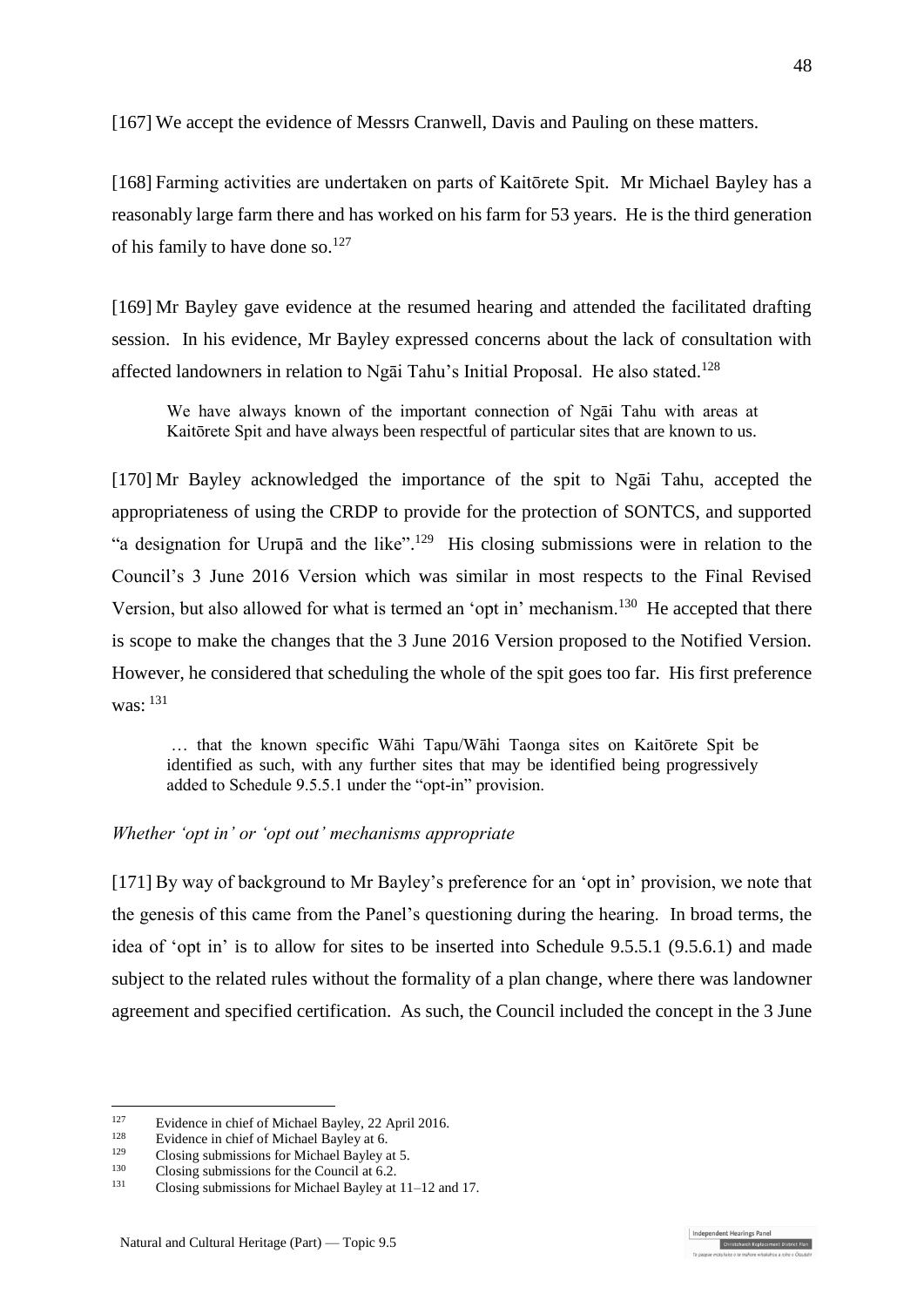[167] We accept the evidence of Messrs Cranwell, Davis and Pauling on these matters.

[168] Farming activities are undertaken on parts of Kaitōrete Spit. Mr Michael Bayley has a reasonably large farm there and has worked on his farm for 53 years. He is the third generation of his family to have done so.[127]

[169] Mr Bayley gave evidence at the resumed hearing and attended the facilitated drafting session. In his evidence, Mr Bayley expressed concerns about the lack of consultation with affected landowners in relation to Ngāi Tahu's Initial Proposal. He also stated.[128]

> We have always known of the important connection of Ngāi Tahu with areas at Kaitōrete Spit and have always been respectful of particular sites that are known to us.

[170] Mr Bayley acknowledged the importance of the spit to Ngāi Tahu, accepted the appropriateness of using the CRDP to provide for the protection of SONTCS, and supported "a designation for Urupā and the like".[129] His closing submissions were in relation to the Council's 3 June 2016 Version which was similar in most respects to the Final Revised Version, but also allowed for what is termed an 'opt in' mechanism.[130] He accepted that there is scope to make the changes that the 3 June 2016 Version proposed to the Notified Version. However, he considered that scheduling the whole of the spit goes too far. His first preference was: [131]

> … that the known specific Wāhi Tapu/Wāhi Taonga sites on Kaitōrete Spit be identified as such, with any further sites that may be identified being progressively added to Schedule 9.5.5.1 under the "opt-in" provision.

*Whether 'opt in' or 'opt out' mechanisms appropriate*

[171] By way of background to Mr Bayley's preference for an 'opt in' provision, we note that the genesis of this came from the Panel's questioning during the hearing. In broad terms, the idea of 'opt in' is to allow for sites to be inserted into Schedule 9.5.5.1 (9.5.6.1) and made subject to the related rules without the formality of a plan change, where there was landowner agreement and specified certification. As such, the Council included the concept in the 3 June

---

[127] Evidence in chief of Michael Bayley, 22 April 2016.

[128] Evidence in chief of Michael Bayley at 6.

[129] Closing submissions for Michael Bayley at 5.

[130] Closing submissions for the Council at 6.2.

[131] Closing submissions for Michael Bayley at 11–12 and 17.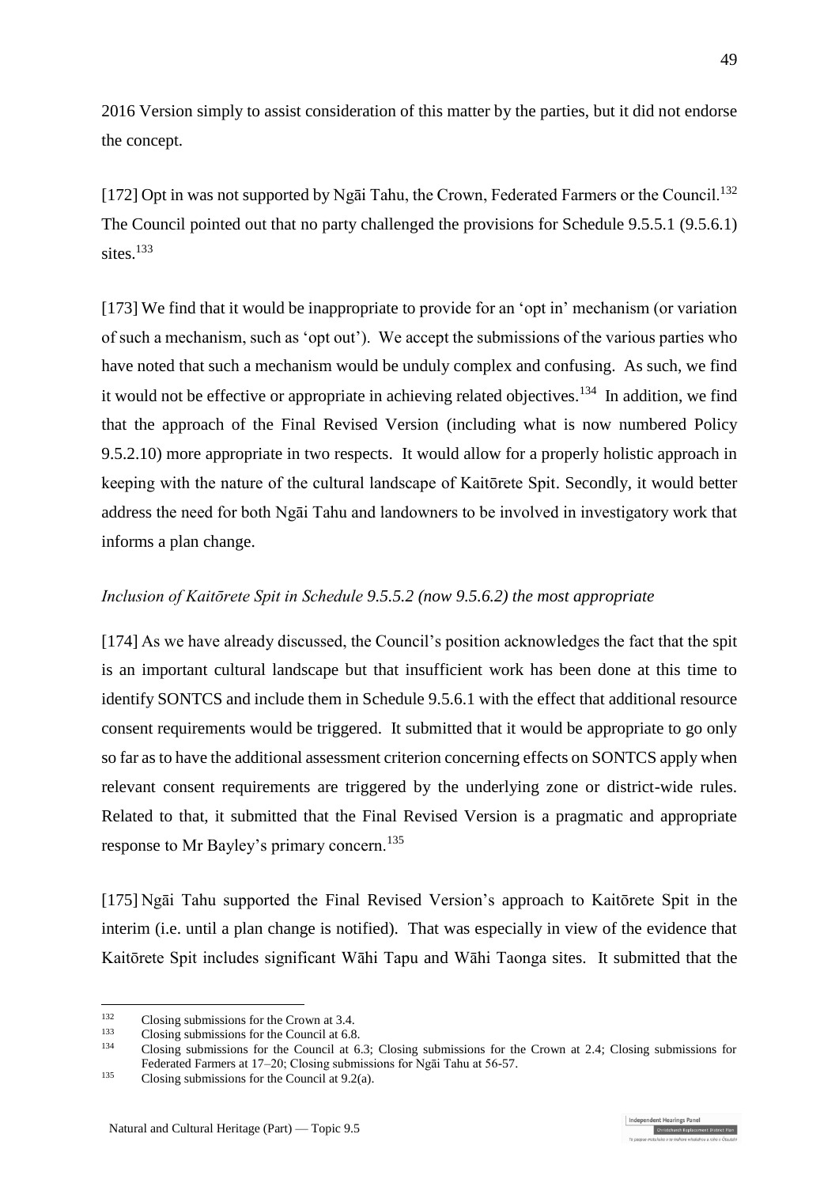2016 Version simply to assist consideration of this matter by the parties, but it did not endorse the concept.

[172] Opt in was not supported by Ngāi Tahu, the Crown, Federated Farmers or the Council.[132] The Council pointed out that no party challenged the provisions for Schedule 9.5.5.1 (9.5.6.1) sites.[133]

[173] We find that it would be inappropriate to provide for an 'opt in' mechanism (or variation of such a mechanism, such as 'opt out'). We accept the submissions of the various parties who have noted that such a mechanism would be unduly complex and confusing. As such, we find it would not be effective or appropriate in achieving related objectives.[134] In addition, we find that the approach of the Final Revised Version (including what is now numbered Policy 9.5.2.10) more appropriate in two respects. It would allow for a properly holistic approach in keeping with the nature of the cultural landscape of Kaitōrete Spit. Secondly, it would better address the need for both Ngāi Tahu and landowners to be involved in investigatory work that informs a plan change.

*Inclusion of Kaitōrete Spit in Schedule 9.5.5.2 (now 9.5.6.2) the most appropriate*

[174] As we have already discussed, the Council's position acknowledges the fact that the spit is an important cultural landscape but that insufficient work has been done at this time to identify SONTCS and include them in Schedule 9.5.6.1 with the effect that additional resource consent requirements would be triggered. It submitted that it would be appropriate to go only so far as to have the additional assessment criterion concerning effects on SONTCS apply when relevant consent requirements are triggered by the underlying zone or district-wide rules. Related to that, it submitted that the Final Revised Version is a pragmatic and appropriate response to Mr Bayley's primary concern.[135]

[175] Ngāi Tahu supported the Final Revised Version's approach to Kaitōrete Spit in the interim (i.e. until a plan change is notified). That was especially in view of the evidence that Kaitōrete Spit includes significant Wāhi Tapu and Wāhi Taonga sites. It submitted that the

---

[132] Closing submissions for the Crown at 3.4.

[133] Closing submissions for the Council at 6.8.

[134] Closing submissions for the Council at 6.3; Closing submissions for the Crown at 2.4; Closing submissions for Federated Farmers at 17–20; Closing submissions for Ngāi Tahu at 56-57.

[135] Closing submissions for the Council at 9.2(a).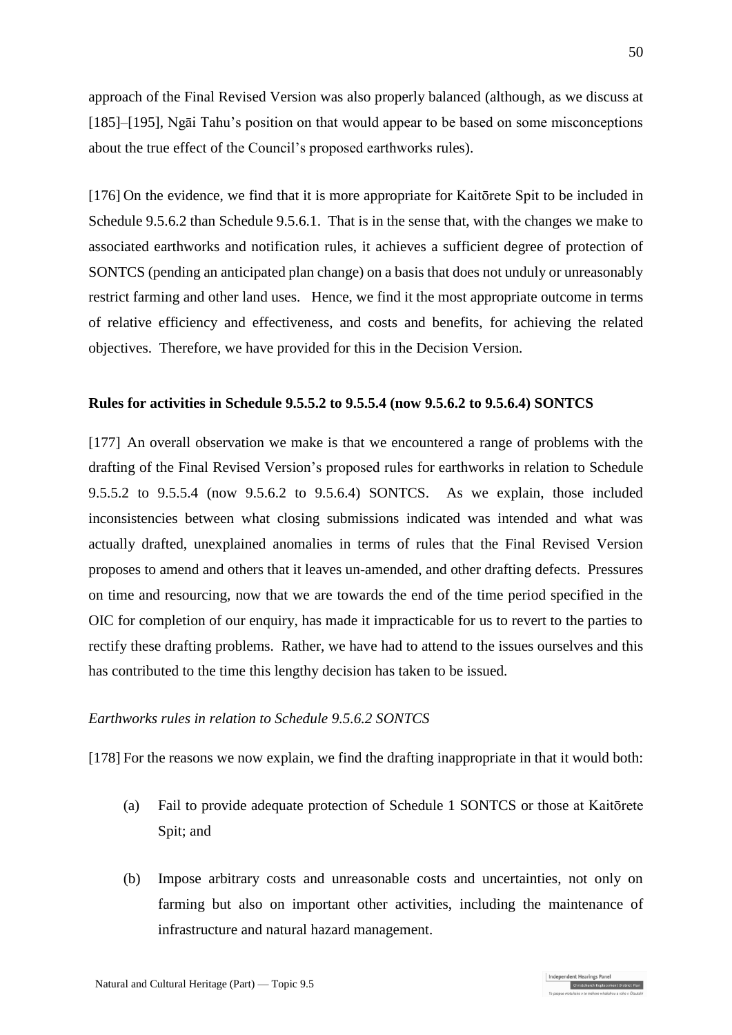approach of the Final Revised Version was also properly balanced (although, as we discuss at [185]–[195], Ngāi Tahu's position on that would appear to be based on some misconceptions about the true effect of the Council's proposed earthworks rules).

[176] On the evidence, we find that it is more appropriate for Kaitōrete Spit to be included in Schedule 9.5.6.2 than Schedule 9.5.6.1. That is in the sense that, with the changes we make to associated earthworks and notification rules, it achieves a sufficient degree of protection of SONTCS (pending an anticipated plan change) on a basis that does not unduly or unreasonably restrict farming and other land uses. Hence, we find it the most appropriate outcome in terms of relative efficiency and effectiveness, and costs and benefits, for achieving the related objectives. Therefore, we have provided for this in the Decision Version.

**Rules for activities in Schedule 9.5.5.2 to 9.5.5.4 (now 9.5.6.2 to 9.5.6.4) SONTCS**

[177] An overall observation we make is that we encountered a range of problems with the drafting of the Final Revised Version's proposed rules for earthworks in relation to Schedule 9.5.5.2 to 9.5.5.4 (now 9.5.6.2 to 9.5.6.4) SONTCS. As we explain, those included inconsistencies between what closing submissions indicated was intended and what was actually drafted, unexplained anomalies in terms of rules that the Final Revised Version proposes to amend and others that it leaves un-amended, and other drafting defects. Pressures on time and resourcing, now that we are towards the end of the time period specified in the OIC for completion of our enquiry, has made it impracticable for us to revert to the parties to rectify these drafting problems. Rather, we have had to attend to the issues ourselves and this has contributed to the time this lengthy decision has taken to be issued.

*Earthworks rules in relation to Schedule 9.5.6.2 SONTCS*

[178] For the reasons we now explain, we find the drafting inappropriate in that it would both:

(a) Fail to provide adequate protection of Schedule 1 SONTCS or those at Kaitōrete Spit; and

(b) Impose arbitrary costs and unreasonable costs and uncertainties, not only on farming but also on important other activities, including the maintenance of infrastructure and natural hazard management.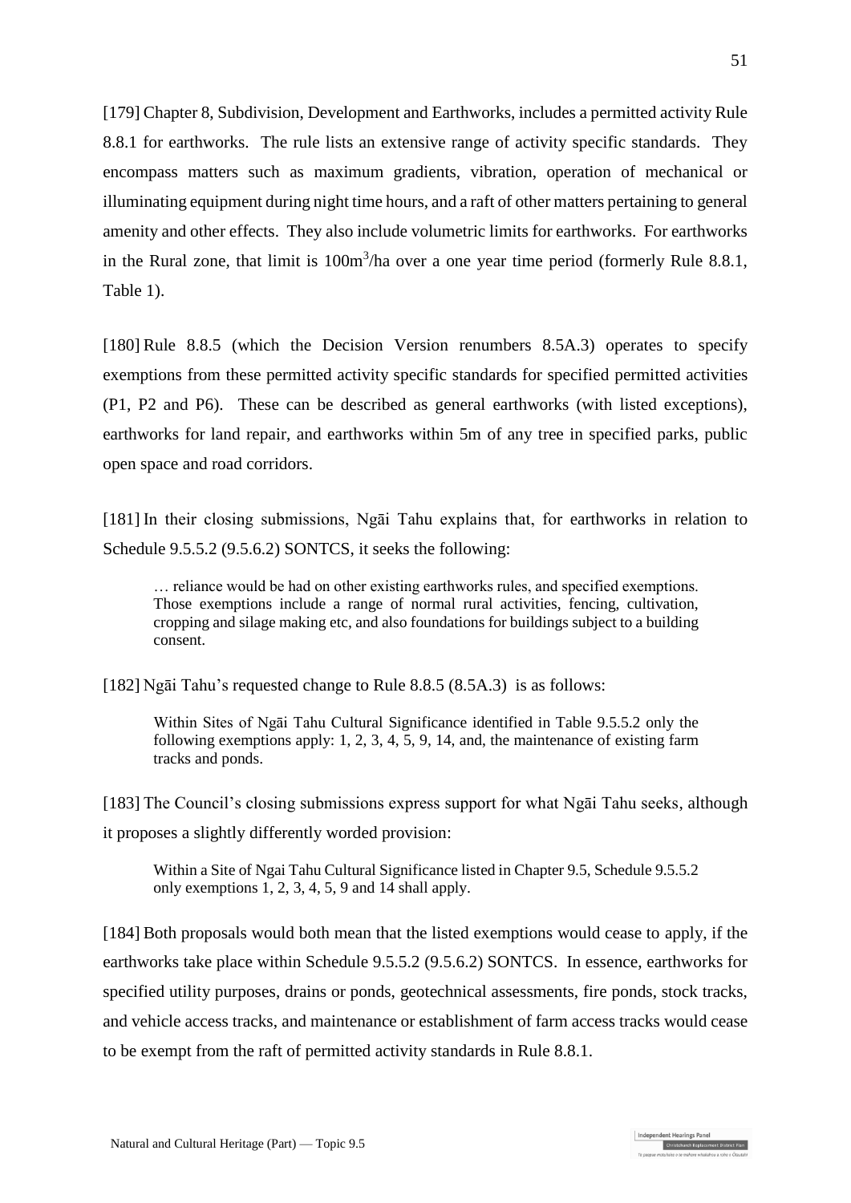[179] Chapter 8, Subdivision, Development and Earthworks, includes a permitted activity Rule 8.8.1 for earthworks. The rule lists an extensive range of activity specific standards. They encompass matters such as maximum gradients, vibration, operation of mechanical or illuminating equipment during night time hours, and a raft of other matters pertaining to general amenity and other effects. They also include volumetric limits for earthworks. For earthworks in the Rural zone, that limit is $100m^3$/ha over a one year time period (formerly Rule 8.8.1, Table 1).

[180] Rule 8.8.5 (which the Decision Version renumbers 8.5A.3) operates to specify exemptions from these permitted activity specific standards for specified permitted activities (P1, P2 and P6). These can be described as general earthworks (with listed exceptions), earthworks for land repair, and earthworks within 5m of any tree in specified parks, public open space and road corridors.

[181] In their closing submissions, Ngāi Tahu explains that, for earthworks in relation to Schedule 9.5.5.2 (9.5.6.2) SONTCS, it seeks the following:

> … reliance would be had on other existing earthworks rules, and specified exemptions. Those exemptions include a range of normal rural activities, fencing, cultivation, cropping and silage making etc, and also foundations for buildings subject to a building consent.

[182] Ngāi Tahu's requested change to Rule 8.8.5 (8.5A.3) is as follows:

> Within Sites of Ngāi Tahu Cultural Significance identified in Table 9.5.5.2 only the following exemptions apply: 1, 2, 3, 4, 5, 9, 14, and, the maintenance of existing farm tracks and ponds.

[183] The Council's closing submissions express support for what Ngāi Tahu seeks, although it proposes a slightly differently worded provision:

> Within a Site of Ngai Tahu Cultural Significance listed in Chapter 9.5, Schedule 9.5.5.2 only exemptions 1, 2, 3, 4, 5, 9 and 14 shall apply.

[184] Both proposals would both mean that the listed exemptions would cease to apply, if the earthworks take place within Schedule 9.5.5.2 (9.5.6.2) SONTCS. In essence, earthworks for specified utility purposes, drains or ponds, geotechnical assessments, fire ponds, stock tracks, and vehicle access tracks, and maintenance or establishment of farm access tracks would cease to be exempt from the raft of permitted activity standards in Rule 8.8.1.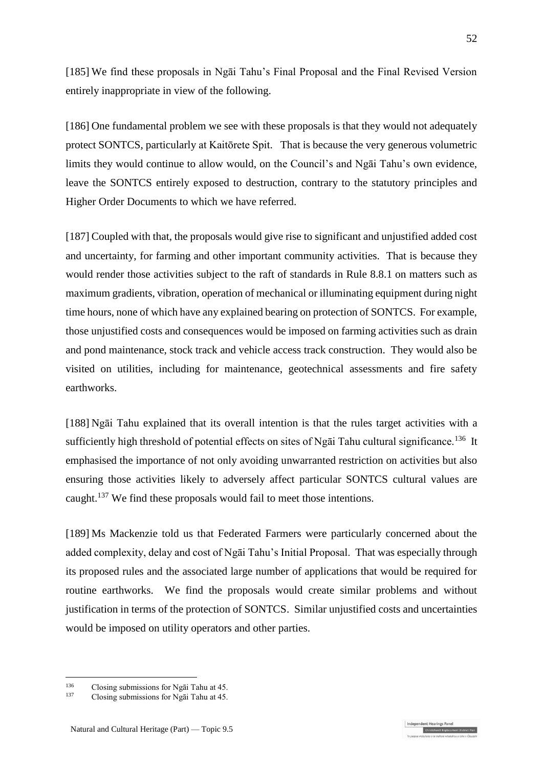[185] We find these proposals in Ngāi Tahu's Final Proposal and the Final Revised Version entirely inappropriate in view of the following.

[186] One fundamental problem we see with these proposals is that they would not adequately protect SONTCS, particularly at Kaitōrete Spit. That is because the very generous volumetric limits they would continue to allow would, on the Council's and Ngāi Tahu's own evidence, leave the SONTCS entirely exposed to destruction, contrary to the statutory principles and Higher Order Documents to which we have referred.

[187] Coupled with that, the proposals would give rise to significant and unjustified added cost and uncertainty, for farming and other important community activities. That is because they would render those activities subject to the raft of standards in Rule 8.8.1 on matters such as maximum gradients, vibration, operation of mechanical or illuminating equipment during night time hours, none of which have any explained bearing on protection of SONTCS. For example, those unjustified costs and consequences would be imposed on farming activities such as drain and pond maintenance, stock track and vehicle access track construction. They would also be visited on utilities, including for maintenance, geotechnical assessments and fire safety earthworks.

[188] Ngāi Tahu explained that its overall intention is that the rules target activities with a sufficiently high threshold of potential effects on sites of Ngāi Tahu cultural significance.[136] It emphasised the importance of not only avoiding unwarranted restriction on activities but also ensuring those activities likely to adversely affect particular SONTCS cultural values are caught.[137] We find these proposals would fail to meet those intentions.

[189] Ms Mackenzie told us that Federated Farmers were particularly concerned about the added complexity, delay and cost of Ngāi Tahu's Initial Proposal. That was especially through its proposed rules and the associated large number of applications that would be required for routine earthworks. We find the proposals would create similar problems and without justification in terms of the protection of SONTCS. Similar unjustified costs and uncertainties would be imposed on utility operators and other parties.

---

[136] Closing submissions for Ngāi Tahu at 45.

[137] Closing submissions for Ngāi Tahu at 45.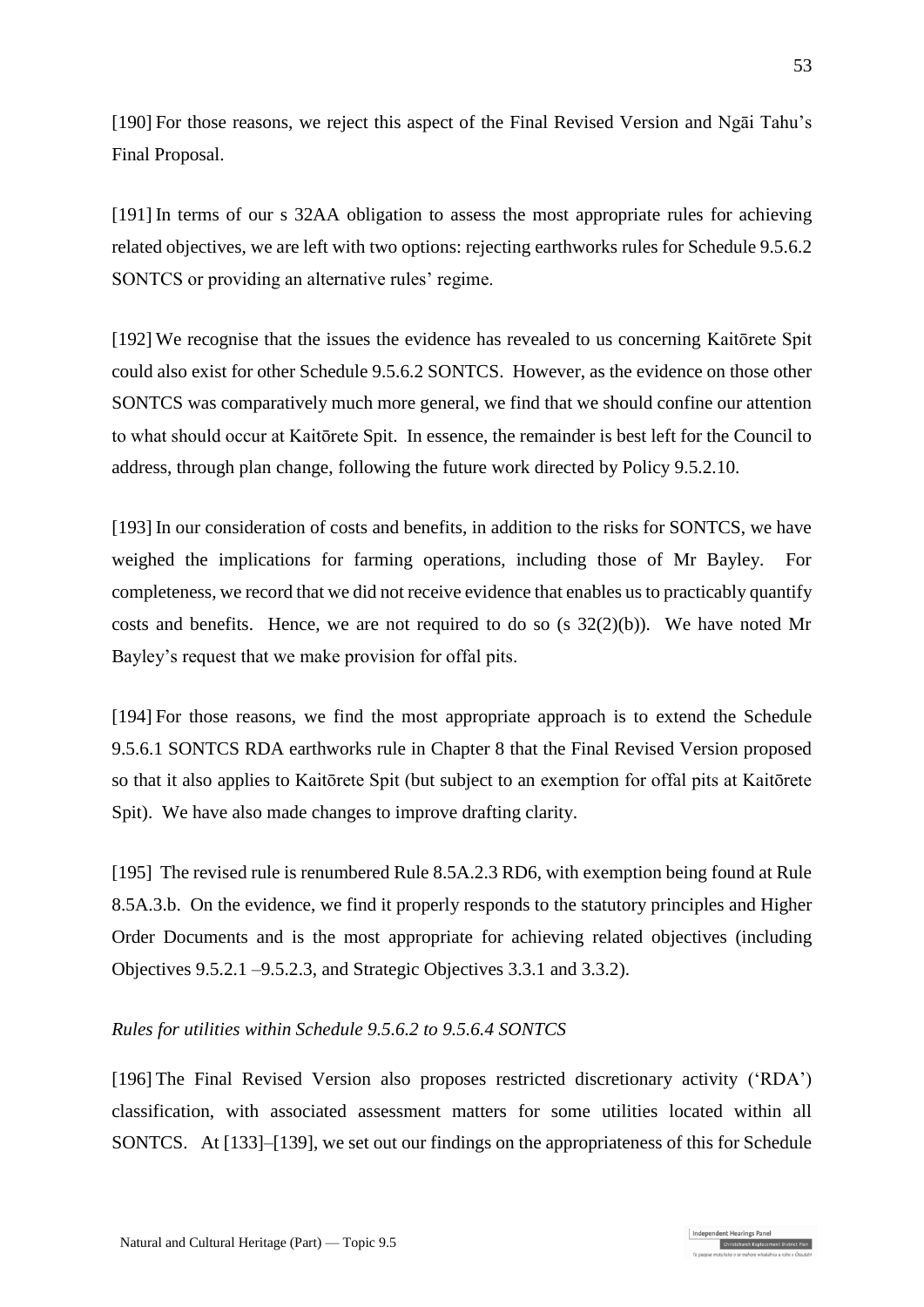[190] For those reasons, we reject this aspect of the Final Revised Version and Ngāi Tahu's Final Proposal.

[191] In terms of our s 32AA obligation to assess the most appropriate rules for achieving related objectives, we are left with two options: rejecting earthworks rules for Schedule 9.5.6.2 SONTCS or providing an alternative rules' regime.

[192] We recognise that the issues the evidence has revealed to us concerning Kaitōrete Spit could also exist for other Schedule 9.5.6.2 SONTCS. However, as the evidence on those other SONTCS was comparatively much more general, we find that we should confine our attention to what should occur at Kaitōrete Spit. In essence, the remainder is best left for the Council to address, through plan change, following the future work directed by Policy 9.5.2.10.

[193] In our consideration of costs and benefits, in addition to the risks for SONTCS, we have weighed the implications for farming operations, including those of Mr Bayley. For completeness, we record that we did not receive evidence that enables us to practicably quantify costs and benefits. Hence, we are not required to do so (s 32(2)(b)). We have noted Mr Bayley's request that we make provision for offal pits.

[194] For those reasons, we find the most appropriate approach is to extend the Schedule 9.5.6.1 SONTCS RDA earthworks rule in Chapter 8 that the Final Revised Version proposed so that it also applies to Kaitōrete Spit (but subject to an exemption for offal pits at Kaitōrete Spit). We have also made changes to improve drafting clarity.

[195] The revised rule is renumbered Rule 8.5A.2.3 RD6, with exemption being found at Rule 8.5A.3.b. On the evidence, we find it properly responds to the statutory principles and Higher Order Documents and is the most appropriate for achieving related objectives (including Objectives 9.5.2.1 –9.5.2.3, and Strategic Objectives 3.3.1 and 3.3.2).

*Rules for utilities within Schedule 9.5.6.2 to 9.5.6.4 SONTCS*

[196] The Final Revised Version also proposes restricted discretionary activity ('RDA') classification, with associated assessment matters for some utilities located within all SONTCS. At [133]–[139], we set out our findings on the appropriateness of this for Schedule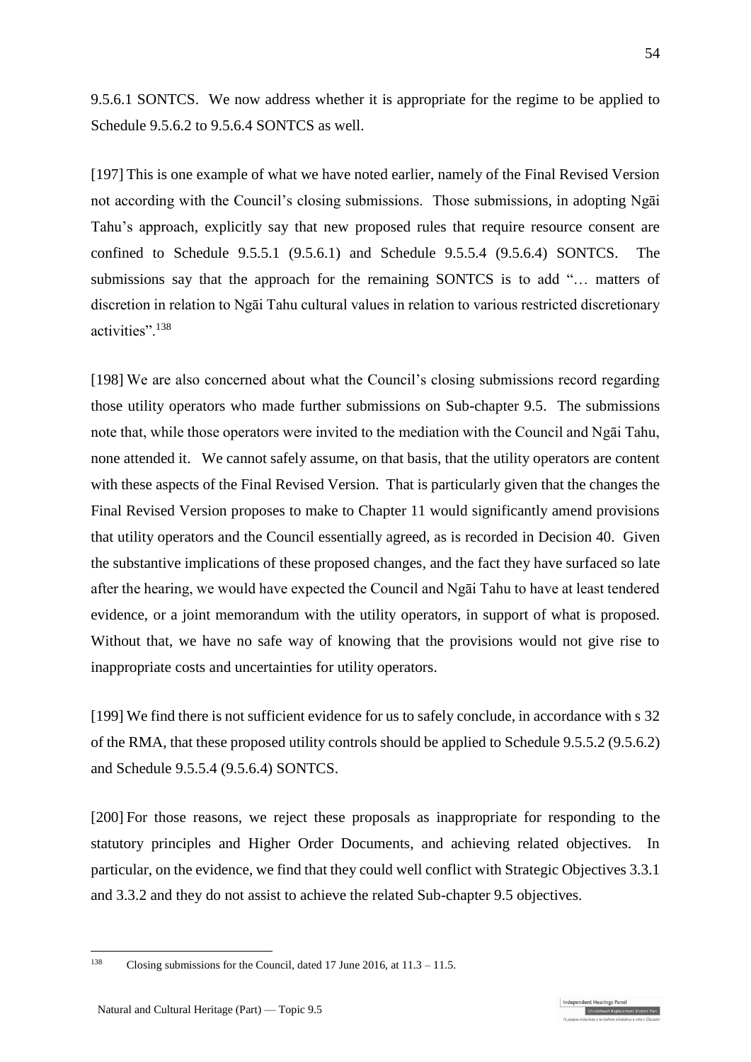9.5.6.1 SONTCS. We now address whether it is appropriate for the regime to be applied to Schedule 9.5.6.2 to 9.5.6.4 SONTCS as well.

[197] This is one example of what we have noted earlier, namely of the Final Revised Version not according with the Council's closing submissions. Those submissions, in adopting Ngāi Tahu's approach, explicitly say that new proposed rules that require resource consent are confined to Schedule 9.5.5.1 (9.5.6.1) and Schedule 9.5.5.4 (9.5.6.4) SONTCS. The submissions say that the approach for the remaining SONTCS is to add "… matters of discretion in relation to Ngāi Tahu cultural values in relation to various restricted discretionary activities".[138]

[198] We are also concerned about what the Council's closing submissions record regarding those utility operators who made further submissions on Sub-chapter 9.5. The submissions note that, while those operators were invited to the mediation with the Council and Ngāi Tahu, none attended it. We cannot safely assume, on that basis, that the utility operators are content with these aspects of the Final Revised Version. That is particularly given that the changes the Final Revised Version proposes to make to Chapter 11 would significantly amend provisions that utility operators and the Council essentially agreed, as is recorded in Decision 40. Given the substantive implications of these proposed changes, and the fact they have surfaced so late after the hearing, we would have expected the Council and Ngāi Tahu to have at least tendered evidence, or a joint memorandum with the utility operators, in support of what is proposed. Without that, we have no safe way of knowing that the provisions would not give rise to inappropriate costs and uncertainties for utility operators.

[199] We find there is not sufficient evidence for us to safely conclude, in accordance with s 32 of the RMA, that these proposed utility controls should be applied to Schedule 9.5.5.2 (9.5.6.2) and Schedule 9.5.5.4 (9.5.6.4) SONTCS.

[200] For those reasons, we reject these proposals as inappropriate for responding to the statutory principles and Higher Order Documents, and achieving related objectives. In particular, on the evidence, we find that they could well conflict with Strategic Objectives 3.3.1 and 3.3.2 and they do not assist to achieve the related Sub-chapter 9.5 objectives.

---

[138] Closing submissions for the Council, dated 17 June 2016, at 11.3 – 11.5.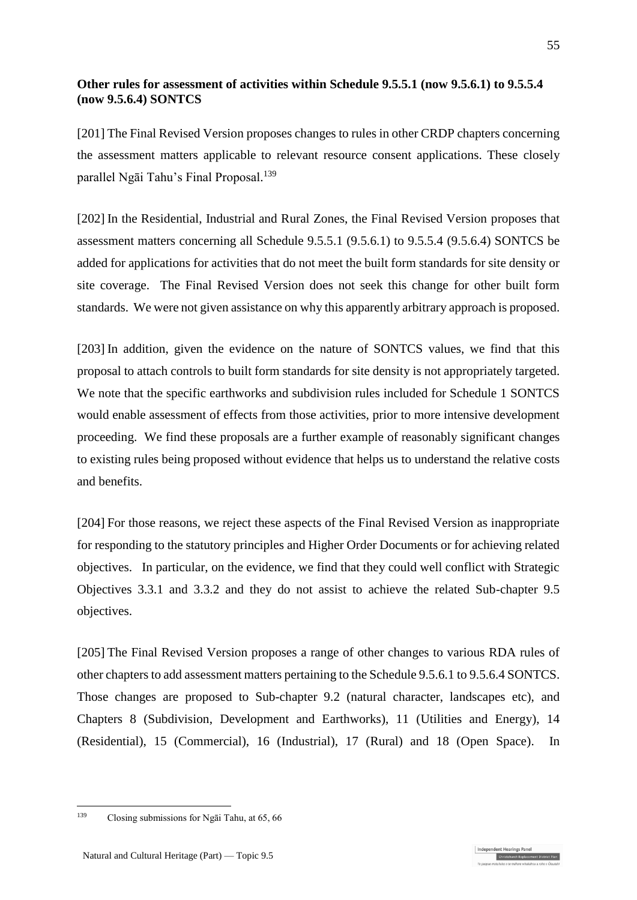**Other rules for assessment of activities within Schedule 9.5.5.1 (now 9.5.6.1) to 9.5.5.4 (now 9.5.6.4) SONTCS**

[201] The Final Revised Version proposes changes to rules in other CRDP chapters concerning the assessment matters applicable to relevant resource consent applications. These closely parallel Ngāi Tahu's Final Proposal.[139]

[202] In the Residential, Industrial and Rural Zones, the Final Revised Version proposes that assessment matters concerning all Schedule 9.5.5.1 (9.5.6.1) to 9.5.5.4 (9.5.6.4) SONTCS be added for applications for activities that do not meet the built form standards for site density or site coverage. The Final Revised Version does not seek this change for other built form standards. We were not given assistance on why this apparently arbitrary approach is proposed.

[203] In addition, given the evidence on the nature of SONTCS values, we find that this proposal to attach controls to built form standards for site density is not appropriately targeted. We note that the specific earthworks and subdivision rules included for Schedule 1 SONTCS would enable assessment of effects from those activities, prior to more intensive development proceeding. We find these proposals are a further example of reasonably significant changes to existing rules being proposed without evidence that helps us to understand the relative costs and benefits.

[204] For those reasons, we reject these aspects of the Final Revised Version as inappropriate for responding to the statutory principles and Higher Order Documents or for achieving related objectives. In particular, on the evidence, we find that they could well conflict with Strategic Objectives 3.3.1 and 3.3.2 and they do not assist to achieve the related Sub-chapter 9.5 objectives.

[205] The Final Revised Version proposes a range of other changes to various RDA rules of other chapters to add assessment matters pertaining to the Schedule 9.5.6.1 to 9.5.6.4 SONTCS. Those changes are proposed to Sub-chapter 9.2 (natural character, landscapes etc), and Chapters 8 (Subdivision, Development and Earthworks), 11 (Utilities and Energy), 14 (Residential), 15 (Commercial), 16 (Industrial), 17 (Rural) and 18 (Open Space). In

[139] Closing submissions for Ngāi Tahu, at 65, 66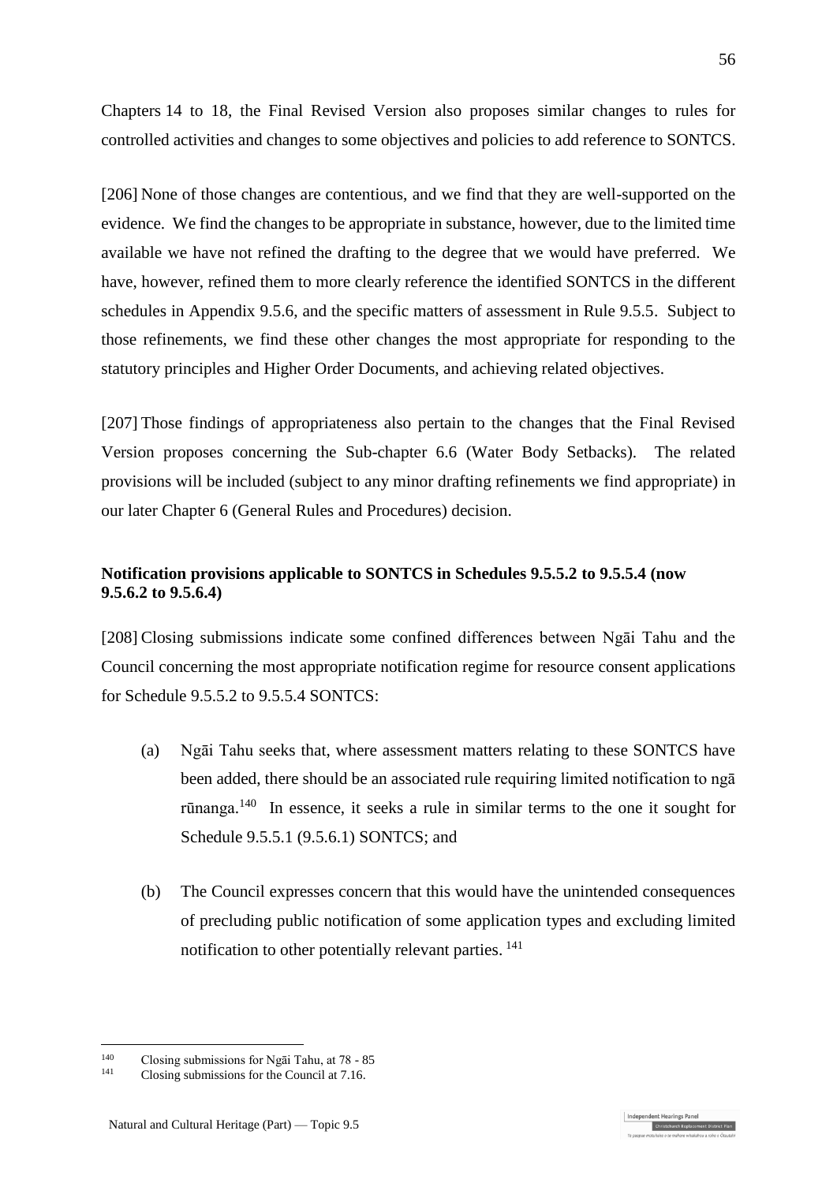Chapters 14 to 18, the Final Revised Version also proposes similar changes to rules for controlled activities and changes to some objectives and policies to add reference to SONTCS.

[206] None of those changes are contentious, and we find that they are well-supported on the evidence. We find the changes to be appropriate in substance, however, due to the limited time available we have not refined the drafting to the degree that we would have preferred. We have, however, refined them to more clearly reference the identified SONTCS in the different schedules in Appendix 9.5.6, and the specific matters of assessment in Rule 9.5.5. Subject to those refinements, we find these other changes the most appropriate for responding to the statutory principles and Higher Order Documents, and achieving related objectives.

[207] Those findings of appropriateness also pertain to the changes that the Final Revised Version proposes concerning the Sub-chapter 6.6 (Water Body Setbacks). The related provisions will be included (subject to any minor drafting refinements we find appropriate) in our later Chapter 6 (General Rules and Procedures) decision.

**Notification provisions applicable to SONTCS in Schedules 9.5.5.2 to 9.5.5.4 (now 9.5.6.2 to 9.5.6.4)**

[208] Closing submissions indicate some confined differences between Ngāi Tahu and the Council concerning the most appropriate notification regime for resource consent applications for Schedule 9.5.5.2 to 9.5.5.4 SONTCS:

(a) Ngāi Tahu seeks that, where assessment matters relating to these SONTCS have been added, there should be an associated rule requiring limited notification to ngā rūnanga.[140] In essence, it seeks a rule in similar terms to the one it sought for Schedule 9.5.5.1 (9.5.6.1) SONTCS; and

(b) The Council expresses concern that this would have the unintended consequences of precluding public notification of some application types and excluding limited notification to other potentially relevant parties.[141]

---

[140] Closing submissions for Ngāi Tahu, at 78 - 85

[141] Closing submissions for the Council at 7.16.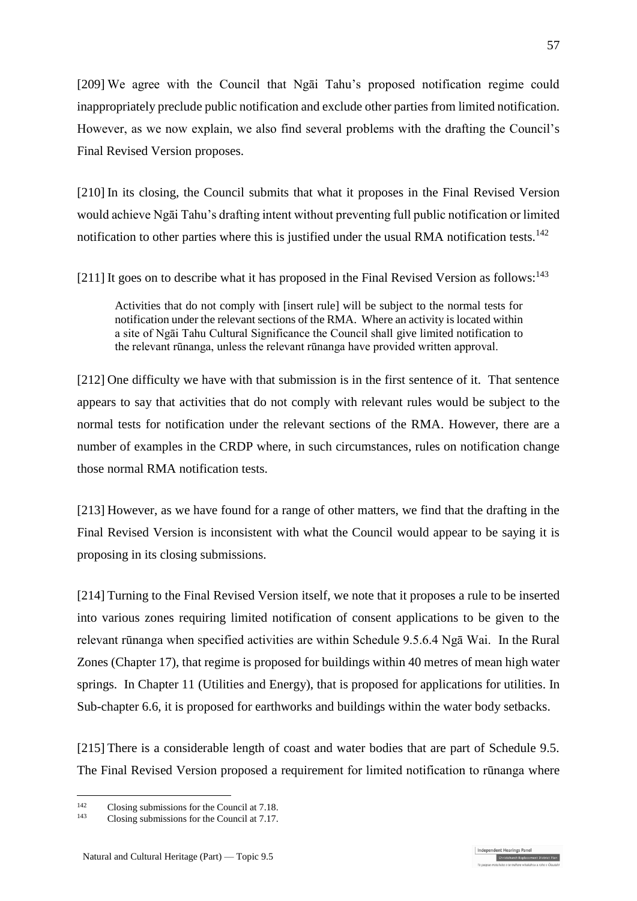[209] We agree with the Council that Ngāi Tahu's proposed notification regime could inappropriately preclude public notification and exclude other parties from limited notification. However, as we now explain, we also find several problems with the drafting the Council's Final Revised Version proposes.

[210] In its closing, the Council submits that what it proposes in the Final Revised Version would achieve Ngāi Tahu's drafting intent without preventing full public notification or limited notification to other parties where this is justified under the usual RMA notification tests.[142]

[211] It goes on to describe what it has proposed in the Final Revised Version as follows:[143]

> Activities that do not comply with [insert rule] will be subject to the normal tests for notification under the relevant sections of the RMA. Where an activity is located within a site of Ngāi Tahu Cultural Significance the Council shall give limited notification to the relevant rūnanga, unless the relevant rūnanga have provided written approval.

[212] One difficulty we have with that submission is in the first sentence of it. That sentence appears to say that activities that do not comply with relevant rules would be subject to the normal tests for notification under the relevant sections of the RMA. However, there are a number of examples in the CRDP where, in such circumstances, rules on notification change those normal RMA notification tests.

[213] However, as we have found for a range of other matters, we find that the drafting in the Final Revised Version is inconsistent with what the Council would appear to be saying it is proposing in its closing submissions.

[214] Turning to the Final Revised Version itself, we note that it proposes a rule to be inserted into various zones requiring limited notification of consent applications to be given to the relevant rūnanga when specified activities are within Schedule 9.5.6.4 Ngā Wai. In the Rural Zones (Chapter 17), that regime is proposed for buildings within 40 metres of mean high water springs. In Chapter 11 (Utilities and Energy), that is proposed for applications for utilities. In Sub-chapter 6.6, it is proposed for earthworks and buildings within the water body setbacks.

[215] There is a considerable length of coast and water bodies that are part of Schedule 9.5. The Final Revised Version proposed a requirement for limited notification to rūnanga where

---

[142] Closing submissions for the Council at 7.18.

[143] Closing submissions for the Council at 7.17.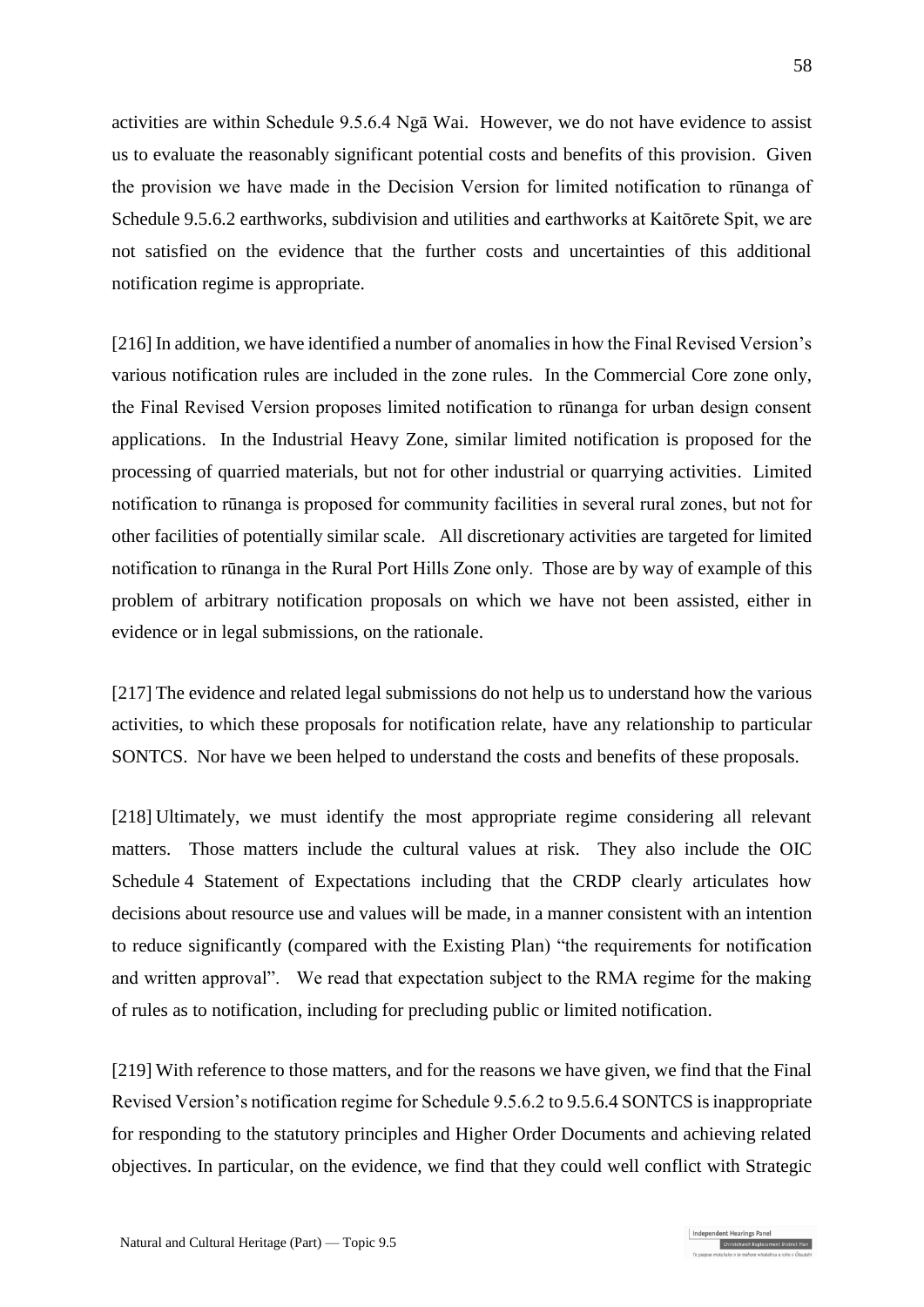activities are within Schedule 9.5.6.4 Ngā Wai. However, we do not have evidence to assist us to evaluate the reasonably significant potential costs and benefits of this provision. Given the provision we have made in the Decision Version for limited notification to rūnanga of Schedule 9.5.6.2 earthworks, subdivision and utilities and earthworks at Kaitōrete Spit, we are not satisfied on the evidence that the further costs and uncertainties of this additional notification regime is appropriate.

[216] In addition, we have identified a number of anomalies in how the Final Revised Version's various notification rules are included in the zone rules. In the Commercial Core zone only, the Final Revised Version proposes limited notification to rūnanga for urban design consent applications. In the Industrial Heavy Zone, similar limited notification is proposed for the processing of quarried materials, but not for other industrial or quarrying activities. Limited notification to rūnanga is proposed for community facilities in several rural zones, but not for other facilities of potentially similar scale. All discretionary activities are targeted for limited notification to rūnanga in the Rural Port Hills Zone only. Those are by way of example of this problem of arbitrary notification proposals on which we have not been assisted, either in evidence or in legal submissions, on the rationale.

[217] The evidence and related legal submissions do not help us to understand how the various activities, to which these proposals for notification relate, have any relationship to particular SONTCS. Nor have we been helped to understand the costs and benefits of these proposals.

[218] Ultimately, we must identify the most appropriate regime considering all relevant matters. Those matters include the cultural values at risk. They also include the OIC Schedule 4 Statement of Expectations including that the CRDP clearly articulates how decisions about resource use and values will be made, in a manner consistent with an intention to reduce significantly (compared with the Existing Plan) "the requirements for notification and written approval". We read that expectation subject to the RMA regime for the making of rules as to notification, including for precluding public or limited notification.

[219] With reference to those matters, and for the reasons we have given, we find that the Final Revised Version's notification regime for Schedule 9.5.6.2 to 9.5.6.4 SONTCS is inappropriate for responding to the statutory principles and Higher Order Documents and achieving related objectives. In particular, on the evidence, we find that they could well conflict with Strategic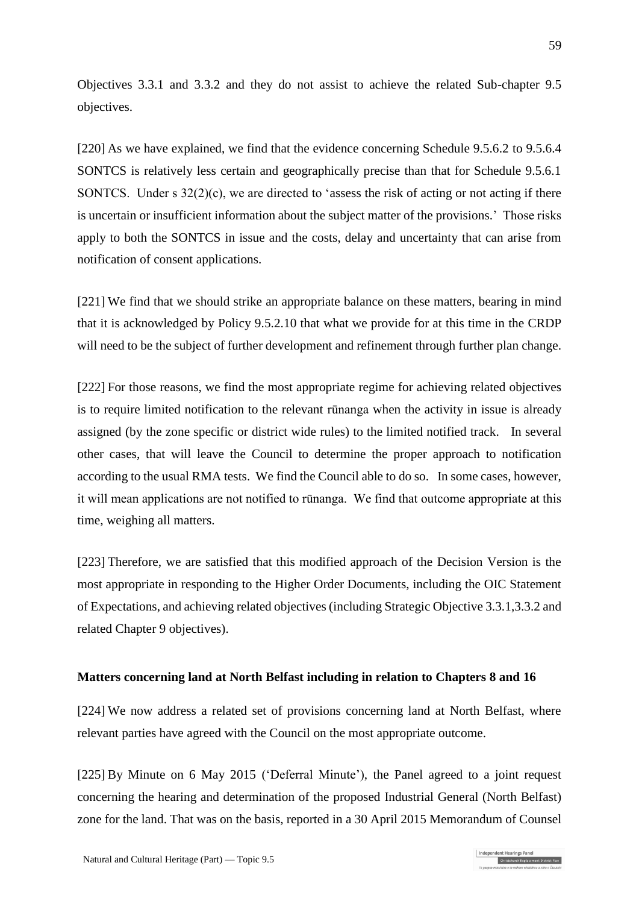Objectives 3.3.1 and 3.3.2 and they do not assist to achieve the related Sub-chapter 9.5 objectives.

[220] As we have explained, we find that the evidence concerning Schedule 9.5.6.2 to 9.5.6.4 SONTCS is relatively less certain and geographically precise than that for Schedule 9.5.6.1 SONTCS. Under s 32(2)(c), we are directed to 'assess the risk of acting or not acting if there is uncertain or insufficient information about the subject matter of the provisions.' Those risks apply to both the SONTCS in issue and the costs, delay and uncertainty that can arise from notification of consent applications.

[221] We find that we should strike an appropriate balance on these matters, bearing in mind that it is acknowledged by Policy 9.5.2.10 that what we provide for at this time in the CRDP will need to be the subject of further development and refinement through further plan change.

[222] For those reasons, we find the most appropriate regime for achieving related objectives is to require limited notification to the relevant rūnanga when the activity in issue is already assigned (by the zone specific or district wide rules) to the limited notified track. In several other cases, that will leave the Council to determine the proper approach to notification according to the usual RMA tests. We find the Council able to do so. In some cases, however, it will mean applications are not notified to rūnanga. We find that outcome appropriate at this time, weighing all matters.

[223] Therefore, we are satisfied that this modified approach of the Decision Version is the most appropriate in responding to the Higher Order Documents, including the OIC Statement of Expectations, and achieving related objectives (including Strategic Objective 3.3.1,3.3.2 and related Chapter 9 objectives).

**Matters concerning land at North Belfast including in relation to Chapters 8 and 16**

[224] We now address a related set of provisions concerning land at North Belfast, where relevant parties have agreed with the Council on the most appropriate outcome.

[225] By Minute on 6 May 2015 ('Deferral Minute'), the Panel agreed to a joint request concerning the hearing and determination of the proposed Industrial General (North Belfast) zone for the land. That was on the basis, reported in a 30 April 2015 Memorandum of Counsel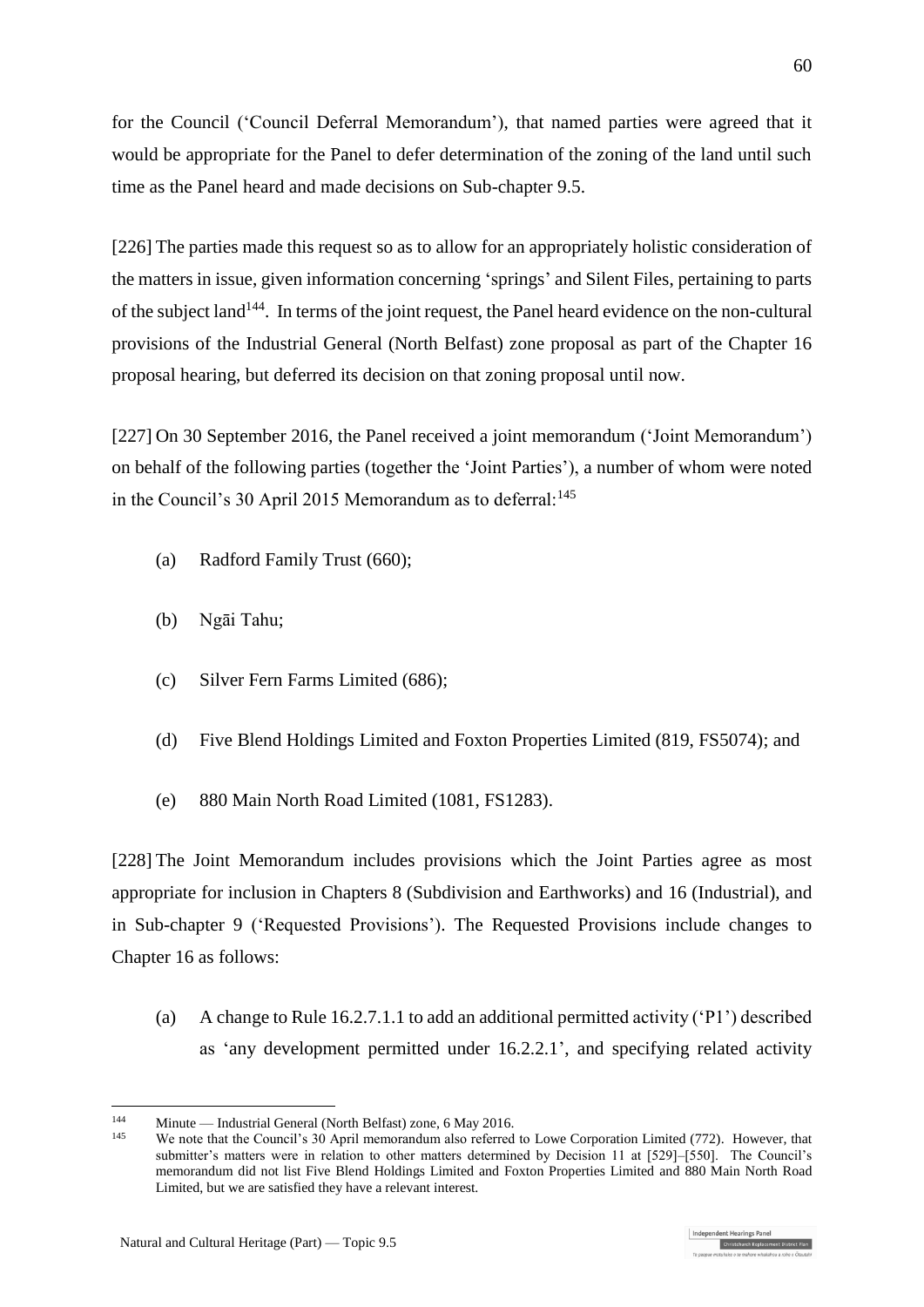for the Council ('Council Deferral Memorandum'), that named parties were agreed that it would be appropriate for the Panel to defer determination of the zoning of the land until such time as the Panel heard and made decisions on Sub-chapter 9.5.

[226] The parties made this request so as to allow for an appropriately holistic consideration of the matters in issue, given information concerning 'springs' and Silent Files, pertaining to parts of the subject land[144]. In terms of the joint request, the Panel heard evidence on the non-cultural provisions of the Industrial General (North Belfast) zone proposal as part of the Chapter 16 proposal hearing, but deferred its decision on that zoning proposal until now.

[227] On 30 September 2016, the Panel received a joint memorandum ('Joint Memorandum') on behalf of the following parties (together the 'Joint Parties'), a number of whom were noted in the Council's 30 April 2015 Memorandum as to deferral:[145]

(a) Radford Family Trust (660);

(b) Ngāi Tahu;

(c) Silver Fern Farms Limited (686);

(d) Five Blend Holdings Limited and Foxton Properties Limited (819, FS5074); and

(e) 880 Main North Road Limited (1081, FS1283).

[228] The Joint Memorandum includes provisions which the Joint Parties agree as most appropriate for inclusion in Chapters 8 (Subdivision and Earthworks) and 16 (Industrial), and in Sub-chapter 9 ('Requested Provisions'). The Requested Provisions include changes to Chapter 16 as follows:

(a) A change to Rule 16.2.7.1.1 to add an additional permitted activity ('P1') described as 'any development permitted under 16.2.2.1', and specifying related activity

---

[144] Minute — Industrial General (North Belfast) zone, 6 May 2016.

[145] We note that the Council's 30 April memorandum also referred to Lowe Corporation Limited (772). However, that submitter's matters were in relation to other matters determined by Decision 11 at [529]–[550]. The Council's memorandum did not list Five Blend Holdings Limited and Foxton Properties Limited and 880 Main North Road Limited, but we are satisfied they have a relevant interest.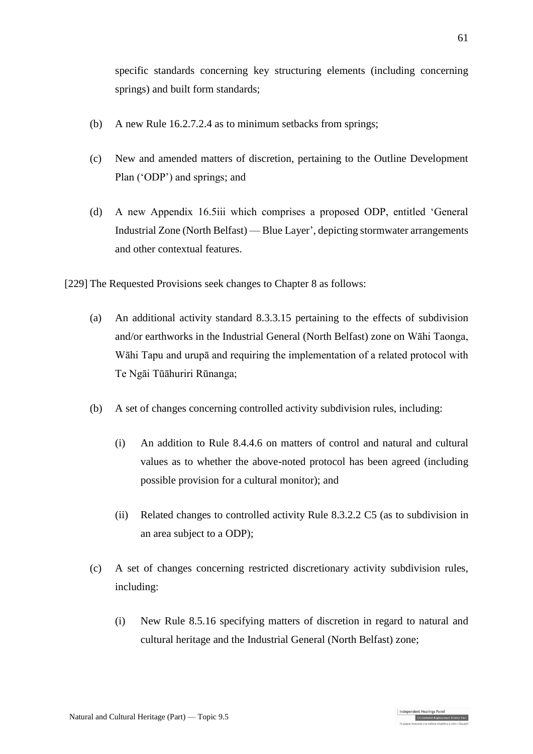specific standards concerning key structuring elements (including concerning springs) and built form standards;

(b) A new Rule 16.2.7.2.4 as to minimum setbacks from springs;

(c) New and amended matters of discretion, pertaining to the Outline Development Plan ('ODP') and springs; and

(d) A new Appendix 16.5iii which comprises a proposed ODP, entitled 'General Industrial Zone (North Belfast) — Blue Layer', depicting stormwater arrangements and other contextual features.

[229] The Requested Provisions seek changes to Chapter 8 as follows:

(a) An additional activity standard 8.3.3.15 pertaining to the effects of subdivision and/or earthworks in the Industrial General (North Belfast) zone on Wāhi Taonga, Wāhi Tapu and urupā and requiring the implementation of a related protocol with Te Ngāi Tūāhuriri Rūnanga;

(b) A set of changes concerning controlled activity subdivision rules, including:

   (i) An addition to Rule 8.4.4.6 on matters of control and natural and cultural values as to whether the above-noted protocol has been agreed (including possible provision for a cultural monitor); and

   (ii) Related changes to controlled activity Rule 8.3.2.2 C5 (as to subdivision in an area subject to a ODP);

(c) A set of changes concerning restricted discretionary activity subdivision rules, including:

   (i) New Rule 8.5.16 specifying matters of discretion in regard to natural and cultural heritage and the Industrial General (North Belfast) zone;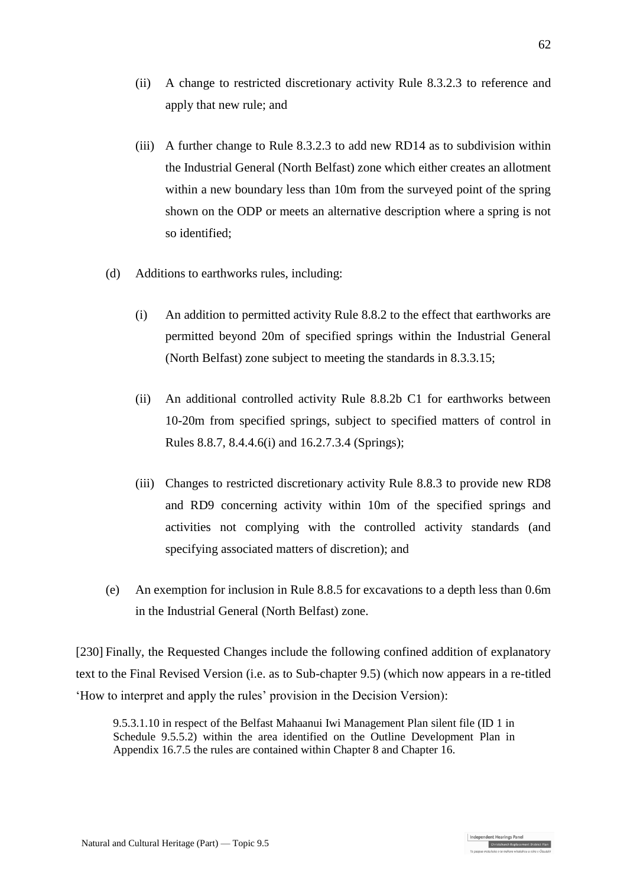(ii) A change to restricted discretionary activity Rule 8.3.2.3 to reference and apply that new rule; and

(iii) A further change to Rule 8.3.2.3 to add new RD14 as to subdivision within the Industrial General (North Belfast) zone which either creates an allotment within a new boundary less than 10m from the surveyed point of the spring shown on the ODP or meets an alternative description where a spring is not so identified;

(d) Additions to earthworks rules, including:

(i) An addition to permitted activity Rule 8.8.2 to the effect that earthworks are permitted beyond 20m of specified springs within the Industrial General (North Belfast) zone subject to meeting the standards in 8.3.3.15;

(ii) An additional controlled activity Rule 8.8.2b C1 for earthworks between 10-20m from specified springs, subject to specified matters of control in Rules 8.8.7, 8.4.4.6(i) and 16.2.7.3.4 (Springs);

(iii) Changes to restricted discretionary activity Rule 8.8.3 to provide new RD8 and RD9 concerning activity within 10m of the specified springs and activities not complying with the controlled activity standards (and specifying associated matters of discretion); and

(e) An exemption for inclusion in Rule 8.8.5 for excavations to a depth less than 0.6m in the Industrial General (North Belfast) zone.

[230] Finally, the Requested Changes include the following confined addition of explanatory text to the Final Revised Version (i.e. as to Sub-chapter 9.5) (which now appears in a re-titled 'How to interpret and apply the rules' provision in the Decision Version):

> 9.5.3.1.10 in respect of the Belfast Mahaanui Iwi Management Plan silent file (ID 1 in Schedule 9.5.5.2) within the area identified on the Outline Development Plan in Appendix 16.7.5 the rules are contained within Chapter 8 and Chapter 16.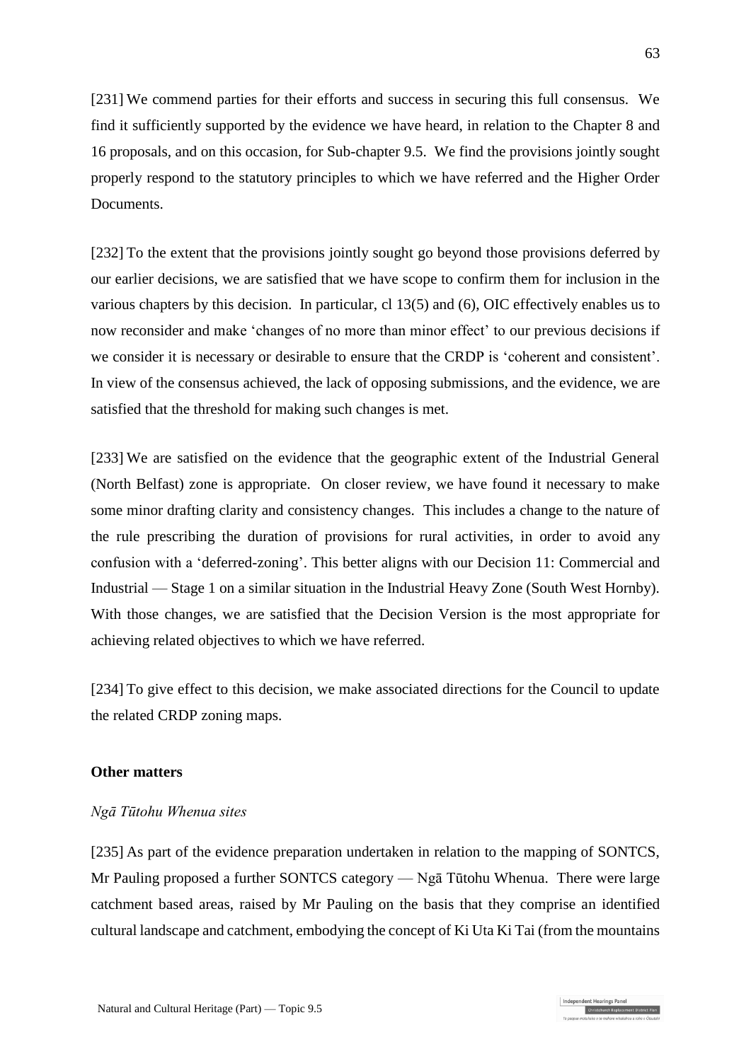[231] We commend parties for their efforts and success in securing this full consensus. We find it sufficiently supported by the evidence we have heard, in relation to the Chapter 8 and 16 proposals, and on this occasion, for Sub-chapter 9.5. We find the provisions jointly sought properly respond to the statutory principles to which we have referred and the Higher Order Documents.

[232] To the extent that the provisions jointly sought go beyond those provisions deferred by our earlier decisions, we are satisfied that we have scope to confirm them for inclusion in the various chapters by this decision. In particular, cl 13(5) and (6), OIC effectively enables us to now reconsider and make 'changes of no more than minor effect' to our previous decisions if we consider it is necessary or desirable to ensure that the CRDP is 'coherent and consistent'. In view of the consensus achieved, the lack of opposing submissions, and the evidence, we are satisfied that the threshold for making such changes is met.

[233] We are satisfied on the evidence that the geographic extent of the Industrial General (North Belfast) zone is appropriate. On closer review, we have found it necessary to make some minor drafting clarity and consistency changes. This includes a change to the nature of the rule prescribing the duration of provisions for rural activities, in order to avoid any confusion with a 'deferred-zoning'. This better aligns with our Decision 11: Commercial and Industrial — Stage 1 on a similar situation in the Industrial Heavy Zone (South West Hornby). With those changes, we are satisfied that the Decision Version is the most appropriate for achieving related objectives to which we have referred.

[234] To give effect to this decision, we make associated directions for the Council to update the related CRDP zoning maps.

**Other matters**

*Ngā Tūtohu Whenua sites*

[235] As part of the evidence preparation undertaken in relation to the mapping of SONTCS, Mr Pauling proposed a further SONTCS category — Ngā Tūtohu Whenua. There were large catchment based areas, raised by Mr Pauling on the basis that they comprise an identified cultural landscape and catchment, embodying the concept of Ki Uta Ki Tai (from the mountains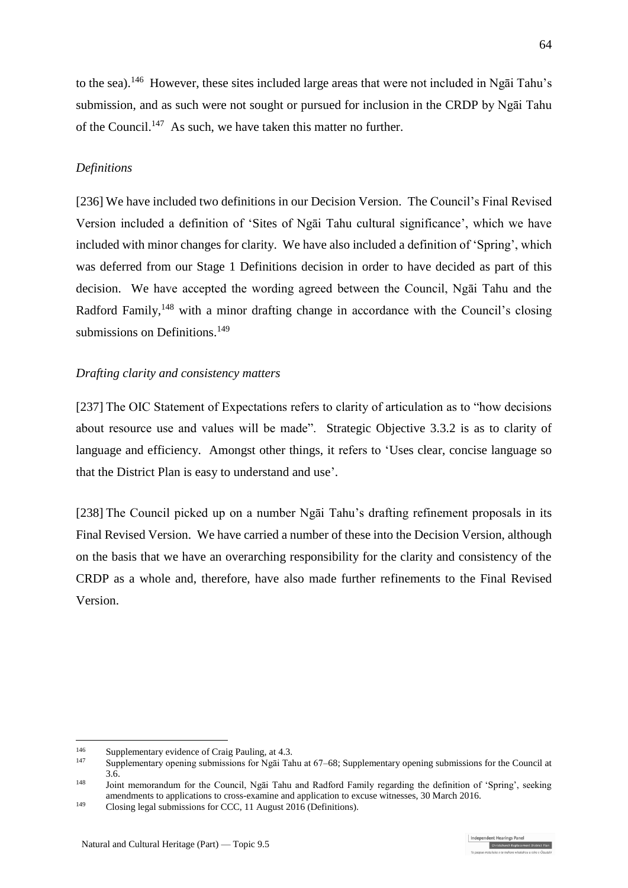to the sea).[146] However, these sites included large areas that were not included in Ngāi Tahu's submission, and as such were not sought or pursued for inclusion in the CRDP by Ngāi Tahu of the Council.[147] As such, we have taken this matter no further.

*Definitions*

[236] We have included two definitions in our Decision Version. The Council's Final Revised Version included a definition of 'Sites of Ngāi Tahu cultural significance', which we have included with minor changes for clarity. We have also included a definition of 'Spring', which was deferred from our Stage 1 Definitions decision in order to have decided as part of this decision. We have accepted the wording agreed between the Council, Ngāi Tahu and the Radford Family,[148] with a minor drafting change in accordance with the Council's closing submissions on Definitions.[149]

*Drafting clarity and consistency matters*

[237] The OIC Statement of Expectations refers to clarity of articulation as to "how decisions about resource use and values will be made". Strategic Objective 3.3.2 is as to clarity of language and efficiency. Amongst other things, it refers to 'Uses clear, concise language so that the District Plan is easy to understand and use'.

[238] The Council picked up on a number Ngāi Tahu's drafting refinement proposals in its Final Revised Version. We have carried a number of these into the Decision Version, although on the basis that we have an overarching responsibility for the clarity and consistency of the CRDP as a whole and, therefore, have also made further refinements to the Final Revised Version.

---

[146] Supplementary evidence of Craig Pauling, at 4.3.

[147] Supplementary opening submissions for Ngāi Tahu at 67–68; Supplementary opening submissions for the Council at 3.6.

[148] Joint memorandum for the Council, Ngāi Tahu and Radford Family regarding the definition of 'Spring', seeking amendments to applications to cross-examine and application to excuse witnesses, 30 March 2016.

[149] Closing legal submissions for CCC, 11 August 2016 (Definitions).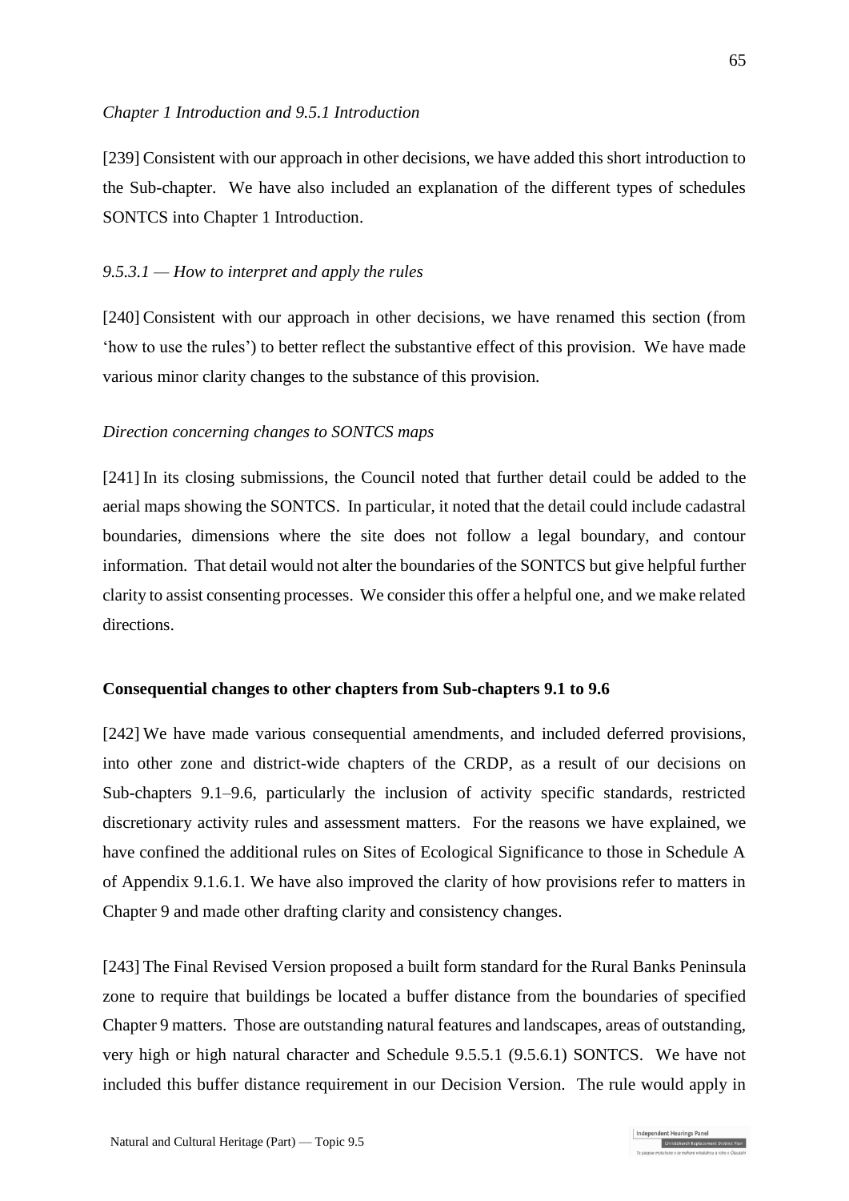*Chapter 1 Introduction and 9.5.1 Introduction*

[239] Consistent with our approach in other decisions, we have added this short introduction to the Sub-chapter. We have also included an explanation of the different types of schedules SONTCS into Chapter 1 Introduction.

*9.5.3.1 — How to interpret and apply the rules*

[240] Consistent with our approach in other decisions, we have renamed this section (from 'how to use the rules') to better reflect the substantive effect of this provision. We have made various minor clarity changes to the substance of this provision.

*Direction concerning changes to SONTCS maps*

[241] In its closing submissions, the Council noted that further detail could be added to the aerial maps showing the SONTCS. In particular, it noted that the detail could include cadastral boundaries, dimensions where the site does not follow a legal boundary, and contour information. That detail would not alter the boundaries of the SONTCS but give helpful further clarity to assist consenting processes. We consider this offer a helpful one, and we make related directions.

**Consequential changes to other chapters from Sub-chapters 9.1 to 9.6**

[242] We have made various consequential amendments, and included deferred provisions, into other zone and district-wide chapters of the CRDP, as a result of our decisions on Sub-chapters 9.1–9.6, particularly the inclusion of activity specific standards, restricted discretionary activity rules and assessment matters. For the reasons we have explained, we have confined the additional rules on Sites of Ecological Significance to those in Schedule A of Appendix 9.1.6.1. We have also improved the clarity of how provisions refer to matters in Chapter 9 and made other drafting clarity and consistency changes.

[243] The Final Revised Version proposed a built form standard for the Rural Banks Peninsula zone to require that buildings be located a buffer distance from the boundaries of specified Chapter 9 matters. Those are outstanding natural features and landscapes, areas of outstanding, very high or high natural character and Schedule 9.5.5.1 (9.5.6.1) SONTCS. We have not included this buffer distance requirement in our Decision Version. The rule would apply in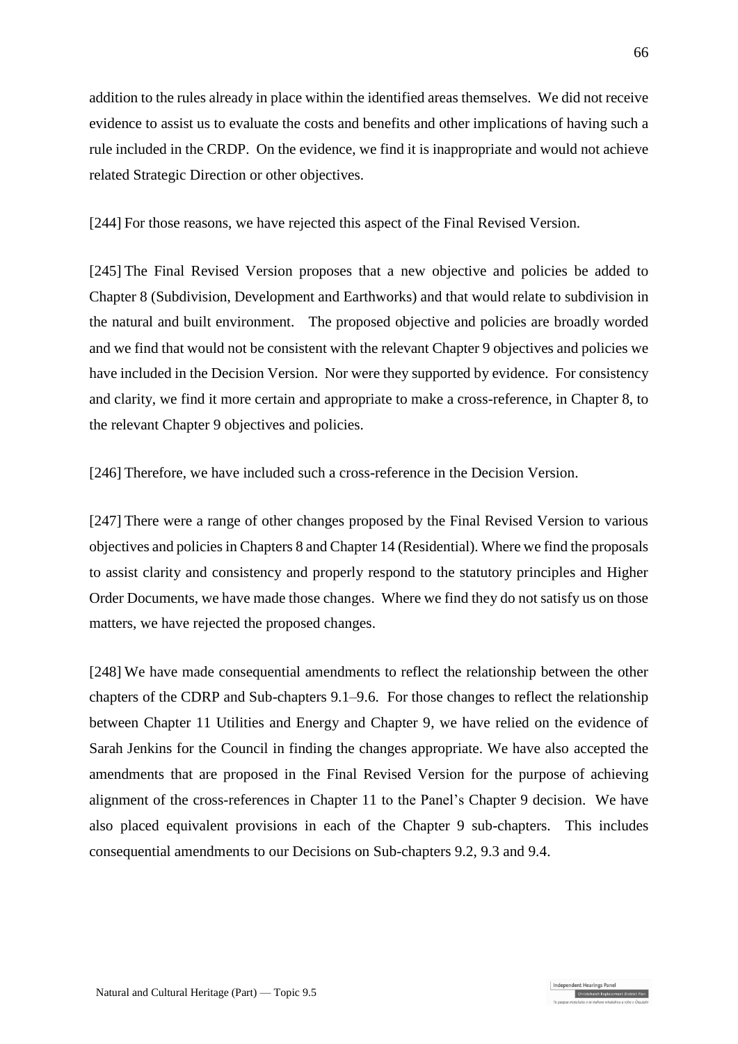addition to the rules already in place within the identified areas themselves. We did not receive evidence to assist us to evaluate the costs and benefits and other implications of having such a rule included in the CRDP. On the evidence, we find it is inappropriate and would not achieve related Strategic Direction or other objectives.

[244] For those reasons, we have rejected this aspect of the Final Revised Version.

[245] The Final Revised Version proposes that a new objective and policies be added to Chapter 8 (Subdivision, Development and Earthworks) and that would relate to subdivision in the natural and built environment. The proposed objective and policies are broadly worded and we find that would not be consistent with the relevant Chapter 9 objectives and policies we have included in the Decision Version. Nor were they supported by evidence. For consistency and clarity, we find it more certain and appropriate to make a cross-reference, in Chapter 8, to the relevant Chapter 9 objectives and policies.

[246] Therefore, we have included such a cross-reference in the Decision Version.

[247] There were a range of other changes proposed by the Final Revised Version to various objectives and policies in Chapters 8 and Chapter 14 (Residential). Where we find the proposals to assist clarity and consistency and properly respond to the statutory principles and Higher Order Documents, we have made those changes. Where we find they do not satisfy us on those matters, we have rejected the proposed changes.

[248] We have made consequential amendments to reflect the relationship between the other chapters of the CDRP and Sub-chapters 9.1–9.6. For those changes to reflect the relationship between Chapter 11 Utilities and Energy and Chapter 9, we have relied on the evidence of Sarah Jenkins for the Council in finding the changes appropriate. We have also accepted the amendments that are proposed in the Final Revised Version for the purpose of achieving alignment of the cross-references in Chapter 11 to the Panel's Chapter 9 decision. We have also placed equivalent provisions in each of the Chapter 9 sub-chapters. This includes consequential amendments to our Decisions on Sub-chapters 9.2, 9.3 and 9.4.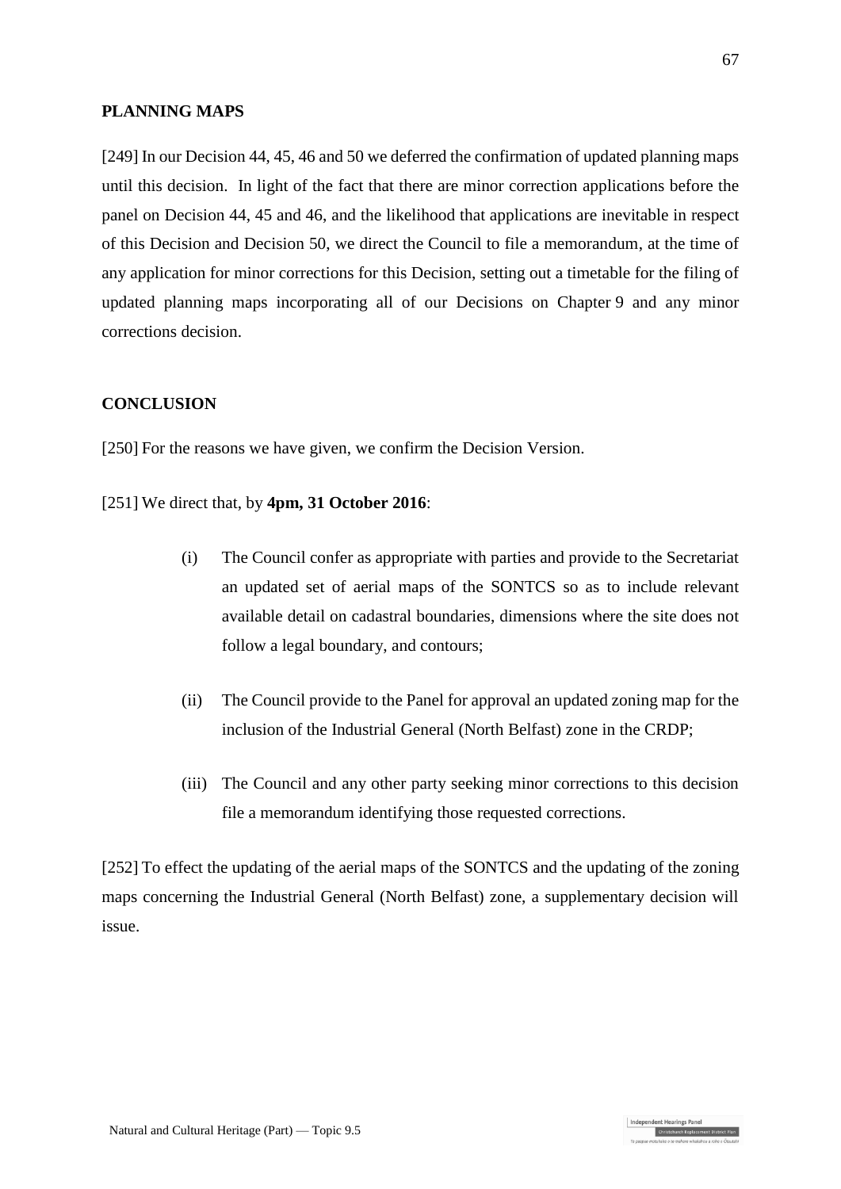## PLANNING MAPS

[249] In our Decision 44, 45, 46 and 50 we deferred the confirmation of updated planning maps until this decision. In light of the fact that there are minor correction applications before the panel on Decision 44, 45 and 46, and the likelihood that applications are inevitable in respect of this Decision and Decision 50, we direct the Council to file a memorandum, at the time of any application for minor corrections for this Decision, setting out a timetable for the filing of updated planning maps incorporating all of our Decisions on Chapter 9 and any minor corrections decision.

## CONCLUSION

[250] For the reasons we have given, we confirm the Decision Version.

[251] We direct that, by **4pm, 31 October 2016**:

(i) The Council confer as appropriate with parties and provide to the Secretariat an updated set of aerial maps of the SONTCS so as to include relevant available detail on cadastral boundaries, dimensions where the site does not follow a legal boundary, and contours;

(ii) The Council provide to the Panel for approval an updated zoning map for the inclusion of the Industrial General (North Belfast) zone in the CRDP;

(iii) The Council and any other party seeking minor corrections to this decision file a memorandum identifying those requested corrections.

[252] To effect the updating of the aerial maps of the SONTCS and the updating of the zoning maps concerning the Industrial General (North Belfast) zone, a supplementary decision will issue.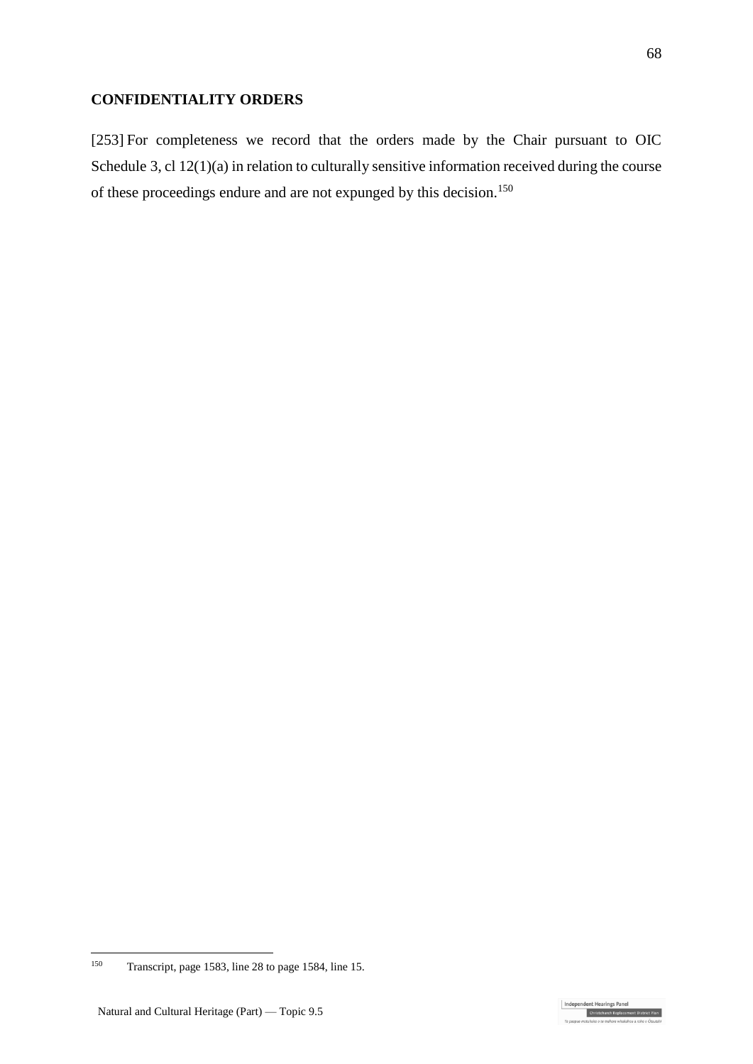## CONFIDENTIALITY ORDERS

[253] For completeness we record that the orders made by the Chair pursuant to OIC Schedule 3, cl 12(1)(a) in relation to culturally sensitive information received during the course of these proceedings endure and are not expunged by this decision.[150]

---

[150] Transcript, page 1583, line 28 to page 1584, line 15.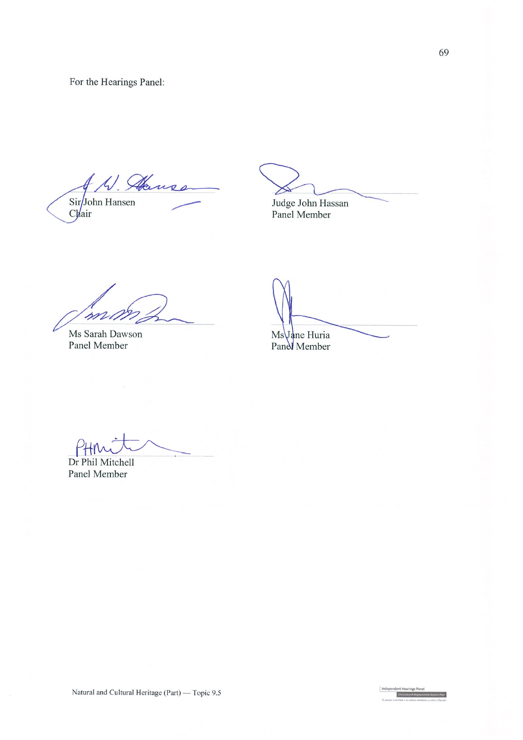For the Hearings Panel:

Sir John Hansen
Chair

Judge John Hassan
Panel Member

Ms Sarah Dawson
Panel Member

Ms Jane Huria
Panel Member

Dr Phil Mitchell
Panel Member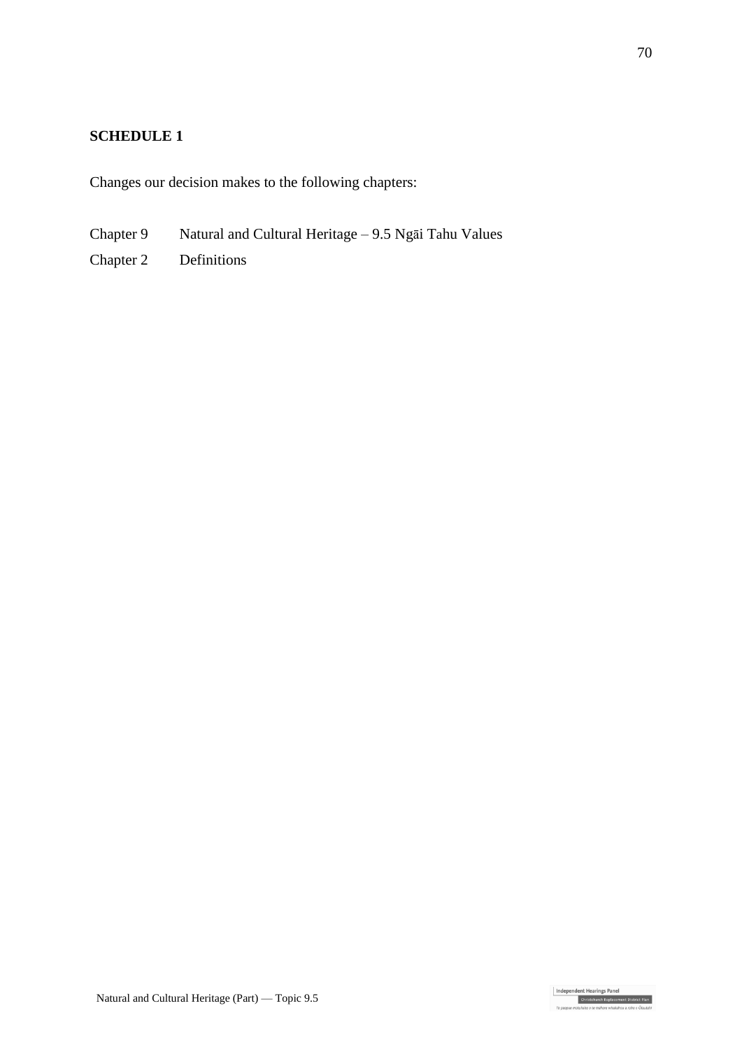**SCHEDULE 1**

Changes our decision makes to the following chapters:

| | |
|---|---|
| Chapter 9 | Natural and Cultural Heritage – 9.5 Ngāi Tahu Values |
| Chapter 2 | Definitions |